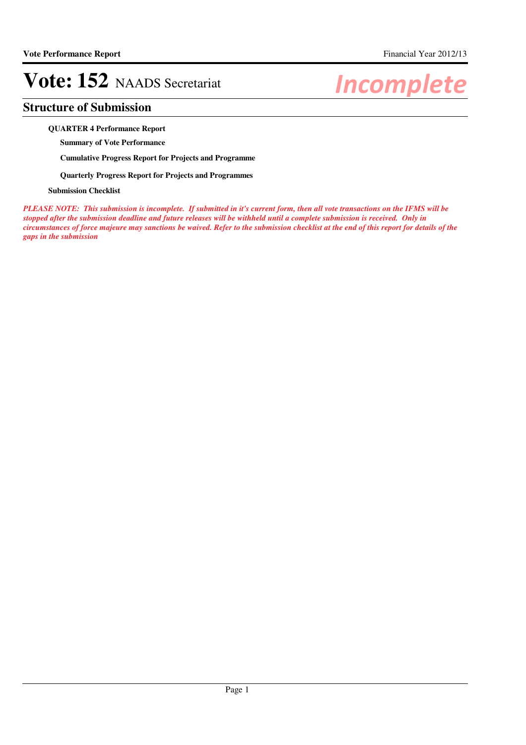# Vote: 152 NAADS Secretariat

*Incomplete*

## Structure of Submission

**QUARTER 4 Performance Report**

**Summary of Vote Performance**

**Cumulative Progress Report for Projects and Programme**

**Quarterly Progress Report for Projects and Programmes**

**Submission Checklist**

***PLEASE NOTE: This submission is incomplete. If submitted in it's current form, then all vote transactions on the IFMS will be stopped after the submission deadline and future releases will be withheld until a complete submission is received. Only in circumstances of force majeure may sanctions be waived. Refer to the submission checklist at the end of this report for details of the gaps in the submission***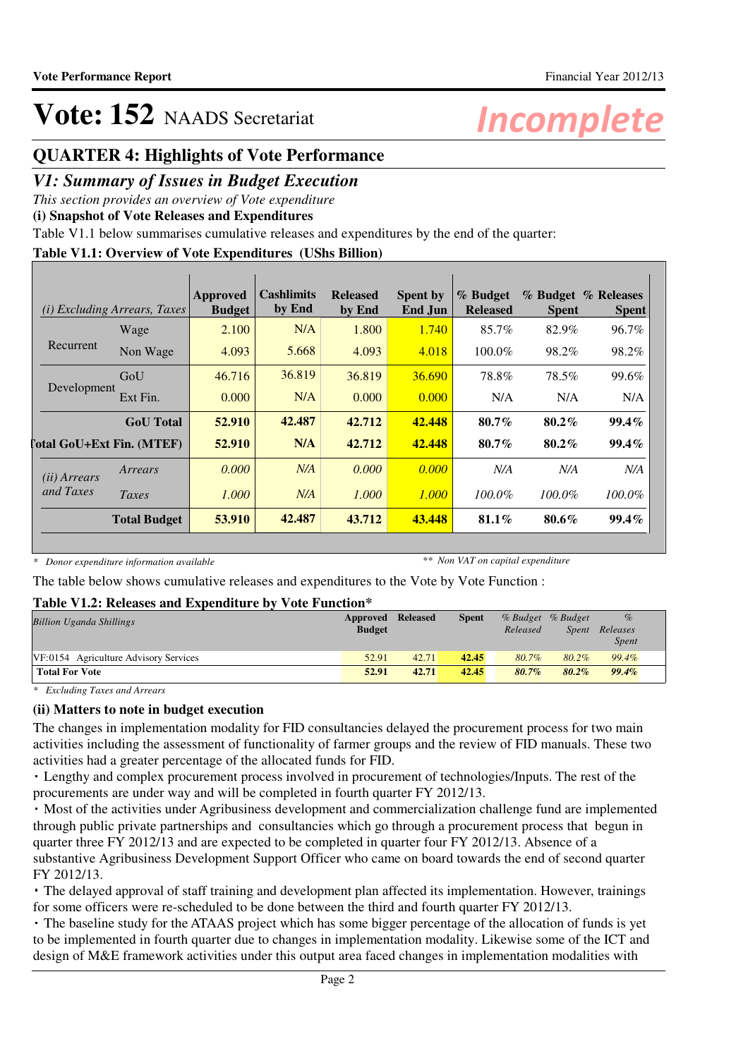# Vote: 152 NAADS Secretariat

*Incomplete*

## QUARTER 4: Highlights of Vote Performance

## *V1: Summary of Issues in Budget Execution*

*This section provides an overview of Vote expenditure*

**(i) Snapshot of Vote Releases and Expenditures**

Table V1.1 below summarises cumulative releases and expenditures by the end of the quarter:

**Table V1.1: Overview of Vote Expenditures (UShs Billion)**

| *(i) Excluding Arrears, Taxes* | | Approved Budget | Cashlimits by End | Released by End | Spent by End Jun | % Budget Released | % Budget Spent | % Releases Spent |
|---|---|---|---|---|---|---|---|---|
| Recurrent | Wage | 2.100 | N/A | 1.800 | 1.740 | 85.7% | 82.9% | 96.7% |
| | Non Wage | 4.093 | 5.668 | 4.093 | 4.018 | 100.0% | 98.2% | 98.2% |
| Development | GoU | 46.716 | 36.819 | 36.819 | 36.690 | 78.8% | 78.5% | 99.6% |
| | Ext Fin. | 0.000 | N/A | 0.000 | 0.000 | N/A | N/A | N/A |
| | **GoU Total** | **52.910** | **42.487** | **42.712** | **42.448** | **80.7%** | **80.2%** | **99.4%** |
| **Total GoU+Ext Fin. (MTEF)** | | **52.910** | **N/A** | **42.712** | **42.448** | **80.7%** | **80.2%** | **99.4%** |
| *(ii) Arrears and Taxes* | *Arrears* | *0.000* | *N/A* | *0.000* | *0.000* | *N/A* | *N/A* | *N/A* |
| | *Taxes* | *1.000* | *N/A* | *1.000* | *1.000* | *100.0%* | *100.0%* | *100.0%* |
| | **Total Budget** | **53.910** | **42.487** | **43.712** | **43.448** | **81.1%** | **80.6%** | **99.4%** |

*\* Donor expenditure information available* *\*\* Non VAT on capital expenditure*

The table below shows cumulative releases and expenditures to the Vote by Vote Function :

**Table V1.2: Releases and Expenditure by Vote Function\***

| *Billion Uganda Shillings* | Approved Budget | Released | Spent | *% Budget Released* | *% Budget Spent* | *% Releases Spent* |
|---|---|---|---|---|---|---|
| VF:0154 Agriculture Advisory Services | 52.91 | 42.71 | 42.45 | 80.7% | 80.2% | 99.4% |
| **Total For Vote** | **52.91** | **42.71** | **42.45** | **80.7%** | **80.2%** | **99.4%** |

*\* Excluding Taxes and Arrears*

**(ii) Matters to note in budget execution**

The changes in implementation modality for FID consultancies delayed the procurement process for two main activities including the assessment of functionality of farmer groups and the review of FID manuals. These two activities had a greater percentage of the allocated funds for FID.

- Lengthy and complex procurement process involved in procurement of technologies/Inputs. The rest of the procurements are under way and will be completed in fourth quarter FY 2012/13.
- Most of the activities under Agribusiness development and commercialization challenge fund are implemented through public private partnerships and consultancies which go through a procurement process that begun in quarter three FY 2012/13 and are expected to be completed in quarter four FY 2012/13. Absence of a substantive Agribusiness Development Support Officer who came on board towards the end of second quarter FY 2012/13.
- The delayed approval of staff training and development plan affected its implementation. However, trainings for some officers were re-scheduled to be done between the third and fourth quarter FY 2012/13.
- The baseline study for the ATAAS project which has some bigger percentage of the allocation of funds is yet to be implemented in fourth quarter due to changes in implementation modality. Likewise some of the ICT and design of M&E framework activities under this output area faced changes in implementation modalities with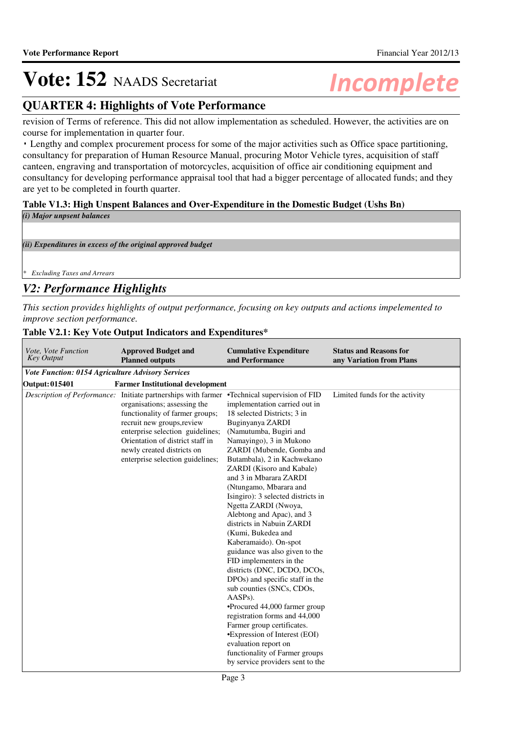# Vote: 152 NAADS Secretariat

## QUARTER 4: Highlights of Vote Performance

revision of Terms of reference. This did not allow implementation as scheduled. However, the activities are on course for implementation in quarter four.

• Lengthy and complex procurement process for some of the major activities such as Office space partitioning, consultancy for preparation of Human Resource Manual, procuring Motor Vehicle tyres, acquisition of staff canteen, engraving and transportation of motorcycles, acquisition of office air conditioning equipment and consultancy for developing performance appraisal tool that had a bigger percentage of allocated funds; and they are yet to be completed in fourth quarter.

**Table V1.3: High Unspent Balances and Over-Expenditure in the Domestic Budget (Ushs Bn)**

| |
|---|
| *(i) Major unpsent balances* |
| |
| *(ii) Expenditures in excess of the original approved budget* |
| |
| *\* Excluding Taxes and Arrears* |

## *V2: Performance Highlights*

*This section provides highlights of output performance, focusing on key outputs and actions impelemented to improve section performance.*

**Table V2.1: Key Vote Output Indicators and Expenditures\***

| *Vote, Vote Function Key Output* | **Approved Budget and Planned outputs** | **Cumulative Expenditure and Performance** | **Status and Reasons for any Variation from Plans** |
|---|---|---|---|
| ***Vote Function: 0154 Agriculture Advisory Services*** | | | |
| **Output: 015401** | **Farmer Institutional development** | | |
| *Description of Performance:* | Initiate partnerships with farmer organisations; assessing the functionality of farmer groups; recruit new groups,review enterprise selection guidelines; Orientation of district staff in newly created districts on enterprise selection guidelines; | •Technical supervision of FID implementation carried out in 18 selected Districts; 3 in Buginyanya ZARDI (Namutumba, Bugiri and Namayingo), 3 in Mukono ZARDI (Mubende, Gomba and Butambala), 2 in Kachwekano ZARDI (Kisoro and Kabale) and 3 in Mbarara ZARDI (Ntungamo, Mbarara and Isingiro): 3 selected districts in Ngetta ZARDI (Nwoya, Alebtong and Apac), and 3 districts in Nabuin ZARDI (Kumi, Bukedea and Kaberamaido). On-spot guidance was also given to the FID implementers in the districts (DNC, DCDO, DCOs, DPOs) and specific staff in the sub counties (SNCs, CDOs, AASPs).<br>•Procured 44,000 farmer group registration forms and 44,000 Farmer group certificates.<br>•Expression of Interest (EOI) evaluation report on functionality of Farmer groups by service providers sent to the | Limited funds for the activity |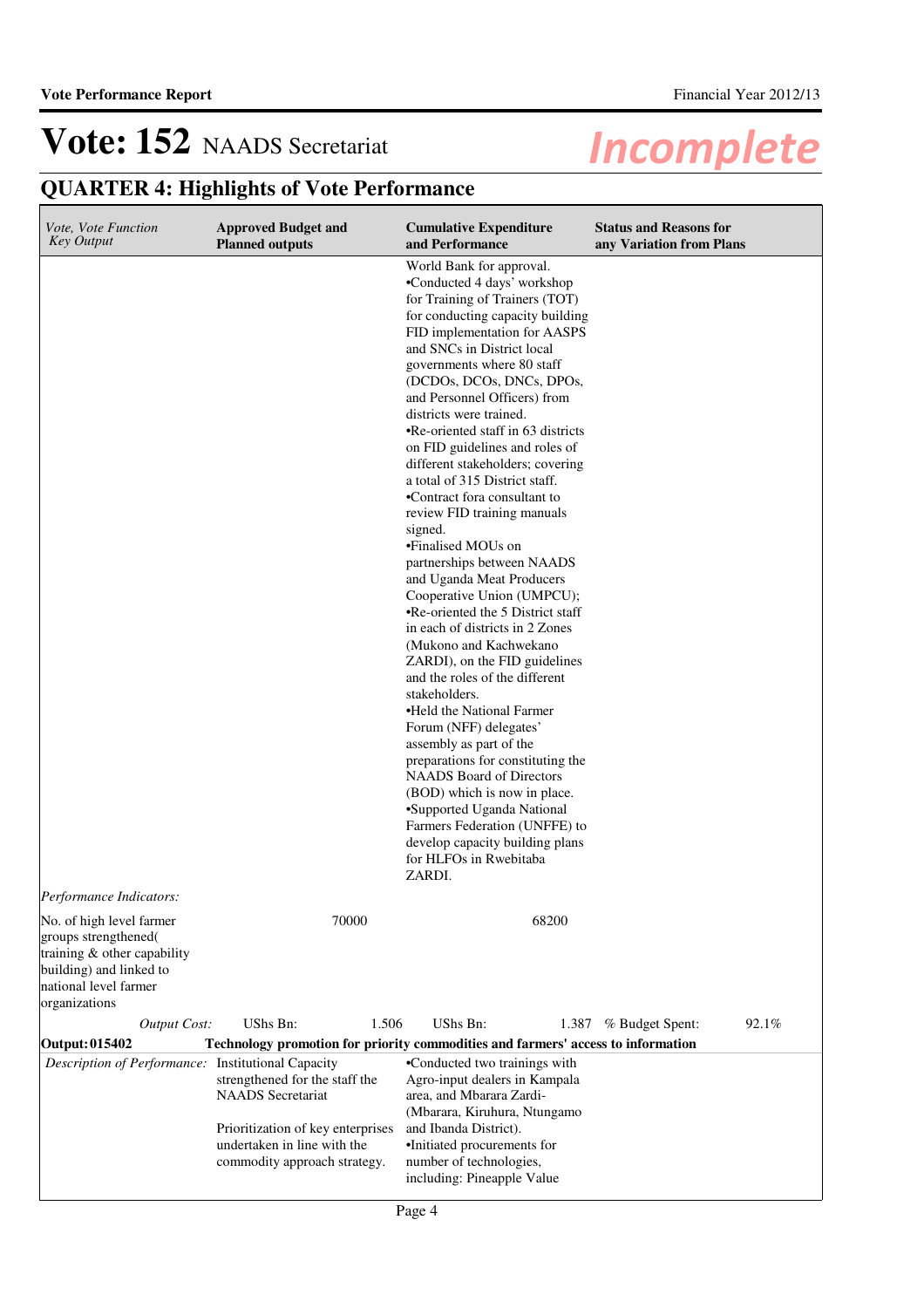# Vote: 152 NAADS Secretariat

## QUARTER 4: Highlights of Vote Performance

| *Vote, Vote Function Key Output* | **Approved Budget and Planned outputs** | **Cumulative Expenditure and Performance** | **Status and Reasons for any Variation from Plans** |
|---|---|---|---|
| | | World Bank for approval.<br>•Conducted 4 days' workshop for Training of Trainers (TOT) for conducting capacity building FID implementation for AASPS and SNCs in District local governments where 80 staff (DCDOs, DCOs, DNCs, DPOs, and Personnel Officers) from districts were trained.<br>•Re-oriented staff in 63 districts on FID guidelines and roles of different stakeholders; covering a total of 315 District staff.<br>•Contract fora consultant to review FID training manuals signed.<br>•Finalised MOUs on partnerships between NAADS and Uganda Meat Producers Cooperative Union (UMPCU);<br>•Re-oriented the 5 District staff in each of districts in 2 Zones (Mukono and Kachwekano ZARDI), on the FID guidelines and the roles of the different stakeholders.<br>•Held the National Farmer Forum (NFF) delegates' assembly as part of the preparations for constituting the NAADS Board of Directors (BOD) which is now in place.<br>•Supported Uganda National Farmers Federation (UNFFE) to develop capacity building plans for HLFOs in Rwebitaba ZARDI. | |
| *Performance Indicators:* | | | |
| No. of high level farmer groups strengthened( training & other capability building) and linked to national level farmer organizations | 70000 | 68200 | |
| *Output Cost:* | UShs Bn: 1.506 | UShs Bn: 1.387 | % Budget Spent: 92.1% |
| **Output: 015402** | **Technology promotion for priority commodities and farmers' access to information** | | |
| *Description of Performance:* | Institutional Capacity strengthened for the staff the NAADS Secretariat<br><br>Prioritization of key enterprises undertaken in line with the commodity approach strategy. | •Conducted two trainings with Agro-input dealers in Kampala area, and Mbarara Zardi- (Mbarara, Kiruhura, Ntungamo and Ibanda District).<br>•Initiated procurements for number of technologies, including: Pineapple Value | |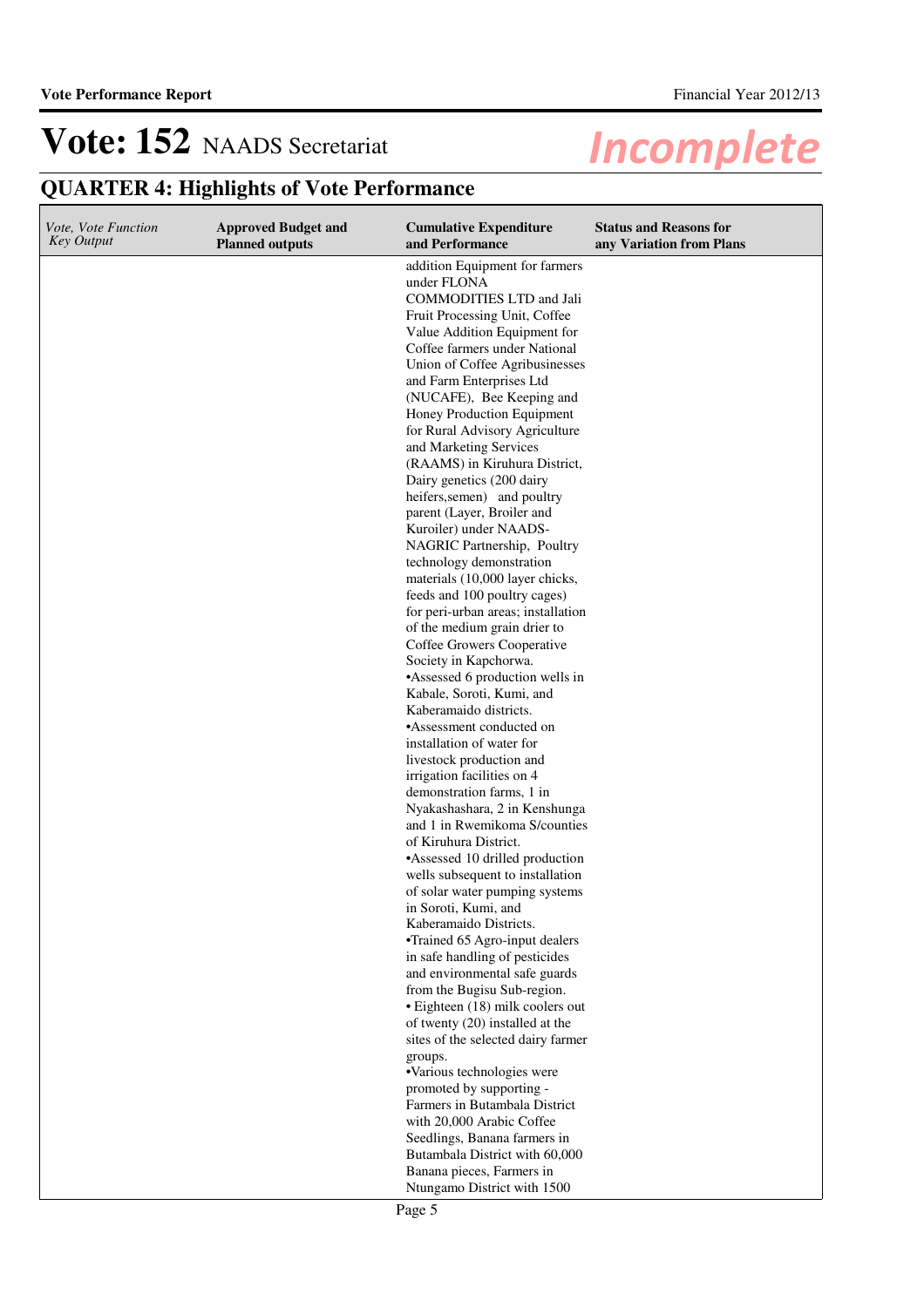# Vote: 152 NAADS Secretariat

## QUARTER 4: Highlights of Vote Performance

| *Vote, Vote Function Key Output* | **Approved Budget and Planned outputs** | **Cumulative Expenditure and Performance** | **Status and Reasons for any Variation from Plans** |
|---|---|---|---|
| | | addition Equipment for farmers under FLONA COMMODITIES LTD and Jali Fruit Processing Unit, Coffee Value Addition Equipment for Coffee farmers under National Union of Coffee Agribusinesses and Farm Enterprises Ltd (NUCAFE), Bee Keeping and Honey Production Equipment for Rural Advisory Agriculture and Marketing Services (RAAMS) in Kiruhura District, Dairy genetics (200 dairy heifers,semen) and poultry parent (Layer, Broiler and Kuroiler) under NAADS-NAGRIC Partnership, Poultry technology demonstration materials (10,000 layer chicks, feeds and 100 poultry cages) for peri-urban areas; installation of the medium grain drier to Coffee Growers Cooperative Society in Kapchorwa.<br>•Assessed 6 production wells in Kabale, Soroti, Kumi, and Kaberamaido districts.<br>•Assessment conducted on installation of water for livestock production and irrigation facilities on 4 demonstration farms, 1 in Nyakashashara, 2 in Kenshunga and 1 in Rwemikoma S/counties of Kiruhura District.<br>•Assessed 10 drilled production wells subsequent to installation of solar water pumping systems in Soroti, Kumi, and Kaberamaido Districts.<br>•Trained 65 Agro-input dealers in safe handling of pesticides and environmental safe guards from the Bugisu Sub-region.<br>• Eighteen (18) milk coolers out of twenty (20) installed at the sites of the selected dairy farmer groups.<br>•Various technologies were promoted by supporting - Farmers in Butambala District with 20,000 Arabic Coffee Seedlings, Banana farmers in Butambala District with 60,000 Banana pieces, Farmers in Ntungamo District with 1500 | |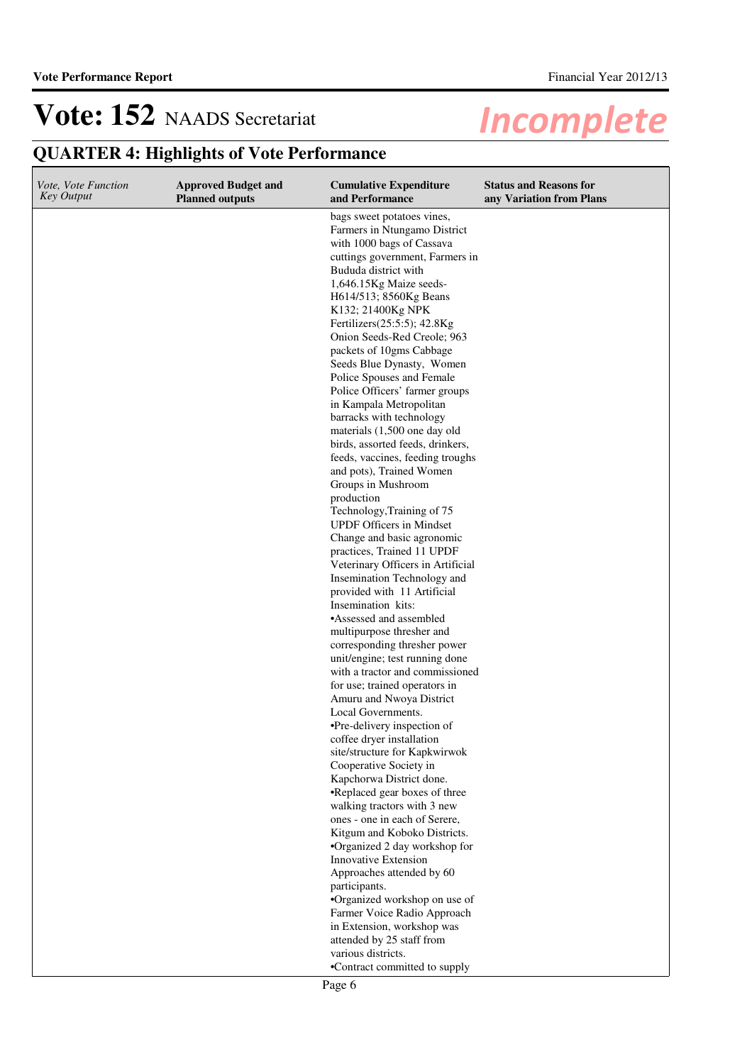# Vote: 152 NAADS Secretariat

*Incomplete*

## QUARTER 4: Highlights of Vote Performance

| *Vote, Vote Function Key Output* | **Approved Budget and Planned outputs** | **Cumulative Expenditure and Performance** | **Status and Reasons for any Variation from Plans** |
|---|---|---|---|
| | | bags sweet potatoes vines, Farmers in Ntungamo District with 1000 bags of Cassava cuttings government, Farmers in Bududa district with 1,646.15Kg Maize seeds-H614/513; 8560Kg Beans K132; 21400Kg NPK Fertilizers(25:5:5); 42.8Kg Onion Seeds-Red Creole; 963 packets of 10gms Cabbage Seeds Blue Dynasty, Women Police Spouses and Female Police Officers' farmer groups in Kampala Metropolitan barracks with technology materials (1,500 one day old birds, assorted feeds, drinkers, feeds, vaccines, feeding troughs and pots), Trained Women Groups in Mushroom production Technology,Training of 75 UPDF Officers in Mindset Change and basic agronomic practices, Trained 11 UPDF Veterinary Officers in Artificial Insemination Technology and provided with 11 Artificial Insemination kits:<br>•Assessed and assembled multipurpose thresher and corresponding thresher power unit/engine; test running done with a tractor and commissioned for use; trained operators in Amuru and Nwoya District Local Governments.<br>•Pre-delivery inspection of coffee dryer installation site/structure for Kapkwirwok Cooperative Society in Kapchorwa District done.<br>•Replaced gear boxes of three walking tractors with 3 new ones - one in each of Serere, Kitgum and Koboko Districts.<br>•Organized 2 day workshop for Innovative Extension Approaches attended by 60 participants.<br>•Organized workshop on use of Farmer Voice Radio Approach in Extension, workshop was attended by 25 staff from various districts.<br>•Contract committed to supply | |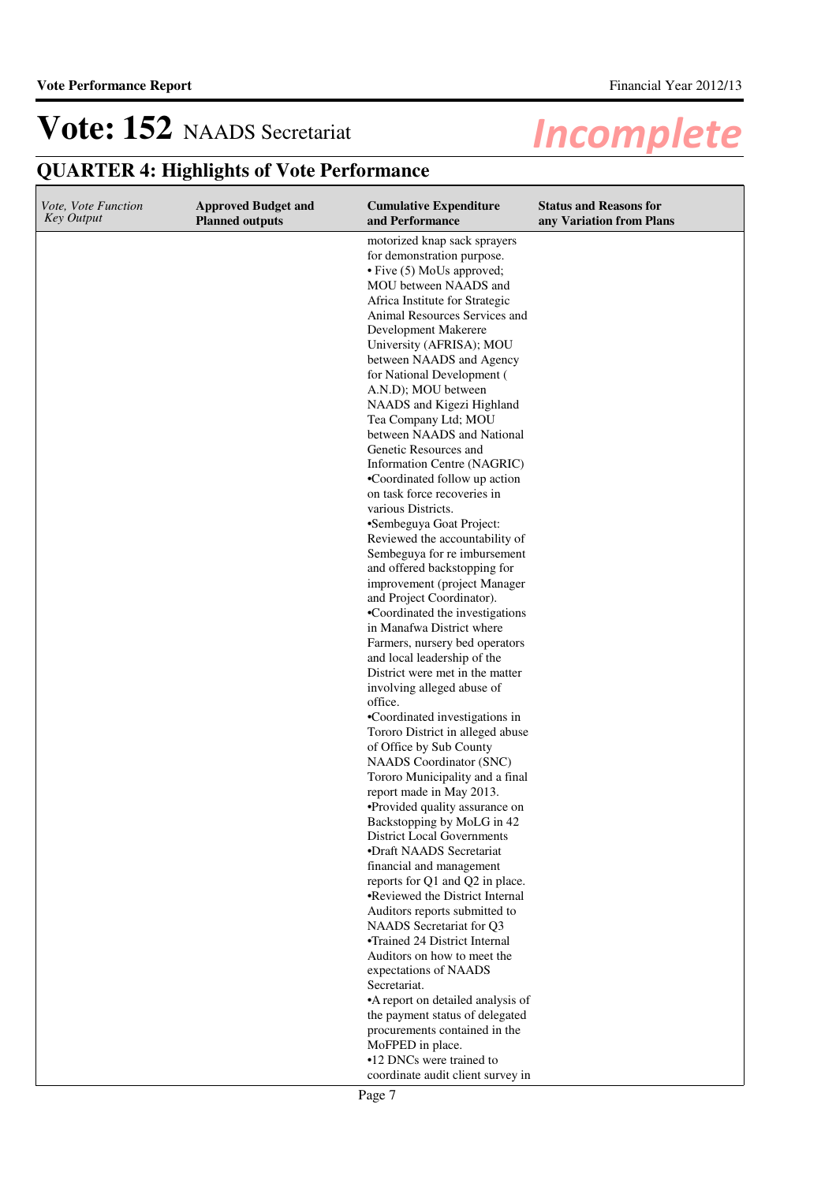# Vote: 152 NAADS Secretariat

*Incomplete*

## QUARTER 4: Highlights of Vote Performance

| *Vote, Vote Function Key Output* | Approved Budget and Planned outputs | Cumulative Expenditure and Performance | Status and Reasons for any Variation from Plans |
|---|---|---|---|
| | | motorized knap sack sprayers for demonstration purpose.<br>• Five (5) MoUs approved; MOU between NAADS and Africa Institute for Strategic Animal Resources Services and Development Makerere University (AFRISA); MOU between NAADS and Agency for National Development ( A.N.D); MOU between NAADS and Kigezi Highland Tea Company Ltd; MOU between NAADS and National Genetic Resources and Information Centre (NAGRIC)<br>•Coordinated follow up action on task force recoveries in various Districts.<br>•Sembeguya Goat Project: Reviewed the accountability of Sembeguya for re imbursement and offered backstopping for improvement (project Manager and Project Coordinator).<br>•Coordinated the investigations in Manafwa District where Farmers, nursery bed operators and local leadership of the District were met in the matter involving alleged abuse of office.<br>•Coordinated investigations in Tororo District in alleged abuse of Office by Sub County NAADS Coordinator (SNC) Tororo Municipality and a final report made in May 2013.<br>•Provided quality assurance on Backstopping by MoLG in 42 District Local Governments<br>•Draft NAADS Secretariat financial and management reports for Q1 and Q2 in place.<br>•Reviewed the District Internal Auditors reports submitted to NAADS Secretariat for Q3<br>•Trained 24 District Internal Auditors on how to meet the expectations of NAADS Secretariat.<br>•A report on detailed analysis of the payment status of delegated procurements contained in the MoFPED in place.<br>•12 DNCs were trained to coordinate audit client survey in | |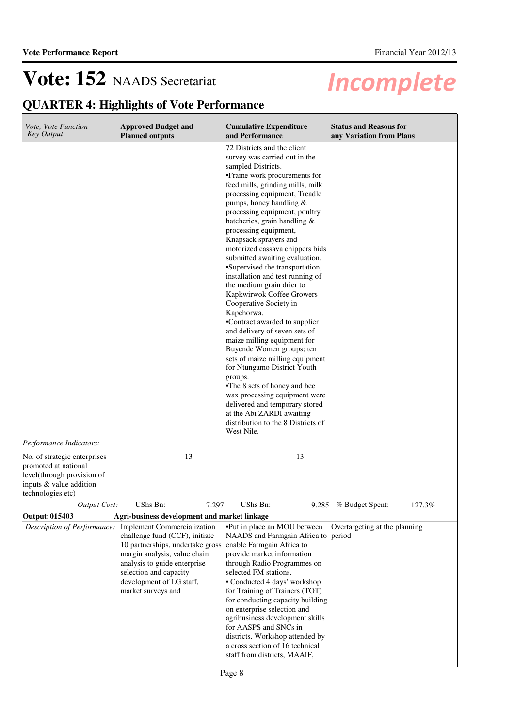# Vote: 152 NAADS Secretariat

*Incomplete*

## QUARTER 4: Highlights of Vote Performance

| *Vote, Vote Function Key Output* | **Approved Budget and Planned outputs** | **Cumulative Expenditure and Performance** | **Status and Reasons for any Variation from Plans** |
|---|---|---|---|
| | | 72 Districts and the client survey was carried out in the sampled Districts.<br>•Frame work procurements for feed mills, grinding mills, milk processing equipment, Treadle pumps, honey handling & processing equipment, poultry hatcheries, grain handling & processing equipment, Knapsack sprayers and motorized cassava chippers bids submitted awaiting evaluation.<br>•Supervised the transportation, installation and test running of the medium grain drier to Kapkwirwok Coffee Growers Cooperative Society in Kapchorwa.<br>•Contract awarded to supplier and delivery of seven sets of maize milling equipment for Buyende Women groups; ten sets of maize milling equipment for Ntungamo District Youth groups.<br>•The 8 sets of honey and bee wax processing equipment were delivered and temporary stored at the Abi ZARDI awaiting distribution to the 8 Districts of West Nile. | |
| *Performance Indicators:* | | | |
| No. of strategic enterprises promoted at national level(through provision of inputs & value addition technologies etc) | 13 | 13 | |
| *Output Cost:* | UShs Bn: 7.297 | UShs Bn: 9.285 | *% Budget Spent:* 127.3% |
| **Output: 015403** | **Agri-business development and market linkage** | | |
| *Description of Performance:* | Implement Commercialization challenge fund (CCF), initiate 10 partnerships, undertake gross margin analysis, value chain analysis to guide enterprise selection and capacity development of LG staff, market surveys and | •Put in place an MOU between NAADS and Farmgain Africa to enable Farmgain Africa to provide market information through Radio Programmes on selected FM stations.<br>• Conducted 4 days' workshop for Training of Trainers (TOT) for conducting capacity building on enterprise selection and agribusiness development skills for AASPS and SNCs in districts. Workshop attended by a cross section of 16 technical staff from districts, MAAIF, | Overtargeting at the planning period |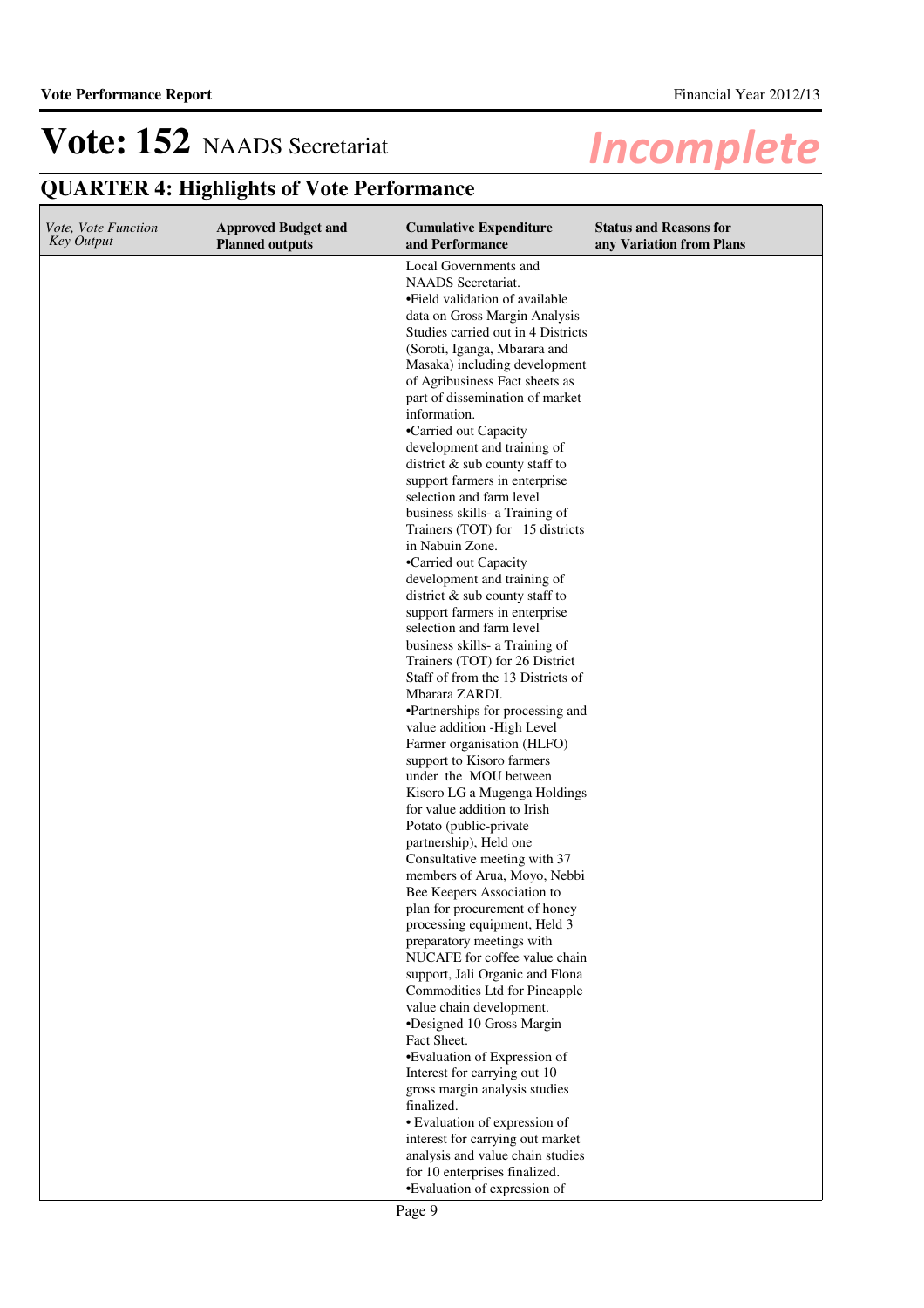# Vote: 152 NAADS Secretariat

## QUARTER 4: Highlights of Vote Performance

| *Vote, Vote Function Key Output* | Approved Budget and Planned outputs | Cumulative Expenditure and Performance | Status and Reasons for any Variation from Plans |
|---|---|---|---|
| | | Local Governments and NAADS Secretariat.<br>•Field validation of available data on Gross Margin Analysis Studies carried out in 4 Districts (Soroti, Iganga, Mbarara and Masaka) including development of Agribusiness Fact sheets as part of dissemination of market information.<br>•Carried out Capacity development and training of district & sub county staff to support farmers in enterprise selection and farm level business skills- a Training of Trainers (TOT) for 15 districts in Nabuin Zone.<br>•Carried out Capacity development and training of district & sub county staff to support farmers in enterprise selection and farm level business skills- a Training of Trainers (TOT) for 26 District Staff of from the 13 Districts of Mbarara ZARDI.<br>•Partnerships for processing and value addition -High Level Farmer organisation (HLFO) support to Kisoro farmers under the MOU between Kisoro LG a Mugenga Holdings for value addition to Irish Potato (public-private partnership), Held one Consultative meeting with 37 members of Arua, Moyo, Nebbi Bee Keepers Association to plan for procurement of honey processing equipment, Held 3 preparatory meetings with NUCAFE for coffee value chain support, Jali Organic and Flona Commodities Ltd for Pineapple value chain development.<br>•Designed 10 Gross Margin Fact Sheet.<br>•Evaluation of Expression of Interest for carrying out 10 gross margin analysis studies finalized.<br>• Evaluation of expression of interest for carrying out market analysis and value chain studies for 10 enterprises finalized.<br>•Evaluation of expression of | |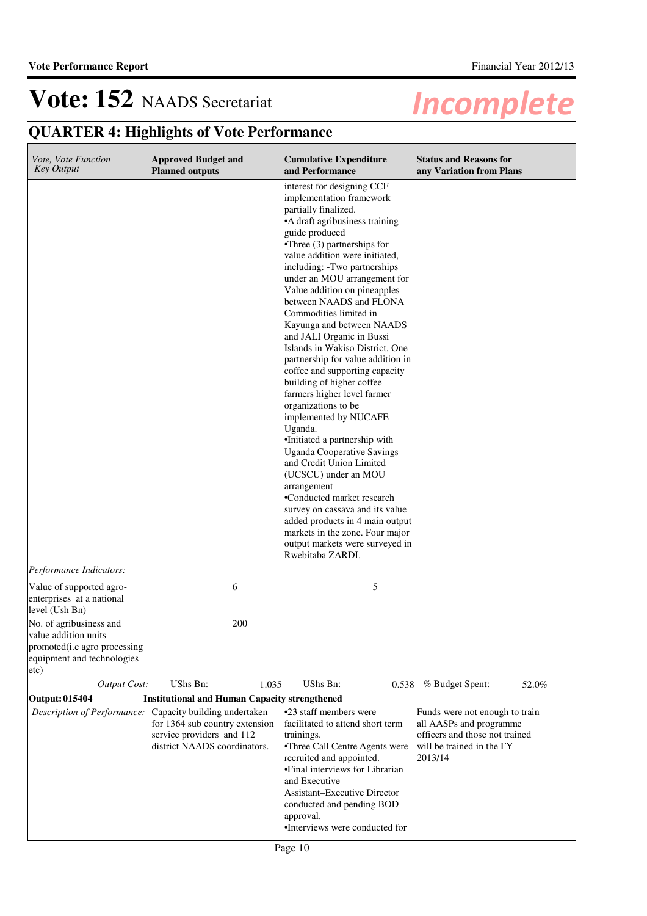# Vote: 152 NAADS Secretariat

## QUARTER 4: Highlights of Vote Performance

| *Vote, Vote Function Key Output* | **Approved Budget and Planned outputs** | **Cumulative Expenditure and Performance** | **Status and Reasons for any Variation from Plans** |
|---|---|---|---|
| | | interest for designing CCF implementation framework partially finalized.<br>•A draft agribusiness training guide produced<br>•Three (3) partnerships for value addition were initiated, including: -Two partnerships under an MOU arrangement for Value addition on pineapples between NAADS and FLONA Commodities limited in Kayunga and between NAADS and JALI Organic in Bussi Islands in Wakiso District. One partnership for value addition in coffee and supporting capacity building of higher coffee farmers higher level farmer organizations to be implemented by NUCAFE Uganda.<br>•Initiated a partnership with Uganda Cooperative Savings and Credit Union Limited (UCSCU) under an MOU arrangement<br>•Conducted market research survey on cassava and its value added products in 4 main output markets in the zone. Four major output markets were surveyed in Rwebitaba ZARDI. | |
| *Performance Indicators:* | | | |
| Value of supported agro-enterprises at a national level (Ush Bn) | 6 | 5 | |
| No. of agribusiness and value addition units promoted(i.e agro processing equipment and technologies etc) | 200 | | |
| *Output Cost:* | UShs Bn: 1.035 | UShs Bn: 0.538 | % Budget Spent: 52.0% |
| **Output: 015404** | **Institutional and Human Capacity strengthened** | | |
| *Description of Performance:* | Capacity building undertaken for 1364 sub country extension service providers and 112 district NAADS coordinators. | •23 staff members were facilitated to attend short term trainings.<br>•Three Call Centre Agents were recruited and appointed.<br>•Final interviews for Librarian and Executive Assistant–Executive Director conducted and pending BOD approval.<br>•Interviews were conducted for | Funds were not enough to train all AASPs and programme officers and those not trained will be trained in the FY 2013/14 |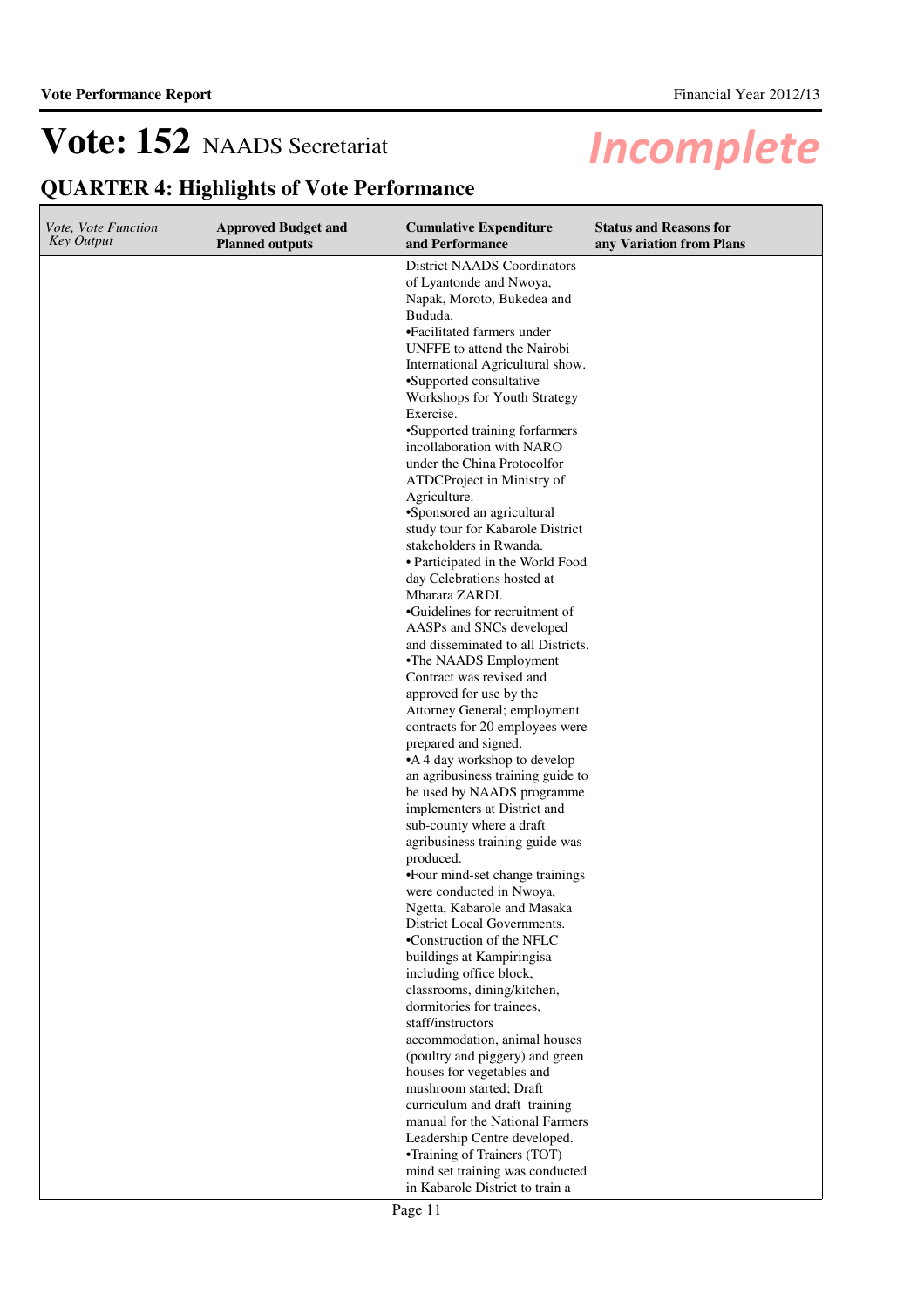# Vote: 152 NAADS Secretariat

## QUARTER 4: Highlights of Vote Performance

| *Vote, Vote Function Key Output* | Approved Budget and Planned outputs | Cumulative Expenditure and Performance | Status and Reasons for any Variation from Plans |
|---|---|---|---|
| | | District NAADS Coordinators of Lyantonde and Nwoya, Napak, Moroto, Bukedea and Bududa.<br>•Facilitated farmers under UNFFE to attend the Nairobi International Agricultural show.<br>•Supported consultative Workshops for Youth Strategy Exercise.<br>•Supported training forfarmers incollaboration with NARO under the China Protocolfor ATDCProject in Ministry of Agriculture.<br>•Sponsored an agricultural study tour for Kabarole District stakeholders in Rwanda.<br>• Participated in the World Food day Celebrations hosted at Mbarara ZARDI.<br>•Guidelines for recruitment of AASPs and SNCs developed and disseminated to all Districts.<br>•The NAADS Employment Contract was revised and approved for use by the Attorney General; employment contracts for 20 employees were prepared and signed.<br>•A 4 day workshop to develop an agribusiness training guide to be used by NAADS programme implementers at District and sub-county where a draft agribusiness training guide was produced.<br>•Four mind-set change trainings were conducted in Nwoya, Ngetta, Kabarole and Masaka District Local Governments.<br>•Construction of the NFLC buildings at Kampiringisa including office block, classrooms, dining/kitchen, dormitories for trainees, staff/instructors accommodation, animal houses (poultry and piggery) and green houses for vegetables and mushroom started; Draft curriculum and draft training manual for the National Farmers Leadership Centre developed.<br>•Training of Trainers (TOT) mind set training was conducted in Kabarole District to train a | |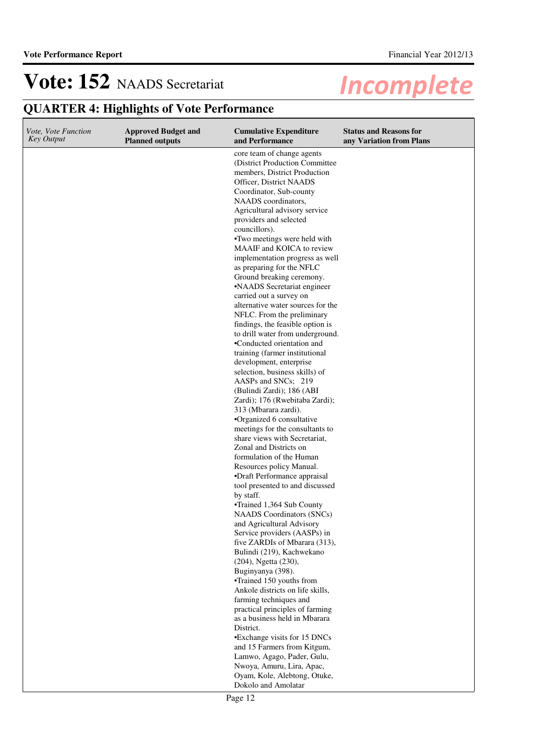# Vote: 152 NAADS Secretariat

## QUARTER 4: Highlights of Vote Performance

| *Vote, Vote Function Key Output* | Approved Budget and Planned outputs | Cumulative Expenditure and Performance | Status and Reasons for any Variation from Plans |
|---|---|---|---|
| | | core team of change agents (District Production Committee members, District Production Officer, District NAADS Coordinator, Sub-county NAADS coordinators, Agricultural advisory service providers and selected councillors).<br>•Two meetings were held with MAAIF and KOICA to review implementation progress as well as preparing for the NFLC Ground breaking ceremony.<br>•NAADS Secretariat engineer carried out a survey on alternative water sources for the NFLC. From the preliminary findings, the feasible option is to drill water from underground.<br>•Conducted orientation and training (farmer institutional development, enterprise selection, business skills) of AASPs and SNCs; 219 (Bulindi Zardi); 186 (ABI Zardi); 176 (Rwebitaba Zardi); 313 (Mbarara zardi).<br>•Organized 6 consultative meetings for the consultants to share views with Secretariat, Zonal and Districts on formulation of the Human Resources policy Manual.<br>•Draft Performance appraisal tool presented to and discussed by staff.<br>•Trained 1,364 Sub County NAADS Coordinators (SNCs) and Agricultural Advisory Service providers (AASPs) in five ZARDIs of Mbarara (313), Bulindi (219), Kachwekano (204), Ngetta (230), Buginyanya (398).<br>•Trained 150 youths from Ankole districts on life skills, farming techniques and practical principles of farming as a business held in Mbarara District.<br>•Exchange visits for 15 DNCs and 15 Farmers from Kitgum, Lamwo, Agago, Pader, Gulu, Nwoya, Amuru, Lira, Apac, Oyam, Kole, Alebtong, Otuke, Dokolo and Amolatar | |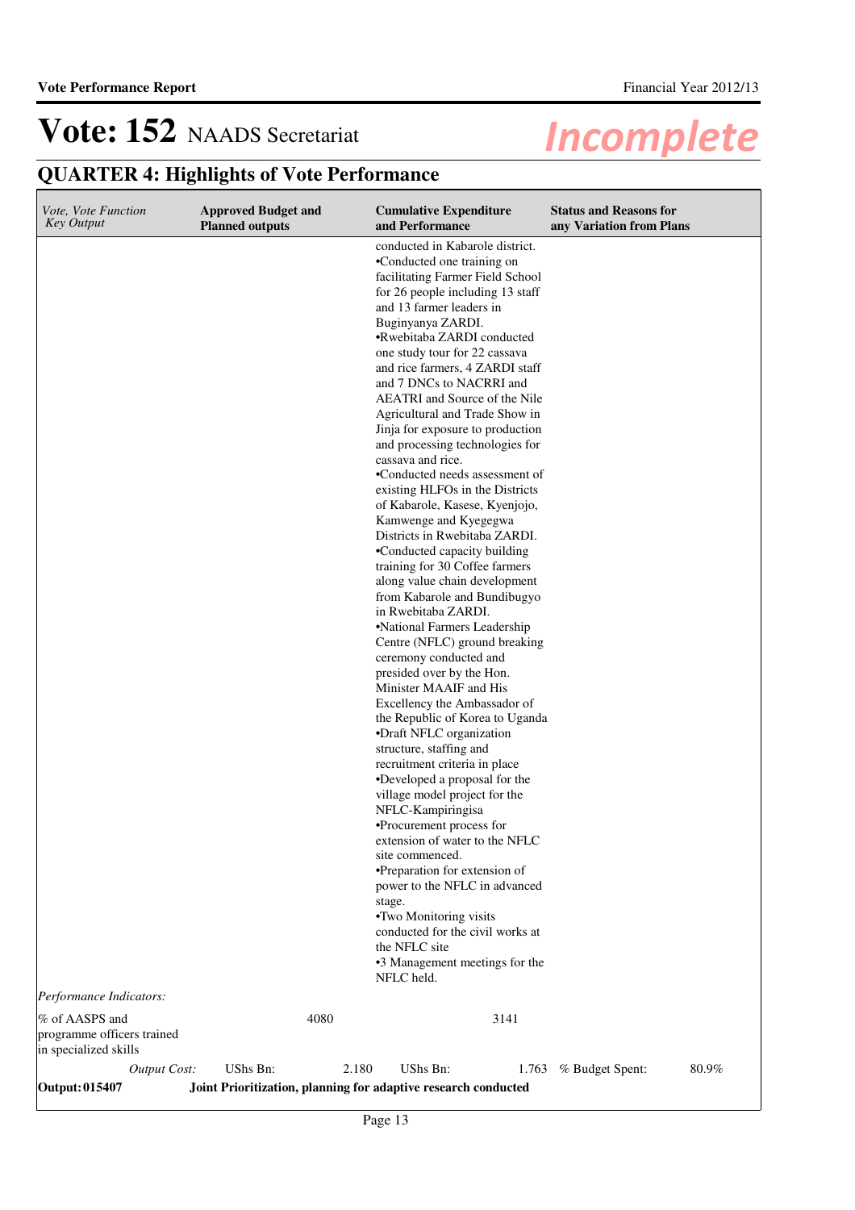# Vote: 152 NAADS Secretariat

## QUARTER 4: Highlights of Vote Performance

| *Vote, Vote Function Key Output* | **Approved Budget and Planned outputs** | **Cumulative Expenditure and Performance** | **Status and Reasons for any Variation from Plans** |
|---|---|---|---|
| | | conducted in Kabarole district.<br>•Conducted one training on facilitating Farmer Field School for 26 people including 13 staff and 13 farmer leaders in Buginyanya ZARDI.<br>•Rwebitaba ZARDI conducted one study tour for 22 cassava and rice farmers, 4 ZARDI staff and 7 DNCs to NACRRI and AEATRI and Source of the Nile Agricultural and Trade Show in Jinja for exposure to production and processing technologies for cassava and rice.<br>•Conducted needs assessment of existing HLFOs in the Districts of Kabarole, Kasese, Kyenjojo, Kamwenge and Kyegegwa Districts in Rwebitaba ZARDI.<br>•Conducted capacity building training for 30 Coffee farmers along value chain development from Kabarole and Bundibugyo in Rwebitaba ZARDI.<br>•National Farmers Leadership Centre (NFLC) ground breaking ceremony conducted and presided over by the Hon. Minister MAAIF and His Excellency the Ambassador of the Republic of Korea to Uganda<br>•Draft NFLC organization structure, staffing and recruitment criteria in place<br>•Developed a proposal for the village model project for the NFLC-Kampiringisa<br>•Procurement process for extension of water to the NFLC site commenced.<br>•Preparation for extension of power to the NFLC in advanced stage.<br>•Two Monitoring visits conducted for the civil works at the NFLC site<br>•3 Management meetings for the NFLC held. | |
| *Performance Indicators:* | | | |
| % of AASPS and programme officers trained in specialized skills | 4080 | 3141 | |
| *Output Cost:* | UShs Bn: 2.180 | UShs Bn: 1.763 | % Budget Spent: 80.9% |
| **Output: 015407** | **Joint Prioritization, planning for adaptive research conducted** | | |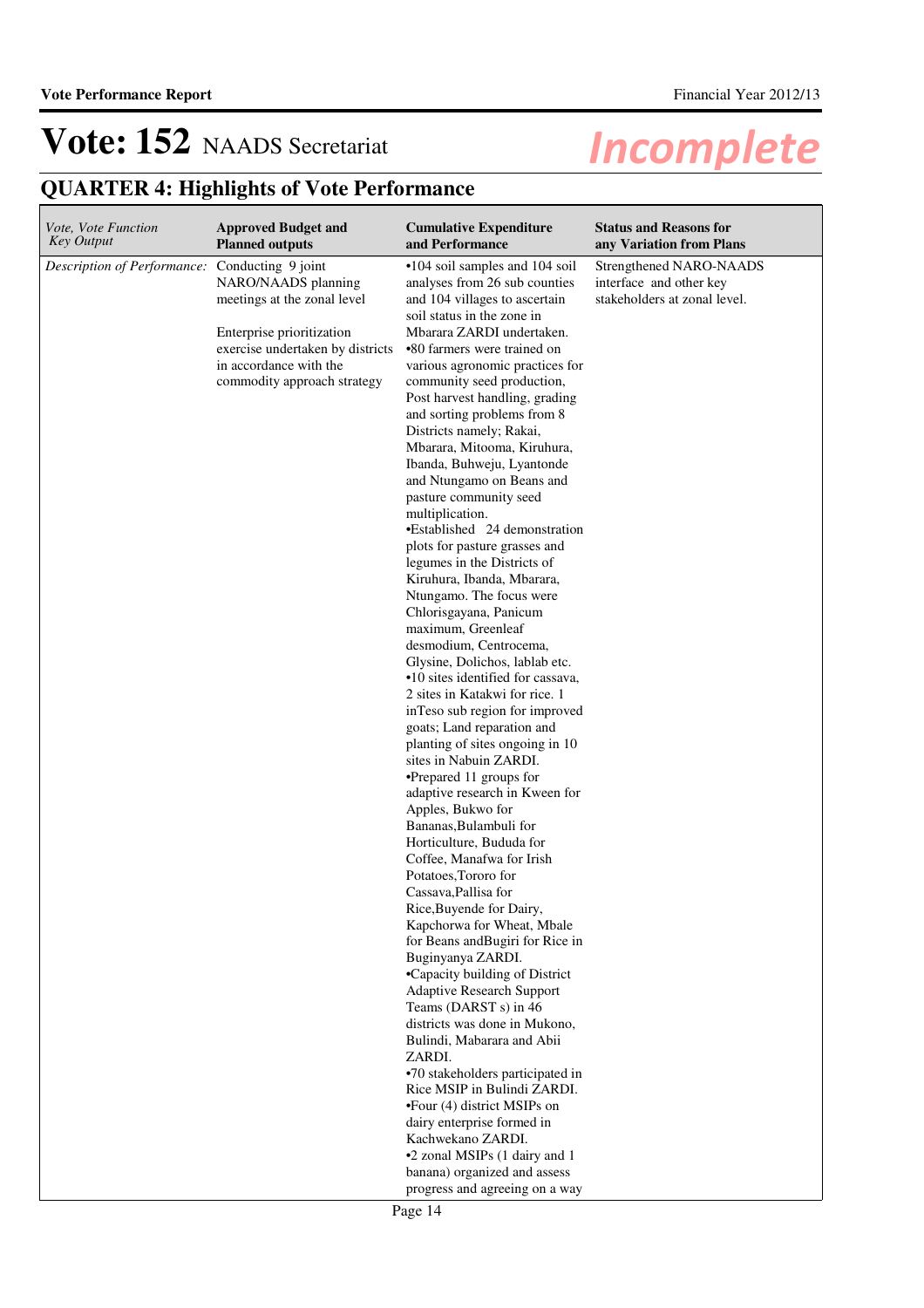# Vote: 152 NAADS Secretariat

*Incomplete*

## QUARTER 4: Highlights of Vote Performance

| *Vote, Vote Function Key Output* | **Approved Budget and Planned outputs** | **Cumulative Expenditure and Performance** | **Status and Reasons for any Variation from Plans** |
|---|---|---|---|
| *Description of Performance:* | Conducting 9 joint NARO/NAADS planning meetings at the zonal level<br><br>Enterprise prioritization exercise undertaken by districts in accordance with the commodity approach strategy | •104 soil samples and 104 soil analyses from 26 sub counties and 104 villages to ascertain soil status in the zone in Mbarara ZARDI undertaken.<br>•80 farmers were trained on various agronomic practices for community seed production, Post harvest handling, grading and sorting problems from 8 Districts namely; Rakai, Mbarara, Mitooma, Kiruhura, Ibanda, Buhweju, Lyantonde and Ntungamo on Beans and pasture community seed multiplication.<br>•Established 24 demonstration plots for pasture grasses and legumes in the Districts of Kiruhura, Ibanda, Mbarara, Ntungamo. The focus were Chlorisgayana, Panicum maximum, Greenleaf desmodium, Centrocema, Glysine, Dolichos, lablab etc.<br>•10 sites identified for cassava, 2 sites in Katakwi for rice. 1 inTeso sub region for improved goats; Land reparation and planting of sites ongoing in 10 sites in Nabuin ZARDI.<br>•Prepared 11 groups for adaptive research in Kween for Apples, Bukwo for Bananas,Bulambuli for Horticulture, Bududa for Coffee, Manafwa for Irish Potatoes,Tororo for Cassava,Pallisa for Rice,Buyende for Dairy, Kapchorwa for Wheat, Mbale for Beans andBugiri for Rice in Buginyanya ZARDI.<br>•Capacity building of District Adaptive Research Support Teams (DARST s) in 46 districts was done in Mukono, Bulindi, Mabarara and Abii ZARDI.<br>•70 stakeholders participated in Rice MSIP in Bulindi ZARDI.<br>•Four (4) district MSIPs on dairy enterprise formed in Kachwekano ZARDI.<br>•2 zonal MSIPs (1 dairy and 1 banana) organized and assess progress and agreeing on a way | Strengthened NARO-NAADS interface and other key stakeholders at zonal level. |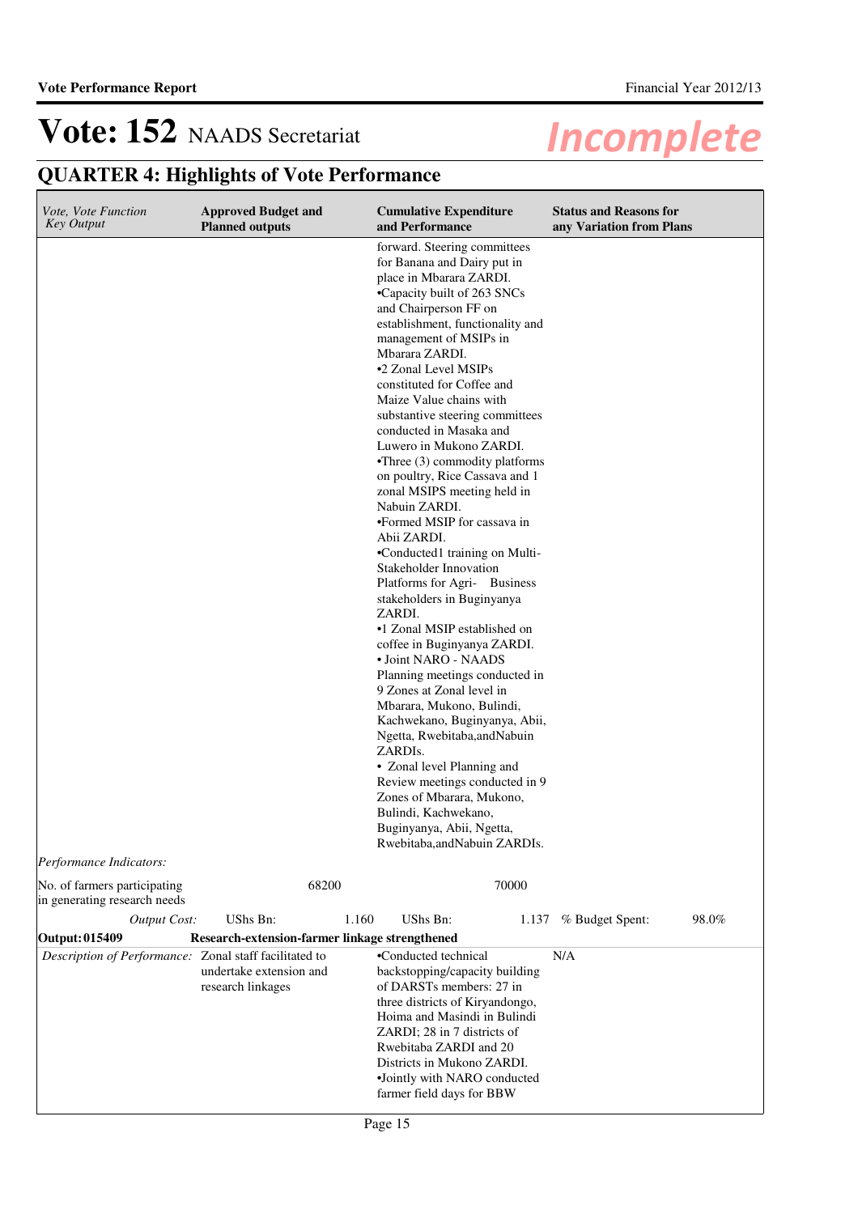# Vote: 152 NAADS Secretariat

## QUARTER 4: Highlights of Vote Performance

| *Vote, Vote Function Key Output* | Approved Budget and Planned outputs | Cumulative Expenditure and Performance | Status and Reasons for any Variation from Plans |
|---|---|---|---|
| | | forward. Steering committees for Banana and Dairy put in place in Mbarara ZARDI.<br>•Capacity built of 263 SNCs and Chairperson FF on establishment, functionality and management of MSIPs in Mbarara ZARDI.<br>•2 Zonal Level MSIPs constituted for Coffee and Maize Value chains with substantive steering committees conducted in Masaka and Luwero in Mukono ZARDI.<br>•Three (3) commodity platforms on poultry, Rice Cassava and 1 zonal MSIPS meeting held in Nabuin ZARDI.<br>•Formed MSIP for cassava in Abii ZARDI.<br>•Conducted1 training on Multi-Stakeholder Innovation Platforms for Agri- Business stakeholders in Buginyanya ZARDI.<br>•1 Zonal MSIP established on coffee in Buginyanya ZARDI.<br>• Joint NARO - NAADS Planning meetings conducted in 9 Zones at Zonal level in Mbarara, Mukono, Bulindi, Kachwekano, Buginyanya, Abii, Ngetta, Rwebitaba,andNabuin ZARDIs.<br>• Zonal level Planning and Review meetings conducted in 9 Zones of Mbarara, Mukono, Bulindi, Kachwekano, Buginyanya, Abii, Ngetta, Rwebitaba,andNabuin ZARDIs. | |
| *Performance Indicators:* | | | |
| No. of farmers participating in generating research needs | 68200 | 70000 | |
| *Output Cost:* | UShs Bn: 1.160 | UShs Bn: 1.137 | % Budget Spent: 98.0% |
| **Output: 015409** | **Research-extension-farmer linkage strengthened** | | |
| *Description of Performance:* | Zonal staff facilitated to undertake extension and research linkages | •Conducted technical backstopping/capacity building of DARSTs members: 27 in three districts of Kiryandongo, Hoima and Masindi in Bulindi ZARDI; 28 in 7 districts of Rwebitaba ZARDI and 20 Districts in Mukono ZARDI.<br>•Jointly with NARO conducted farmer field days for BBW | N/A |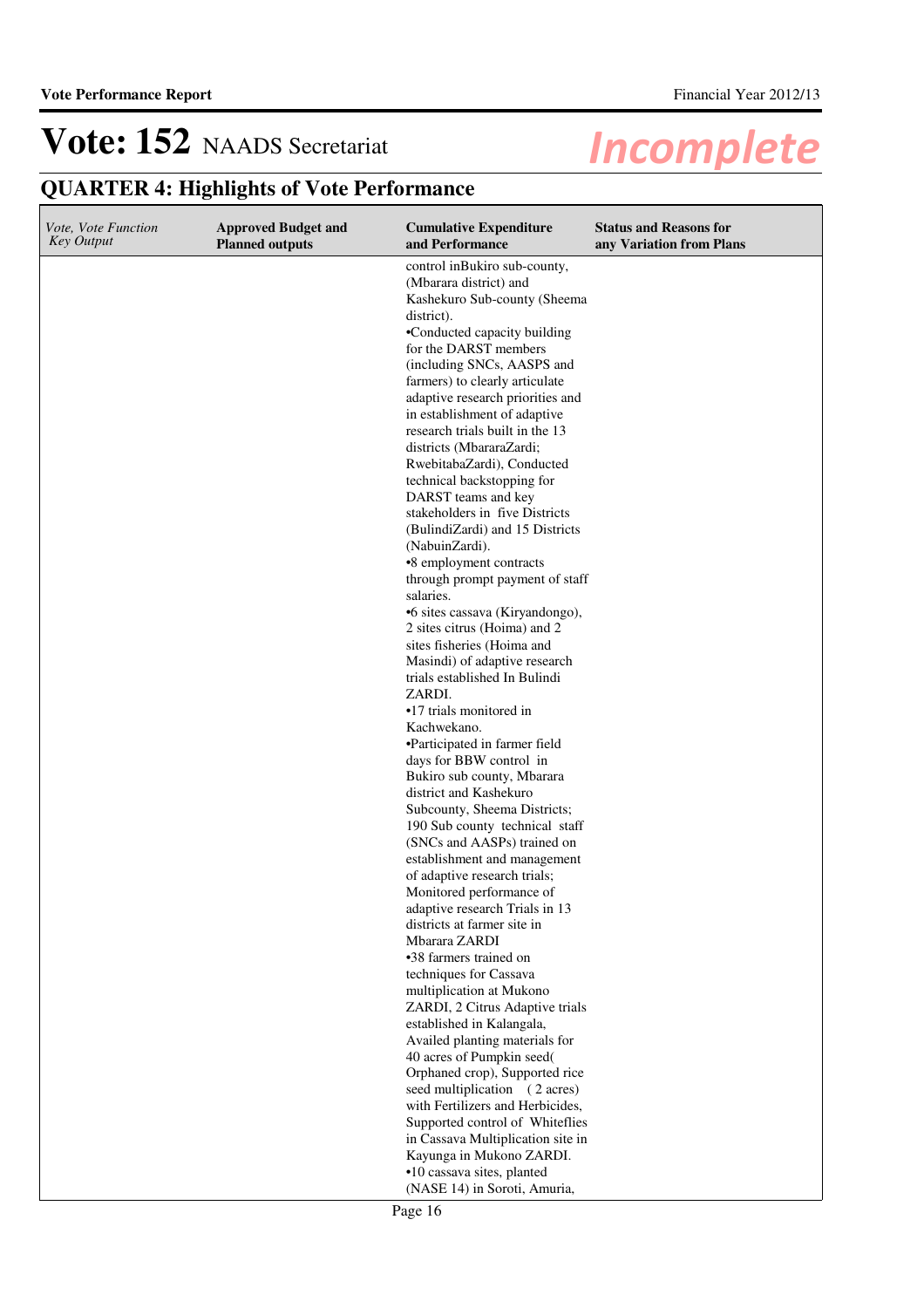# Vote: 152 NAADS Secretariat

## QUARTER 4: Highlights of Vote Performance

| *Vote, Vote Function Key Output* | Approved Budget and Planned outputs | Cumulative Expenditure and Performance | Status and Reasons for any Variation from Plans |
|---|---|---|---|
| | | control inBukiro sub-county, (Mbarara district) and Kashekuro Sub-county (Sheema district).<br>•Conducted capacity building for the DARST members (including SNCs, AASPS and farmers) to clearly articulate adaptive research priorities and in establishment of adaptive research trials built in the 13 districts (MbararaZardi; RwebitabaZardi), Conducted technical backstopping for DARST teams and key stakeholders in five Districts (BulindiZardi) and 15 Districts (NabuinZardi).<br>•8 employment contracts through prompt payment of staff salaries.<br>•6 sites cassava (Kiryandongo), 2 sites citrus (Hoima) and 2 sites fisheries (Hoima and Masindi) of adaptive research trials established In Bulindi ZARDI.<br>•17 trials monitored in Kachwekano.<br>•Participated in farmer field days for BBW control in Bukiro sub county, Mbarara district and Kashekuro Subcounty, Sheema Districts; 190 Sub county technical staff (SNCs and AASPs) trained on establishment and management of adaptive research trials; Monitored performance of adaptive research Trials in 13 districts at farmer site in Mbarara ZARDI<br>•38 farmers trained on techniques for Cassava multiplication at Mukono ZARDI, 2 Citrus Adaptive trials established in Kalangala, Availed planting materials for 40 acres of Pumpkin seed( Orphaned crop), Supported rice seed multiplication (2 acres) with Fertilizers and Herbicides, Supported control of Whiteflies in Cassava Multiplication site in Kayunga in Mukono ZARDI.<br>•10 cassava sites, planted (NASE 14) in Soroti, Amuria, | |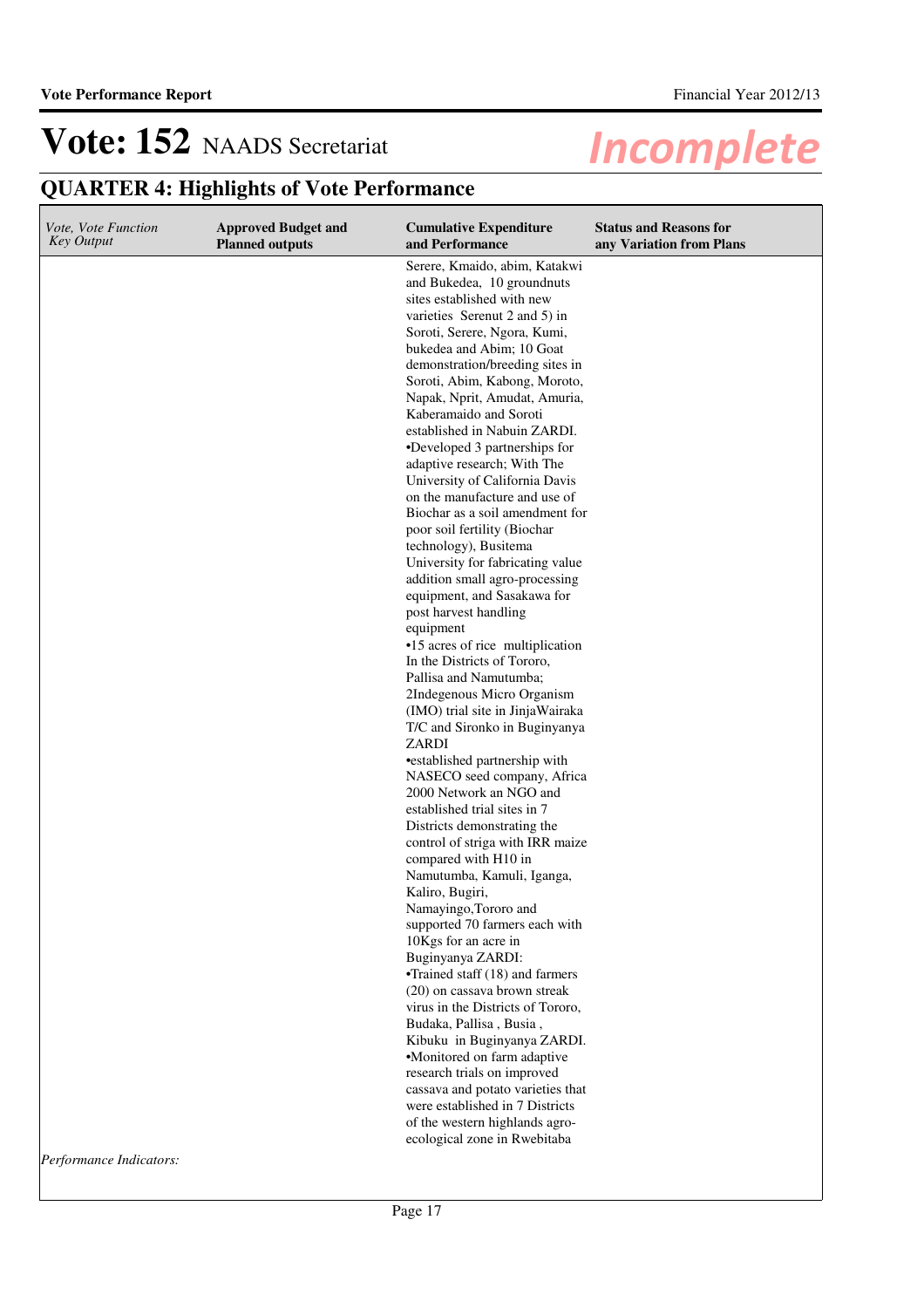# Vote: 152 NAADS Secretariat

*Incomplete*

## QUARTER 4: Highlights of Vote Performance

| *Vote, Vote Function Key Output* | Approved Budget and Planned outputs | Cumulative Expenditure and Performance | Status and Reasons for any Variation from Plans |
|---|---|---|---|
| | | Serere, Kmaido, abim, Katakwi and Bukedea, 10 groundnuts sites established with new varieties Serenut 2 and 5) in Soroti, Serere, Ngora, Kumi, bukedea and Abim; 10 Goat demonstration/breeding sites in Soroti, Abim, Kabong, Moroto, Napak, Nprit, Amudat, Amuria, Kaberamaido and Soroti established in Nabuin ZARDI.<br>•Developed 3 partnerships for adaptive research; With The University of California Davis on the manufacture and use of Biochar as a soil amendment for poor soil fertility (Biochar technology), Busitema University for fabricating value addition small agro-processing equipment, and Sasakawa for post harvest handling equipment<br>•15 acres of rice multiplication In the Districts of Tororo, Pallisa and Namutumba; 2Indegenous Micro Organism (IMO) trial site in JinjaWairaka T/C and Sironko in Buginyanya ZARDI<br>•established partnership with NASECO seed company, Africa 2000 Network an NGO and established trial sites in 7 Districts demonstrating the control of striga with IRR maize compared with H10 in Namutumba, Kamuli, Iganga, Kaliro, Bugiri, Namayingo,Tororo and supported 70 farmers each with 10Kgs for an acre in Buginyanya ZARDI:<br>•Trained staff (18) and farmers (20) on cassava brown streak virus in the Districts of Tororo, Budaka, Pallisa , Busia , Kibuku in Buginyanya ZARDI.<br>•Monitored on farm adaptive research trials on improved cassava and potato varieties that were established in 7 Districts of the western highlands agro-ecological zone in Rwebitaba | |

*Performance Indicators:*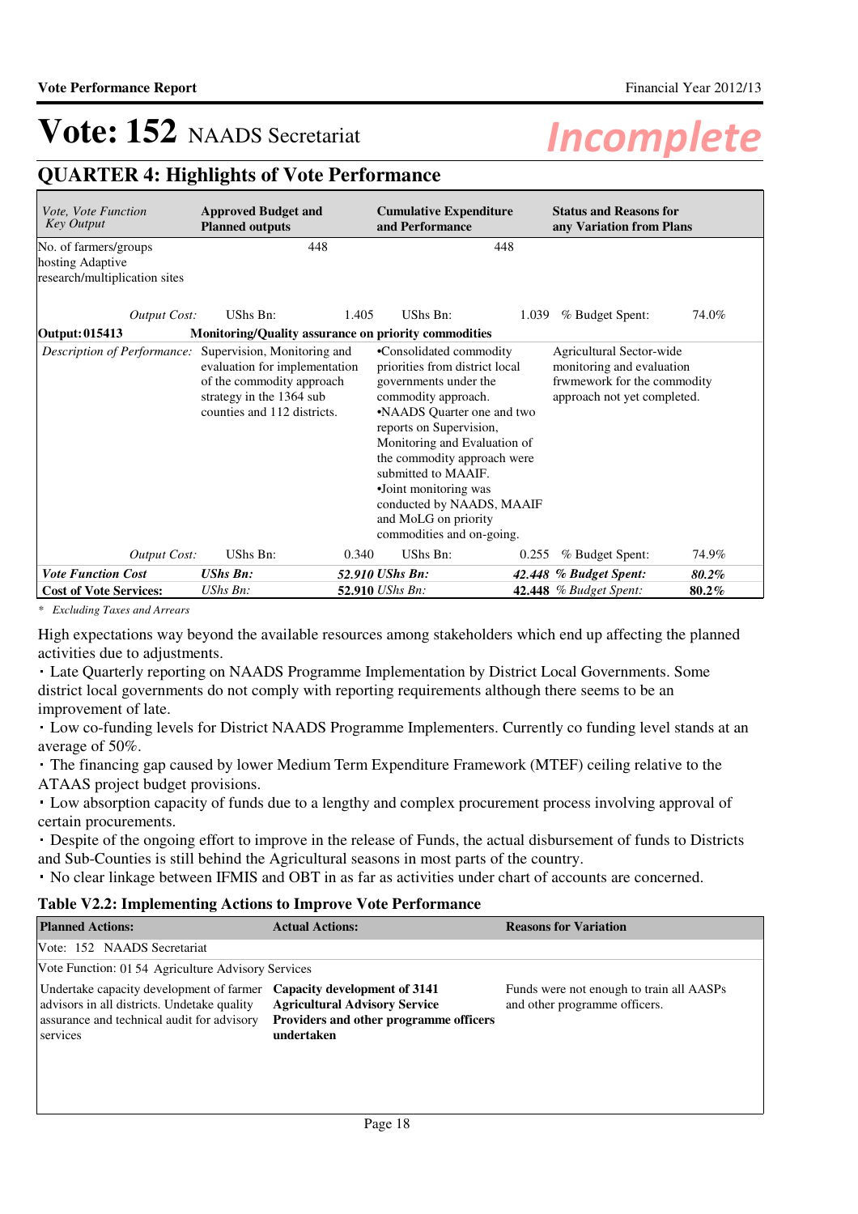# Vote: 152 NAADS Secretariat

*Incomplete*

## QUARTER 4: Highlights of Vote Performance

| *Vote, Vote Function Key Output* | **Approved Budget and Planned outputs** | **Cumulative Expenditure and Performance** | **Status and Reasons for any Variation from Plans** |
|---|---|---|---|
| No. of farmers/groups hosting Adaptive research/multiplication sites | 448 | 448 | |
| *Output Cost:* | UShs Bn: 1.405 | UShs Bn: 1.039 | *% Budget Spent:* 74.0% |
| **Output: 015413** | **Monitoring/Quality assurance on priority commodities** | | |
| *Description of Performance:* | Supervision, Monitoring and evaluation for implementation of the commodity approach strategy in the 1364 sub counties and 112 districts. | •Consolidated commodity priorities from district local governments under the commodity approach.<br>•NAADS Quarter one and two reports on Supervision, Monitoring and Evaluation of the commodity approach were submitted to MAAIF.<br>•Joint monitoring was conducted by NAADS, MAAIF and MoLG on priority commodities and on-going. | Agricultural Sector-wide monitoring and evaluation frwmework for the commodity approach not yet completed. |
| *Output Cost:* | UShs Bn: 0.340 | UShs Bn: 0.255 | *% Budget Spent:* 74.9% |
| ***Vote Function Cost*** | ***UShs Bn:*** **52.910** | ***UShs Bn:*** **42.448** | ***% Budget Spent:*** ***80.2%*** |
| **Cost of Vote Services:** | *UShs Bn:* **52.910** | *UShs Bn:* **42.448** | *% Budget Spent:* **80.2%** |

*\* Excluding Taxes and Arrears*

High expectations way beyond the available resources among stakeholders which end up affecting the planned activities due to adjustments.

- Late Quarterly reporting on NAADS Programme Implementation by District Local Governments. Some district local governments do not comply with reporting requirements although there seems to be an improvement of late.
- Low co-funding levels for District NAADS Programme Implementers. Currently co funding level stands at an average of 50%.
- The financing gap caused by lower Medium Term Expenditure Framework (MTEF) ceiling relative to the ATAAS project budget provisions.
- Low absorption capacity of funds due to a lengthy and complex procurement process involving approval of certain procurements.
- Despite of the ongoing effort to improve in the release of Funds, the actual disbursement of funds to Districts and Sub-Counties is still behind the Agricultural seasons in most parts of the country.
- No clear linkage between IFMIS and OBT in as far as activities under chart of accounts are concerned.

### Table V2.2: Implementing Actions to Improve Vote Performance

| **Planned Actions:** | **Actual Actions:** | **Reasons for Variation** |
|---|---|---|
| Vote: 152 NAADS Secretariat | | |
| Vote Function: 01 54 Agriculture Advisory Services | | |
| Undertake capacity development of farmer advisors in all districts. Undetake quality assurance and technical audit for advisory services | **Capacity development of 3141 Agricultural Advisory Service Providers and other programme officers undertaken** | Funds were not enough to train all AASPs and other programme officers. |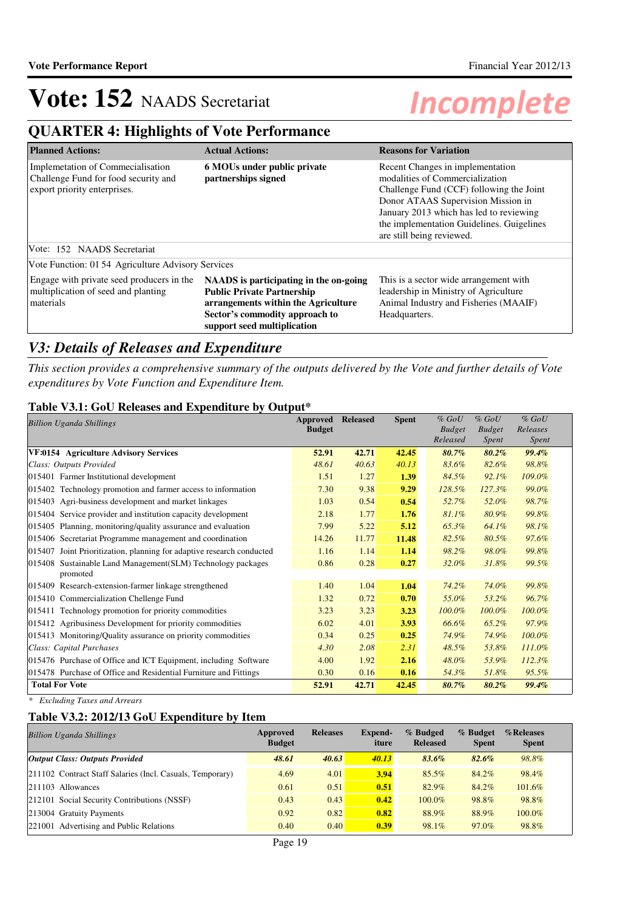# Vote: 152 NAADS Secretariat

*Incomplete*

## QUARTER 4: Highlights of Vote Performance

| Planned Actions: | Actual Actions: | Reasons for Variation |
|---|---|---|
| Implemetation of Commercialisation Challenge Fund for food security and export priority enterprises. | **6 MOUs under public private partnerships signed** | Recent Changes in implementation modalities of Commercialization Challenge Fund (CCF) following the Joint Donor ATAAS Supervision Mission in January 2013 which has led to reviewing the implementation Guidelines. Guigelines are still being reviewed. |
| Vote: 152 NAADS Secretariat | | |
| Vote Function: 01 54 Agriculture Advisory Services | | |
| Engage with private seed producers in the multiplication of seed and planting materials | **NAADS is participating in the on-going Public Private Partnership arrangements within the Agriculture Sector's commodity approach to support seed multiplication** | This is a sector wide arrangement with leadership in Ministry of Agriculture Animal Industry and Fisheries (MAAIF) Headquarters. |

## *V3: Details of Releases and Expenditure*

*This section provides a comprehensive summary of the outputs delivered by the Vote and further details of Vote expenditures by Vote Function and Expenditure Item.*

### Table V3.1: GoU Releases and Expenditure by Output*

| *Billion Uganda Shillings* | Approved Budget | Released | Spent | *% GoU Budget Released* | *% GoU Budget Spent* | *% GoU Releases Spent* |
|---|---|---|---|---|---|---|
| **VF:0154 Agriculture Advisory Services** | **52.91** | **42.71** | **42.45** | ***80.7%*** | ***80.2%*** | ***99.4%*** |
| *Class: Outputs Provided* | *48.61* | *40.63* | *40.13* | *83.6%* | *82.6%* | *98.8%* |
| 015401 Farmer Institutional development | 1.51 | 1.27 | **1.39** | *84.5%* | *92.1%* | *109.0%* |
| 015402 Technology promotion and farmer access to information | 7.30 | 9.38 | **9.29** | *128.5%* | *127.3%* | *99.0%* |
| 015403 Agri-business development and market linkages | 1.03 | 0.54 | **0.54** | *52.7%* | *52.0%* | *98.7%* |
| 015404 Service provider and institution capacity development | 2.18 | 1.77 | **1.76** | *81.1%* | *80.9%* | *99.8%* |
| 015405 Planning, monitoring/quality assurance and evaluation | 7.99 | 5.22 | **5.12** | *65.3%* | *64.1%* | *98.1%* |
| 015406 Secretariat Programme management and coordination | 14.26 | 11.77 | **11.48** | *82.5%* | *80.5%* | *97.6%* |
| 015407 Joint Prioritization, planning for adaptive research conducted | 1.16 | 1.14 | **1.14** | *98.2%* | *98.0%* | *99.8%* |
| 015408 Sustainable Land Management(SLM) Technology packages promoted | 0.86 | 0.28 | **0.27** | *32.0%* | *31.8%* | *99.5%* |
| 015409 Research-extension-farmer linkage strengthened | 1.40 | 1.04 | **1.04** | *74.2%* | *74.0%* | *99.8%* |
| 015410 Commercialization Chellenge Fund | 1.32 | 0.72 | **0.70** | *55.0%* | *53.2%* | *96.7%* |
| 015411 Technology promotion for priority commodities | 3.23 | 3.23 | **3.23** | *100.0%* | *100.0%* | *100.0%* |
| 015412 Agribusiness Development for priority commodities | 6.02 | 4.01 | **3.93** | *66.6%* | *65.2%* | *97.9%* |
| 015413 Monitoring/Quality assurance on priority commodities | 0.34 | 0.25 | **0.25** | *74.9%* | *74.9%* | *100.0%* |
| *Class: Capital Purchases* | *4.30* | *2.08* | *2.31* | *48.5%* | *53.8%* | *111.0%* |
| 015476 Purchase of Office and ICT Equipment, including Software | 4.00 | 1.92 | **2.16** | *48.0%* | *53.9%* | *112.3%* |
| 015478 Purchase of Office and Residential Furniture and Fittings | 0.30 | 0.16 | **0.16** | *54.3%* | *51.8%* | *95.5%* |
| **Total For Vote** | **52.91** | **42.71** | **42.45** | ***80.7%*** | ***80.2%*** | ***99.4%*** |

*\* Excluding Taxes and Arrears*

### Table V3.2: 2012/13 GoU Expenditure by Item

| *Billion Uganda Shillings* | Approved Budget | Releases | Expend-iture | % Budged Released | % Budget Spent | %Releases Spent |
|---|---|---|---|---|---|---|
| ***Output Class: Outputs Provided*** | ***48.61*** | ***40.63*** | ***40.13*** | ***83.6%*** | ***82.6%*** | *98.8%* |
| 211102 Contract Staff Salaries (Incl. Casuals, Temporary) | 4.69 | 4.01 | **3.94** | 85.5% | 84.2% | 98.4% |
| 211103 Allowances | 0.61 | 0.51 | **0.51** | 82.9% | 84.2% | 101.6% |
| 212101 Social Security Contributions (NSSF) | 0.43 | 0.43 | **0.42** | 100.0% | 98.8% | 98.8% |
| 213004 Gratuity Payments | 0.92 | 0.82 | **0.82** | 88.9% | 88.9% | 100.0% |
| 221001 Advertising and Public Relations | 0.40 | 0.40 | **0.39** | 98.1% | 97.0% | 98.8% |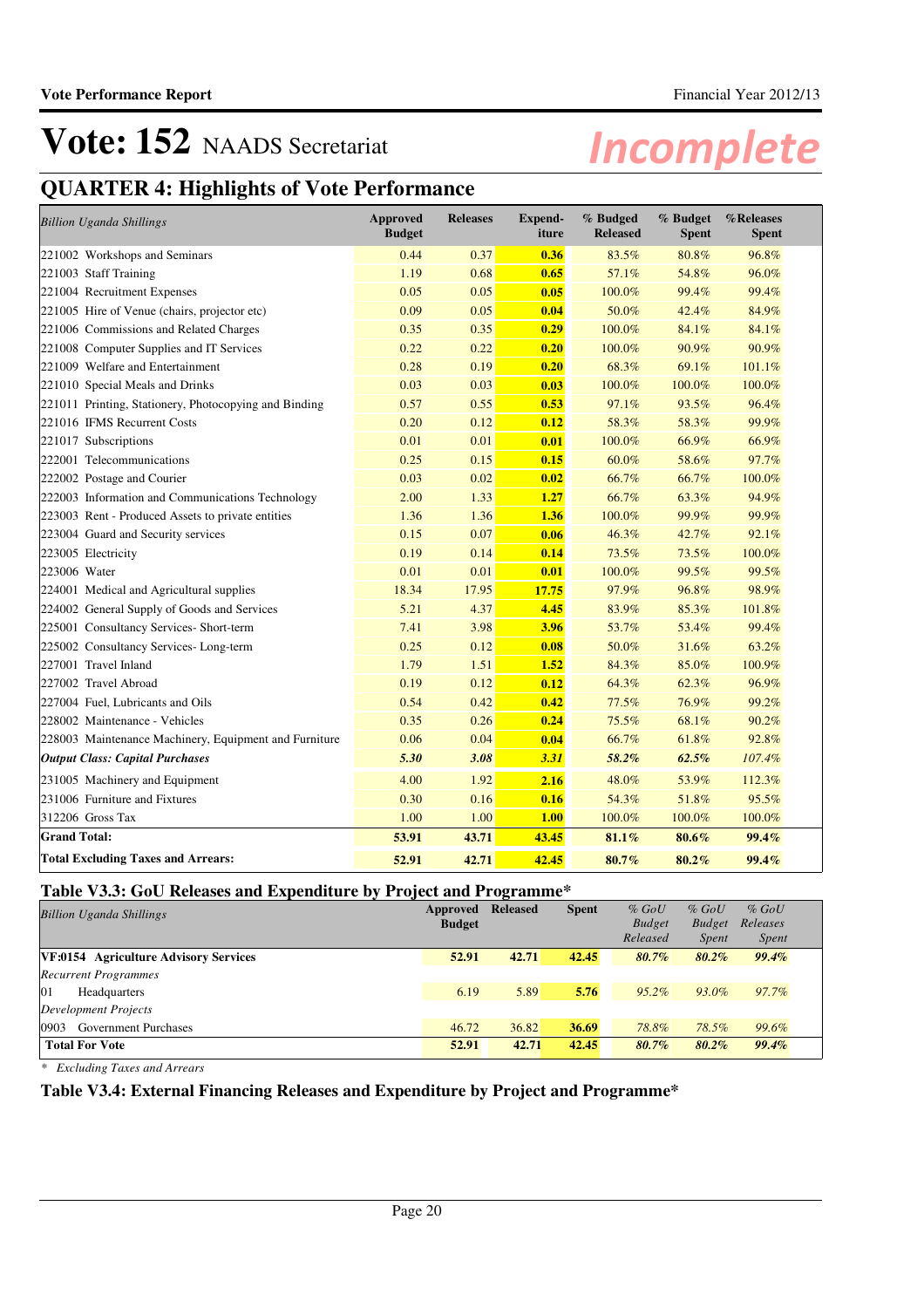# Vote: 152 NAADS Secretariat

## QUARTER 4: Highlights of Vote Performance

| *Billion Uganda Shillings* | Approved Budget | Releases | Expend-iture | % Budged Released | % Budget Spent | %Releases Spent |
|---|---|---|---|---|---|---|
| 221002 Workshops and Seminars | 0.44 | 0.37 | **0.36** | 83.5% | 80.8% | 96.8% |
| 221003 Staff Training | 1.19 | 0.68 | **0.65** | 57.1% | 54.8% | 96.0% |
| 221004 Recruitment Expenses | 0.05 | 0.05 | **0.05** | 100.0% | 99.4% | 99.4% |
| 221005 Hire of Venue (chairs, projector etc) | 0.09 | 0.05 | **0.04** | 50.0% | 42.4% | 84.9% |
| 221006 Commissions and Related Charges | 0.35 | 0.35 | **0.29** | 100.0% | 84.1% | 84.1% |
| 221008 Computer Supplies and IT Services | 0.22 | 0.22 | **0.20** | 100.0% | 90.9% | 90.9% |
| 221009 Welfare and Entertainment | 0.28 | 0.19 | **0.20** | 68.3% | 69.1% | 101.1% |
| 221010 Special Meals and Drinks | 0.03 | 0.03 | **0.03** | 100.0% | 100.0% | 100.0% |
| 221011 Printing, Stationery, Photocopying and Binding | 0.57 | 0.55 | **0.53** | 97.1% | 93.5% | 96.4% |
| 221016 IFMS Recurrent Costs | 0.20 | 0.12 | **0.12** | 58.3% | 58.3% | 99.9% |
| 221017 Subscriptions | 0.01 | 0.01 | **0.01** | 100.0% | 66.9% | 66.9% |
| 222001 Telecommunications | 0.25 | 0.15 | **0.15** | 60.0% | 58.6% | 97.7% |
| 222002 Postage and Courier | 0.03 | 0.02 | **0.02** | 66.7% | 66.7% | 100.0% |
| 222003 Information and Communications Technology | 2.00 | 1.33 | **1.27** | 66.7% | 63.3% | 94.9% |
| 223003 Rent - Produced Assets to private entities | 1.36 | 1.36 | **1.36** | 100.0% | 99.9% | 99.9% |
| 223004 Guard and Security services | 0.15 | 0.07 | **0.06** | 46.3% | 42.7% | 92.1% |
| 223005 Electricity | 0.19 | 0.14 | **0.14** | 73.5% | 73.5% | 100.0% |
| 223006 Water | 0.01 | 0.01 | **0.01** | 100.0% | 99.5% | 99.5% |
| 224001 Medical and Agricultural supplies | 18.34 | 17.95 | **17.75** | 97.9% | 96.8% | 98.9% |
| 224002 General Supply of Goods and Services | 5.21 | 4.37 | **4.45** | 83.9% | 85.3% | 101.8% |
| 225001 Consultancy Services- Short-term | 7.41 | 3.98 | **3.96** | 53.7% | 53.4% | 99.4% |
| 225002 Consultancy Services- Long-term | 0.25 | 0.12 | **0.08** | 50.0% | 31.6% | 63.2% |
| 227001 Travel Inland | 1.79 | 1.51 | **1.52** | 84.3% | 85.0% | 100.9% |
| 227002 Travel Abroad | 0.19 | 0.12 | **0.12** | 64.3% | 62.3% | 96.9% |
| 227004 Fuel, Lubricants and Oils | 0.54 | 0.42 | **0.42** | 77.5% | 76.9% | 99.2% |
| 228002 Maintenance - Vehicles | 0.35 | 0.26 | **0.24** | 75.5% | 68.1% | 90.2% |
| 228003 Maintenance Machinery, Equipment and Furniture | 0.06 | 0.04 | **0.04** | 66.7% | 61.8% | 92.8% |
| ***Output Class: Capital Purchases*** | ***5.30*** | ***3.08*** | ***3.31*** | ***58.2%*** | ***62.5%*** | *107.4%* |
| 231005 Machinery and Equipment | 4.00 | 1.92 | **2.16** | 48.0% | 53.9% | 112.3% |
| 231006 Furniture and Fixtures | 0.30 | 0.16 | **0.16** | 54.3% | 51.8% | 95.5% |
| 312206 Gross Tax | 1.00 | 1.00 | **1.00** | 100.0% | 100.0% | 100.0% |
| **Grand Total:** | **53.91** | **43.71** | **43.45** | **81.1%** | **80.6%** | **99.4%** |
| **Total Excluding Taxes and Arrears:** | **52.91** | **42.71** | **42.45** | **80.7%** | **80.2%** | **99.4%** |

### Table V3.3: GoU Releases and Expenditure by Project and Programme*

| *Billion Uganda Shillings* | Approved Budget | Released | Spent | *% GoU Budget Released* | *% GoU Budget Spent* | *% GoU Releases Spent* |
|---|---|---|---|---|---|---|
| **VF:0154 Agriculture Advisory Services** | **52.91** | **42.71** | **42.45** | ***80.7%*** | ***80.2%*** | ***99.4%*** |
| *Recurrent Programmes* | | | | | | |
| 01 Headquarters | 6.19 | 5.89 | **5.76** | *95.2%* | *93.0%* | *97.7%* |
| *Development Projects* | | | | | | |
| 0903 Government Purchases | 46.72 | 36.82 | **36.69** | *78.8%* | *78.5%* | *99.6%* |
| **Total For Vote** | **52.91** | **42.71** | **42.45** | ***80.7%*** | ***80.2%*** | ***99.4%*** |

*\* Excluding Taxes and Arrears*

### Table V3.4: External Financing Releases and Expenditure by Project and Programme*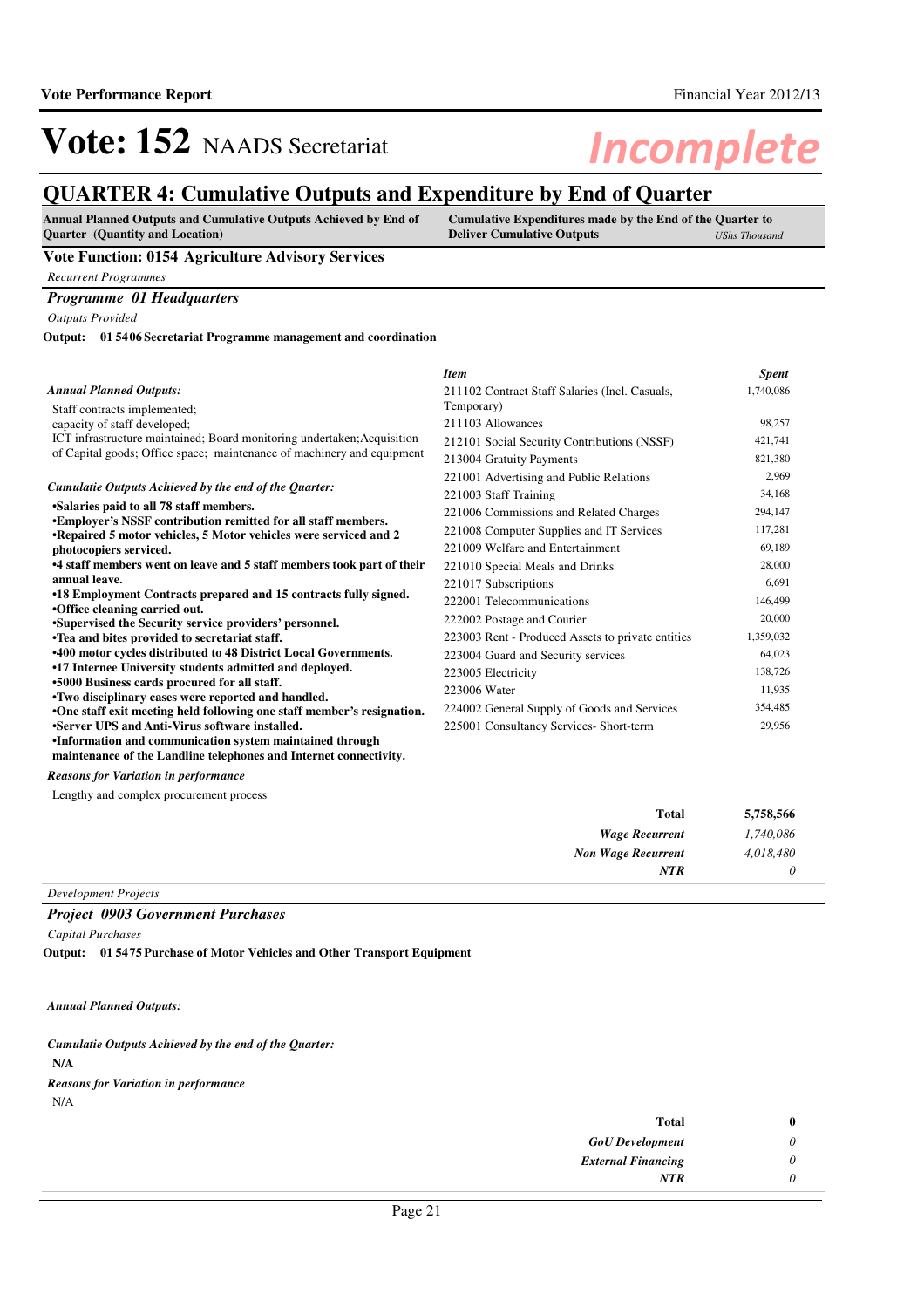# Vote: 152 NAADS Secretariat

*Incomplete*

## QUARTER 4: Cumulative Outputs and Expenditure by End of Quarter

| Annual Planned Outputs and Cumulative Outputs Achieved by End of Quarter (Quantity and Location) | Cumulative Expenditures made by the End of the Quarter to Deliver Cumulative Outputs *UShs Thousand* |
|---|---|

### Vote Function: 0154 Agriculture Advisory Services

*Recurrent Programmes*

### *Programme 01 Headquarters*

*Outputs Provided*

**Output: 01 5406 Secretariat Programme management and coordination**

*Annual Planned Outputs:*

Staff contracts implemented;
capacity of staff developed;
ICT infrastructure maintained; Board monitoring undertaken;Acquisition of Capital goods; Office space; maintenance of machinery and equipment

*Cumulatie Outputs Achieved by the end of the Quarter:*

**•Salaries paid to all 78 staff members.**
**•Employer's NSSF contribution remitted for all staff members.**
**•Repaired 5 motor vehicles, 5 Motor vehicles were serviced and 2 photocopiers serviced.**
**•4 staff members went on leave and 5 staff members took part of their annual leave.**
**•18 Employment Contracts prepared and 15 contracts fully signed.**
**•Office cleaning carried out.**
**•Supervised the Security service providers' personnel.**
**•Tea and bites provided to secretariat staff.**
**•400 motor cycles distributed to 48 District Local Governments.**
**•17 Internee University students admitted and deployed.**
**•5000 Business cards procured for all staff.**
**•Two disciplinary cases were reported and handled.**
**•One staff exit meeting held following one staff member's resignation.**
**•Server UPS and Anti-Virus software installed.**
**•Information and communication system maintained through maintenance of the Landline telephones and Internet connectivity.**

| *Item* | *Spent* |
|---|---|
| 211102 Contract Staff Salaries (Incl. Casuals, Temporary) | 1,740,086 |
| 211103 Allowances | 98,257 |
| 212101 Social Security Contributions (NSSF) | 421,741 |
| 213004 Gratuity Payments | 821,380 |
| 221001 Advertising and Public Relations | 2,969 |
| 221003 Staff Training | 34,168 |
| 221006 Commissions and Related Charges | 294,147 |
| 221008 Computer Supplies and IT Services | 117,281 |
| 221009 Welfare and Entertainment | 69,189 |
| 221010 Special Meals and Drinks | 28,000 |
| 221017 Subscriptions | 6,691 |
| 222001 Telecommunications | 146,499 |
| 222002 Postage and Courier | 20,000 |
| 223003 Rent - Produced Assets to private entities | 1,359,032 |
| 223004 Guard and Security services | 64,023 |
| 223005 Electricity | 138,726 |
| 223006 Water | 11,935 |
| 224002 General Supply of Goods and Services | 354,485 |
| 225001 Consultancy Services- Short-term | 29,956 |

*Reasons for Variation in performance*

Lengthy and complex procurement process

| | |
|---|---|
| **Total** | **5,758,566** |
| ***Wage Recurrent*** | *1,740,086* |
| ***Non Wage Recurrent*** | *4,018,480* |
| ***NTR*** | *0* |

*Development Projects*

### *Project 0903 Government Purchases*

*Capital Purchases*

**Output: 01 5475 Purchase of Motor Vehicles and Other Transport Equipment**

*Annual Planned Outputs:*

*Cumulatie Outputs Achieved by the end of the Quarter:*

**N/A**

*Reasons for Variation in performance*

N/A

| | |
|---|---|
| **Total** | **0** |
| ***GoU Development*** | *0* |
| ***External Financing*** | *0* |
| ***NTR*** | *0* |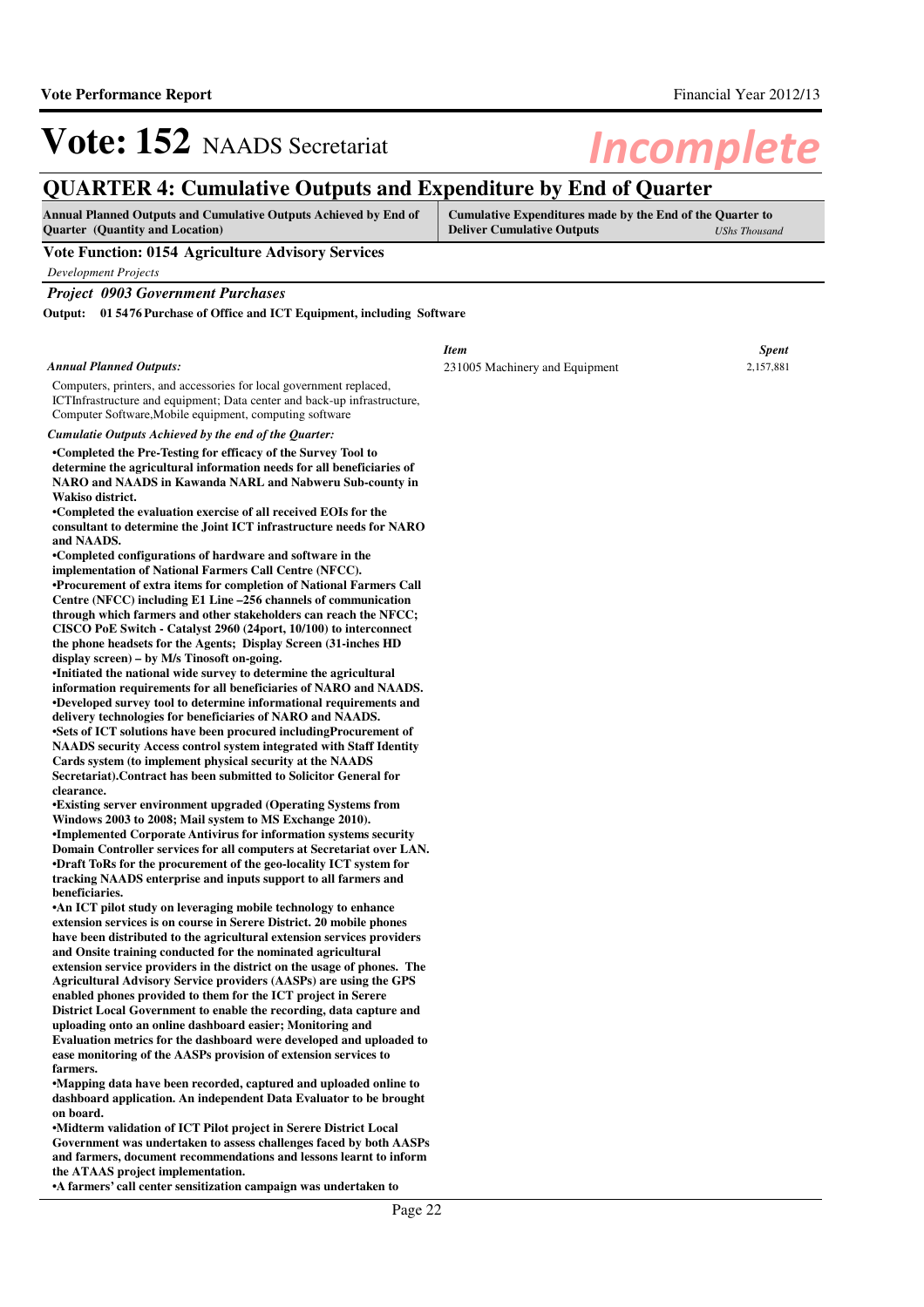# Vote: 152 NAADS Secretariat

*Incomplete*

## QUARTER 4: Cumulative Outputs and Expenditure by End of Quarter

| Annual Planned Outputs and Cumulative Outputs Achieved by End of Quarter (Quantity and Location) | Cumulative Expenditures made by the End of the Quarter to Deliver Cumulative Outputs *UShs Thousand* |
|---|---|

**Vote Function: 0154 Agriculture Advisory Services**

*Development Projects*

***Project 0903 Government Purchases***

**Output: 01 5476 Purchase of Office and ICT Equipment, including Software**

| *Item* | *Spent* |
|---|---|
| 231005 Machinery and Equipment | 2,157,881 |

***Annual Planned Outputs:***

Computers, printers, and accessories for local government replaced, ICTInfrastructure and equipment; Data center and back-up infrastructure, Computer Software,Mobile equipment, computing software

***Cumulatie Outputs Achieved by the end of the Quarter:***

**•Completed the Pre-Testing for efficacy of the Survey Tool to determine the agricultural information needs for all beneficiaries of NARO and NAADS in Kawanda NARL and Nabweru Sub-county in Wakiso district.**
**•Completed the evaluation exercise of all received EOIs for the consultant to determine the Joint ICT infrastructure needs for NARO and NAADS.**
**•Completed configurations of hardware and software in the implementation of National Farmers Call Centre (NFCC).**
**•Procurement of extra items for completion of National Farmers Call Centre (NFCC) including E1 Line –256 channels of communication through which farmers and other stakeholders can reach the NFCC; CISCO PoE Switch - Catalyst 2960 (24port, 10/100) to interconnect the phone headsets for the Agents; Display Screen (31-inches HD display screen) – by M/s Tinosoft on-going.**
**•Initiated the national wide survey to determine the agricultural information requirements for all beneficiaries of NARO and NAADS.**
**•Developed survey tool to determine informational requirements and delivery technologies for beneficiaries of NARO and NAADS.**
**•Sets of ICT solutions have been procured includingProcurement of NAADS security Access control system integrated with Staff Identity Cards system (to implement physical security at the NAADS Secretariat).Contract has been submitted to Solicitor General for clearance.**
**•Existing server environment upgraded (Operating Systems from Windows 2003 to 2008; Mail system to MS Exchange 2010).**
**•Implemented Corporate Antivirus for information systems security Domain Controller services for all computers at Secretariat over LAN.**
**•Draft ToRs for the procurement of the geo-locality ICT system for tracking NAADS enterprise and inputs support to all farmers and beneficiaries.**
**•An ICT pilot study on leveraging mobile technology to enhance extension services is on course in Serere District. 20 mobile phones have been distributed to the agricultural extension services providers and Onsite training conducted for the nominated agricultural extension service providers in the district on the usage of phones. The Agricultural Advisory Service providers (AASPs) are using the GPS enabled phones provided to them for the ICT project in Serere District Local Government to enable the recording, data capture and uploading onto an online dashboard easier; Monitoring and Evaluation metrics for the dashboard were developed and uploaded to ease monitoring of the AASPs provision of extension services to farmers.**
**•Mapping data have been recorded, captured and uploaded online to dashboard application. An independent Data Evaluator to be brought on board.**
**•Midterm validation of ICT Pilot project in Serere District Local Government was undertaken to assess challenges faced by both AASPs and farmers, document recommendations and lessons learnt to inform the ATAAS project implementation.**
**•A farmers' call center sensitization campaign was undertaken to**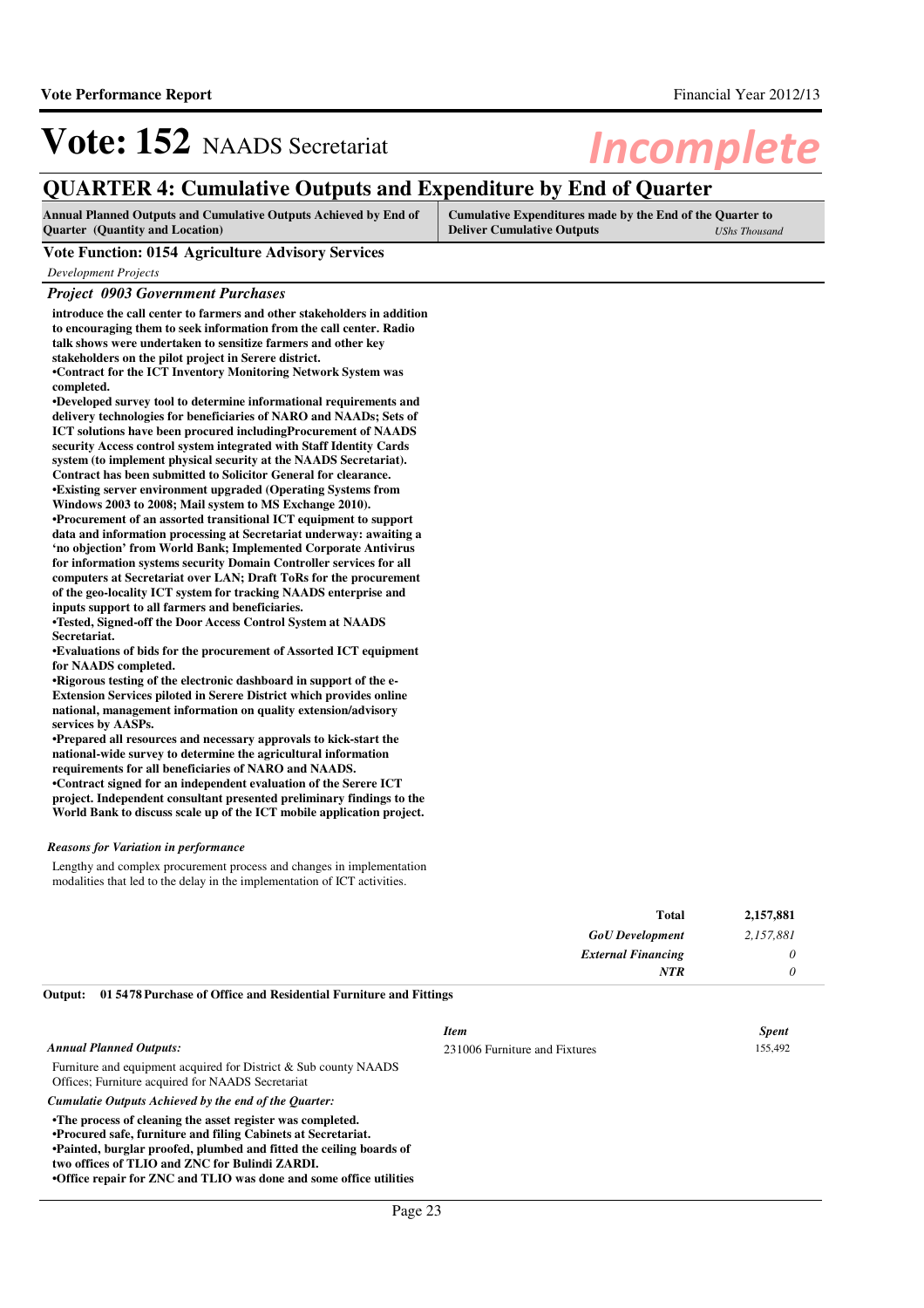# Vote: 152 NAADS Secretariat

*Incomplete*

## QUARTER 4: Cumulative Outputs and Expenditure by End of Quarter

| Annual Planned Outputs and Cumulative Outputs Achieved by End of Quarter (Quantity and Location) | Cumulative Expenditures made by the End of the Quarter to Deliver Cumulative Outputs *UShs Thousand* |
|---|---|

### Vote Function: 0154 Agriculture Advisory Services

*Development Projects*

### *Project 0903 Government Purchases*

**introduce the call center to farmers and other stakeholders in addition to encouraging them to seek information from the call center. Radio talk shows were undertaken to sensitize farmers and other key stakeholders on the pilot project in Serere district.**
**•Contract for the ICT Inventory Monitoring Network System was completed.**
**•Developed survey tool to determine informational requirements and delivery technologies for beneficiaries of NARO and NAADs; Sets of ICT solutions have been procured includingProcurement of NAADS security Access control system integrated with Staff Identity Cards system (to implement physical security at the NAADS Secretariat). Contract has been submitted to Solicitor General for clearance.**
**•Existing server environment upgraded (Operating Systems from Windows 2003 to 2008; Mail system to MS Exchange 2010).**
**•Procurement of an assorted transitional ICT equipment to support data and information processing at Secretariat underway: awaiting a 'no objection' from World Bank; Implemented Corporate Antivirus for information systems security Domain Controller services for all computers at Secretariat over LAN; Draft ToRs for the procurement of the geo-locality ICT system for tracking NAADS enterprise and inputs support to all farmers and beneficiaries.**
**•Tested, Signed-off the Door Access Control System at NAADS Secretariat.**
**•Evaluations of bids for the procurement of Assorted ICT equipment for NAADS completed.**
**•Rigorous testing of the electronic dashboard in support of the e-Extension Services piloted in Serere District which provides online national, management information on quality extension/advisory services by AASPs.**
**•Prepared all resources and necessary approvals to kick-start the national-wide survey to determine the agricultural information requirements for all beneficiaries of NARO and NAADS.**
**•Contract signed for an independent evaluation of the Serere ICT project. Independent consultant presented preliminary findings to the World Bank to discuss scale up of the ICT mobile application project.**

*Reasons for Variation in performance*

Lengthy and complex procurement process and changes in implementation modalities that led to the delay in the implementation of ICT activities.

| | |
|---|---|
| **Total** | **2,157,881** |
| ***GoU Development*** | *2,157,881* |
| ***External Financing*** | *0* |
| ***NTR*** | *0* |

**Output: 01 5478 Purchase of Office and Residential Furniture and Fittings**

*Annual Planned Outputs:*

Furniture and equipment acquired for District & Sub county NAADS Offices; Furniture acquired for NAADS Secretariat

| *Item* | *Spent* |
|---|---|
| 231006 Furniture and Fixtures | 155,492 |

*Cumulatie Outputs Achieved by the end of the Quarter:*

**•The process of cleaning the asset register was completed.**
**•Procured safe, furniture and filing Cabinets at Secretariat.**
**•Painted, burglar proofed, plumbed and fitted the ceiling boards of two offices of TLIO and ZNC for Bulindi ZARDI.**
**•Office repair for ZNC and TLIO was done and some office utilities**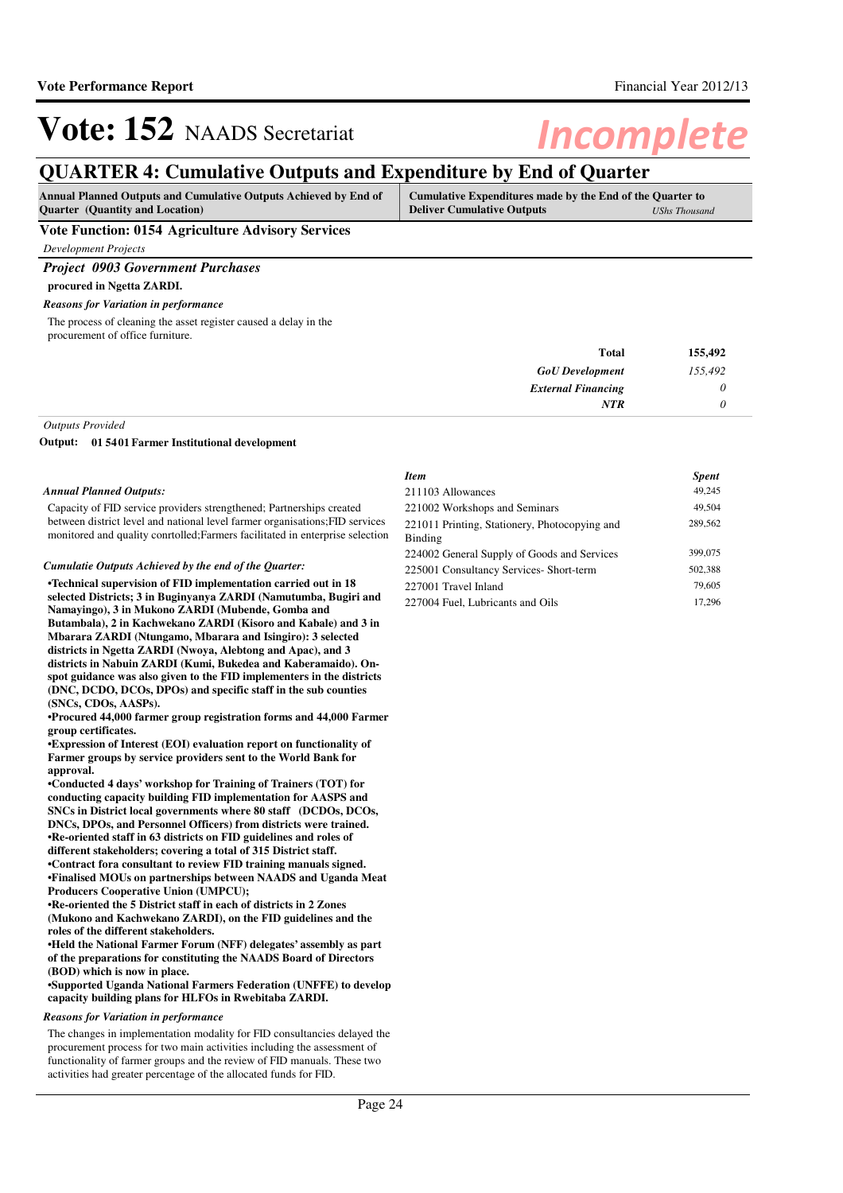# Vote: 152 NAADS Secretariat

*Incomplete*

## QUARTER 4: Cumulative Outputs and Expenditure by End of Quarter

| Annual Planned Outputs and Cumulative Outputs Achieved by End of Quarter (Quantity and Location) | Cumulative Expenditures made by the End of the Quarter to Deliver Cumulative Outputs *UShs Thousand* |
|---|---|

### Vote Function: 0154 Agriculture Advisory Services

*Development Projects*

#### *Project 0903 Government Purchases*

**procured in Ngetta ZARDI.**

*Reasons for Variation in performance*

The process of cleaning the asset register caused a delay in the procurement of office furniture.

| | |
|---|---|
| **Total** | **155,492** |
| ***GoU Development*** | *155,492* |
| ***External Financing*** | *0* |
| ***NTR*** | *0* |

*Outputs Provided*

**Output: 01 5401 Farmer Institutional development**

*Annual Planned Outputs:*

Capacity of FID service providers strengthened; Partnerships created between district level and national level farmer organisations;FID services monitored and quality conrtolled;Farmers facilitated in enterprise selection

*Cumulatie Outputs Achieved by the end of the Quarter:*

**•Technical supervision of FID implementation carried out in 18 selected Districts; 3 in Buginyanya ZARDI (Namutumba, Bugiri and Namayingo), 3 in Mukono ZARDI (Mubende, Gomba and Butambala), 2 in Kachwekano ZARDI (Kisoro and Kabale) and 3 in Mbarara ZARDI (Ntungamo, Mbarara and Isingiro): 3 selected districts in Ngetta ZARDI (Nwoya, Alebtong and Apac), and 3 districts in Nabuin ZARDI (Kumi, Bukedea and Kaberamaido). On-spot guidance was also given to the FID implementers in the districts (DNC, DCDO, DCOs, DPOs) and specific staff in the sub counties (SNCs, CDOs, AASPs).**
**•Procured 44,000 farmer group registration forms and 44,000 Farmer group certificates.**
**•Expression of Interest (EOI) evaluation report on functionality of Farmer groups by service providers sent to the World Bank for approval.**
**•Conducted 4 days' workshop for Training of Trainers (TOT) for conducting capacity building FID implementation for AASPS and SNCs in District local governments where 80 staff (DCDOs, DCOs, DNCs, DPOs, and Personnel Officers) from districts were trained.**
**•Re-oriented staff in 63 districts on FID guidelines and roles of different stakeholders; covering a total of 315 District staff.**
**•Contract fora consultant to review FID training manuals signed.**
**•Finalised MOUs on partnerships between NAADS and Uganda Meat Producers Cooperative Union (UMPCU);**
**•Re-oriented the 5 District staff in each of districts in 2 Zones (Mukono and Kachwekano ZARDI), on the FID guidelines and the roles of the different stakeholders.**
**•Held the National Farmer Forum (NFF) delegates' assembly as part of the preparations for constituting the NAADS Board of Directors (BOD) which is now in place.**
**•Supported Uganda National Farmers Federation (UNFFE) to develop capacity building plans for HLFOs in Rwebitaba ZARDI.**

*Reasons for Variation in performance*

The changes in implementation modality for FID consultancies delayed the procurement process for two main activities including the assessment of functionality of farmer groups and the review of FID manuals. These two activities had greater percentage of the allocated funds for FID.

| *Item* | *Spent* |
|---|---|
| 211103 Allowances | 49,245 |
| 221002 Workshops and Seminars | 49,504 |
| 221011 Printing, Stationery, Photocopying and Binding | 289,562 |
| 224002 General Supply of Goods and Services | 399,075 |
| 225001 Consultancy Services- Short-term | 502,388 |
| 227001 Travel Inland | 79,605 |
| 227004 Fuel, Lubricants and Oils | 17,296 |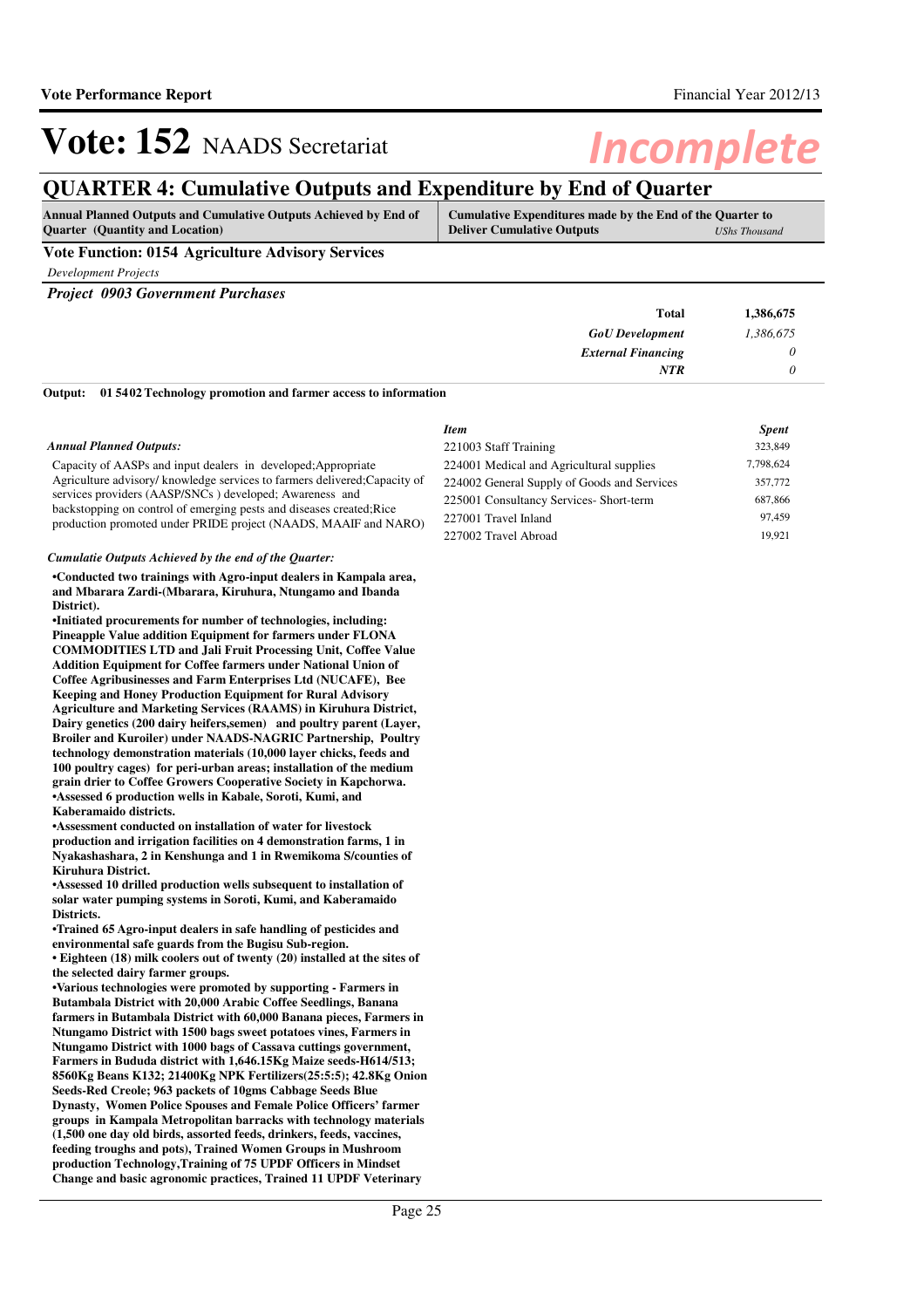# Vote: 152 NAADS Secretariat

*Incomplete*

## QUARTER 4: Cumulative Outputs and Expenditure by End of Quarter

| Annual Planned Outputs and Cumulative Outputs Achieved by End of Quarter (Quantity and Location) | Cumulative Expenditures made by the End of the Quarter to Deliver Cumulative Outputs | *UShs Thousand* |
|---|---|---|

**Vote Function: 0154 Agriculture Advisory Services**

*Development Projects*

***Project 0903 Government Purchases***

| | |
|---|---|
| **Total** | **1,386,675** |
| ***GoU Development*** | *1,386,675* |
| ***External Financing*** | *0* |
| ***NTR*** | *0* |

**Output: 01 5402 Technology promotion and farmer access to information**

*Annual Planned Outputs:*

Capacity of AASPs and input dealers in developed;Appropriate Agriculture advisory/ knowledge services to farmers delivered;Capacity of services providers (AASP/SNCs ) developed; Awareness and backstopping on control of emerging pests and diseases created;Rice production promoted under PRIDE project (NAADS, MAAIF and NARO)

| *Item* | *Spent* |
|---|---|
| 221003 Staff Training | 323,849 |
| 224001 Medical and Agricultural supplies | 7,798,624 |
| 224002 General Supply of Goods and Services | 357,772 |
| 225001 Consultancy Services- Short-term | 687,866 |
| 227001 Travel Inland | 97,459 |
| 227002 Travel Abroad | 19,921 |

*Cumulatie Outputs Achieved by the end of the Quarter:*

**•Conducted two trainings with Agro-input dealers in Kampala area, and Mbarara Zardi-(Mbarara, Kiruhura, Ntungamo and Ibanda District).**
**•Initiated procurements for number of technologies, including: Pineapple Value addition Equipment for farmers under FLONA COMMODITIES LTD and Jali Fruit Processing Unit, Coffee Value Addition Equipment for Coffee farmers under National Union of Coffee Agribusinesses and Farm Enterprises Ltd (NUCAFE), Bee Keeping and Honey Production Equipment for Rural Advisory Agriculture and Marketing Services (RAAMS) in Kiruhura District, Dairy genetics (200 dairy heifers,semen) and poultry parent (Layer, Broiler and Kuroiler) under NAADS-NAGRIC Partnership, Poultry technology demonstration materials (10,000 layer chicks, feeds and 100 poultry cages) for peri-urban areas; installation of the medium grain drier to Coffee Growers Cooperative Society in Kapchorwa.**
**•Assessed 6 production wells in Kabale, Soroti, Kumi, and Kaberamaido districts.**
**•Assessment conducted on installation of water for livestock production and irrigation facilities on 4 demonstration farms, 1 in Nyakashashara, 2 in Kenshunga and 1 in Rwemikoma S/counties of Kiruhura District.**
**•Assessed 10 drilled production wells subsequent to installation of solar water pumping systems in Soroti, Kumi, and Kaberamaido Districts.**
**•Trained 65 Agro-input dealers in safe handling of pesticides and environmental safe guards from the Bugisu Sub-region.**
**• Eighteen (18) milk coolers out of twenty (20) installed at the sites of the selected dairy farmer groups.**
**•Various technologies were promoted by supporting - Farmers in Butambala District with 20,000 Arabic Coffee Seedlings, Banana farmers in Butambala District with 60,000 Banana pieces, Farmers in Ntungamo District with 1500 bags sweet potatoes vines, Farmers in Ntungamo District with 1000 bags of Cassava cuttings government, Farmers in Bududa district with 1,646.15Kg Maize seeds-H614/513; 8560Kg Beans K132; 21400Kg NPK Fertilizers(25:5:5); 42.8Kg Onion Seeds-Red Creole; 963 packets of 10gms Cabbage Seeds Blue Dynasty, Women Police Spouses and Female Police Officers' farmer groups in Kampala Metropolitan barracks with technology materials (1,500 one day old birds, assorted feeds, drinkers, feeds, vaccines, feeding troughs and pots), Trained Women Groups in Mushroom production Technology,Training of 75 UPDF Officers in Mindset Change and basic agronomic practices, Trained 11 UPDF Veterinary**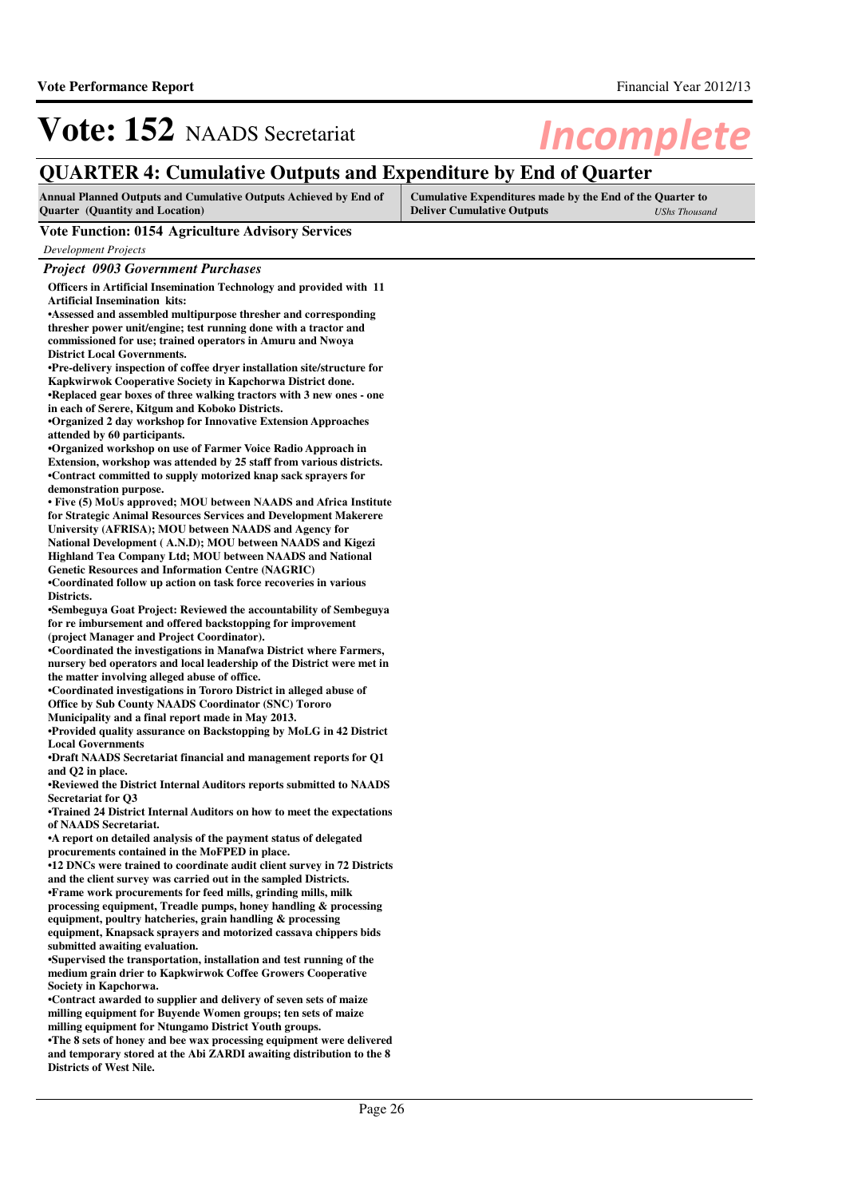# Vote: 152 NAADS Secretariat

*Incomplete*

## QUARTER 4: Cumulative Outputs and Expenditure by End of Quarter

| Annual Planned Outputs and Cumulative Outputs Achieved by End of Quarter (Quantity and Location) | Cumulative Expenditures made by the End of the Quarter to Deliver Cumulative Outputs *UShs Thousand* |
|---|---|

### Vote Function: 0154 Agriculture Advisory Services

*Development Projects*

### *Project 0903 Government Purchases*

**Officers in Artificial Insemination Technology and provided with 11 Artificial Insemination kits:**
**•Assessed and assembled multipurpose thresher and corresponding thresher power unit/engine; test running done with a tractor and commissioned for use; trained operators in Amuru and Nwoya District Local Governments.**
**•Pre-delivery inspection of coffee dryer installation site/structure for Kapkwirwok Cooperative Society in Kapchorwa District done.**
**•Replaced gear boxes of three walking tractors with 3 new ones - one in each of Serere, Kitgum and Koboko Districts.**
**•Organized 2 day workshop for Innovative Extension Approaches attended by 60 participants.**
**•Organized workshop on use of Farmer Voice Radio Approach in Extension, workshop was attended by 25 staff from various districts.**
**•Contract committed to supply motorized knap sack sprayers for demonstration purpose.**
**• Five (5) MoUs approved; MOU between NAADS and Africa Institute for Strategic Animal Resources Services and Development Makerere University (AFRISA); MOU between NAADS and Agency for National Development ( A.N.D); MOU between NAADS and Kigezi Highland Tea Company Ltd; MOU between NAADS and National Genetic Resources and Information Centre (NAGRIC)**
**•Coordinated follow up action on task force recoveries in various Districts.**
**•Sembeguya Goat Project: Reviewed the accountability of Sembeguya for re imbursement and offered backstopping for improvement (project Manager and Project Coordinator).**
**•Coordinated the investigations in Manafwa District where Farmers, nursery bed operators and local leadership of the District were met in the matter involving alleged abuse of office.**
**•Coordinated investigations in Tororo District in alleged abuse of Office by Sub County NAADS Coordinator (SNC) Tororo Municipality and a final report made in May 2013.**
**•Provided quality assurance on Backstopping by MoLG in 42 District Local Governments**
**•Draft NAADS Secretariat financial and management reports for Q1 and Q2 in place.**
**•Reviewed the District Internal Auditors reports submitted to NAADS Secretariat for Q3**
**•Trained 24 District Internal Auditors on how to meet the expectations of NAADS Secretariat.**
**•A report on detailed analysis of the payment status of delegated procurements contained in the MoFPED in place.**
**•12 DNCs were trained to coordinate audit client survey in 72 Districts and the client survey was carried out in the sampled Districts.**
**•Frame work procurements for feed mills, grinding mills, milk processing equipment, Treadle pumps, honey handling & processing equipment, poultry hatcheries, grain handling & processing equipment, Knapsack sprayers and motorized cassava chippers bids submitted awaiting evaluation.**
**•Supervised the transportation, installation and test running of the medium grain drier to Kapkwirwok Coffee Growers Cooperative Society in Kapchorwa.**
**•Contract awarded to supplier and delivery of seven sets of maize milling equipment for Buyende Women groups; ten sets of maize milling equipment for Ntungamo District Youth groups.**
**•The 8 sets of honey and bee wax processing equipment were delivered and temporary stored at the Abi ZARDI awaiting distribution to the 8 Districts of West Nile.**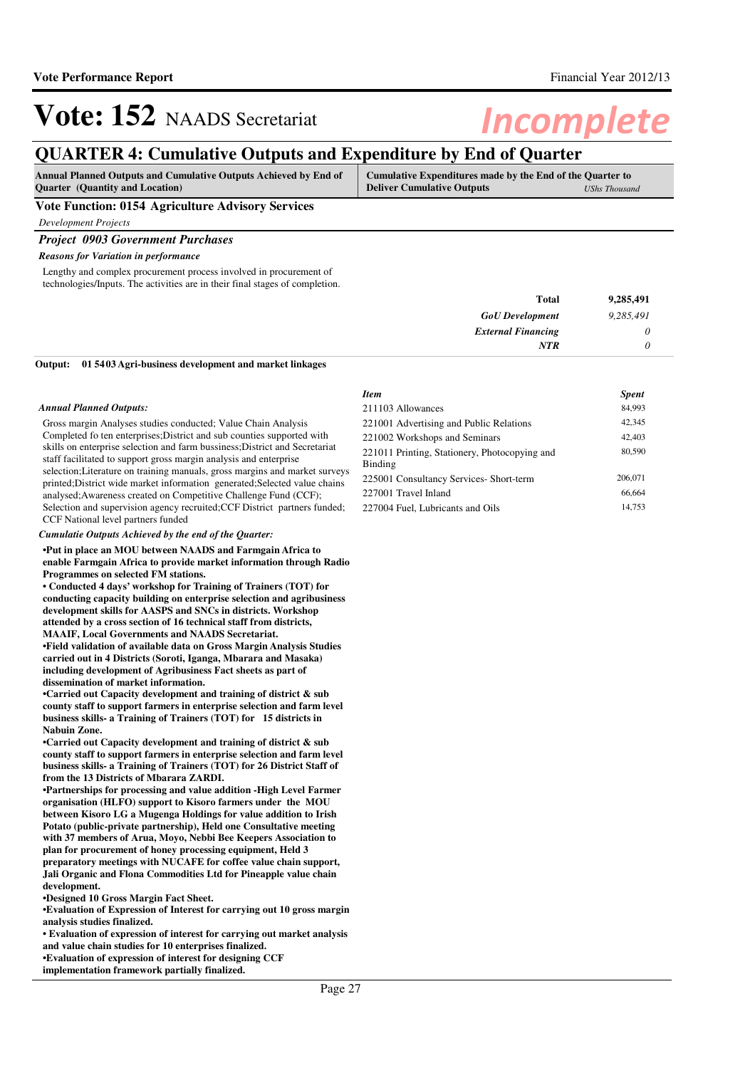# Vote: 152 NAADS Secretariat

*Incomplete*

## QUARTER 4: Cumulative Outputs and Expenditure by End of Quarter

| Annual Planned Outputs and Cumulative Outputs Achieved by End of Quarter (Quantity and Location) | Cumulative Expenditures made by the End of the Quarter to Deliver Cumulative Outputs *UShs Thousand* |
|---|---|

### Vote Function: 0154 Agriculture Advisory Services

*Development Projects*

### *Project 0903 Government Purchases*

***Reasons for Variation in performance***

Lengthy and complex procurement process involved in procurement of technologies/Inputs. The activities are in their final stages of completion.

| | |
|---|---|
| **Total** | **9,285,491** |
| ***GoU Development*** | *9,285,491* |
| ***External Financing*** | *0* |
| ***NTR*** | *0* |

**Output: 01 5403 Agri-business development and market linkages**

***Annual Planned Outputs:***

Gross margin Analyses studies conducted; Value Chain Analysis Completed fo ten enterprises;District and sub counties supported with skills on enterprise selection and farm bussiness;District and Secretariat staff facilitated to support gross margin analysis and enterprise selection;Literature on training manuals, gross margins and market surveys printed;District wide market information generated;Selected value chains analysed;Awareness created on Competitive Challenge Fund (CCF); Selection and supervision agency recruited;CCF District partners funded; CCF National level partners funded

***Cumulatie Outputs Achieved by the end of the Quarter:***

**•Put in place an MOU between NAADS and Farmgain Africa to enable Farmgain Africa to provide market information through Radio Programmes on selected FM stations.**
**• Conducted 4 days' workshop for Training of Trainers (TOT) for conducting capacity building on enterprise selection and agribusiness development skills for AASPS and SNCs in districts. Workshop attended by a cross section of 16 technical staff from districts, MAAIF, Local Governments and NAADS Secretariat.**
**•Field validation of available data on Gross Margin Analysis Studies carried out in 4 Districts (Soroti, Iganga, Mbarara and Masaka) including development of Agribusiness Fact sheets as part of dissemination of market information.**
**•Carried out Capacity development and training of district & sub county staff to support farmers in enterprise selection and farm level business skills- a Training of Trainers (TOT) for 15 districts in Nabuin Zone.**
**•Carried out Capacity development and training of district & sub county staff to support farmers in enterprise selection and farm level business skills- a Training of Trainers (TOT) for 26 District Staff of from the 13 Districts of Mbarara ZARDI.**
**•Partnerships for processing and value addition -High Level Farmer organisation (HLFO) support to Kisoro farmers under the MOU between Kisoro LG a Mugenga Holdings for value addition to Irish Potato (public-private partnership), Held one Consultative meeting with 37 members of Arua, Moyo, Nebbi Bee Keepers Association to plan for procurement of honey processing equipment, Held 3 preparatory meetings with NUCAFE for coffee value chain support, Jali Organic and Flona Commodities Ltd for Pineapple value chain development.**
**•Designed 10 Gross Margin Fact Sheet.**
**•Evaluation of Expression of Interest for carrying out 10 gross margin analysis studies finalized.**
**• Evaluation of expression of interest for carrying out market analysis and value chain studies for 10 enterprises finalized.**
**•Evaluation of expression of interest for designing CCF implementation framework partially finalized.**

| *Item* | *Spent* |
|---|---|
| 211103 Allowances | 84,993 |
| 221001 Advertising and Public Relations | 42,345 |
| 221002 Workshops and Seminars | 42,403 |
| 221011 Printing, Stationery, Photocopying and Binding | 80,590 |
| 225001 Consultancy Services- Short-term | 206,071 |
| 227001 Travel Inland | 66,664 |
| 227004 Fuel, Lubricants and Oils | 14,753 |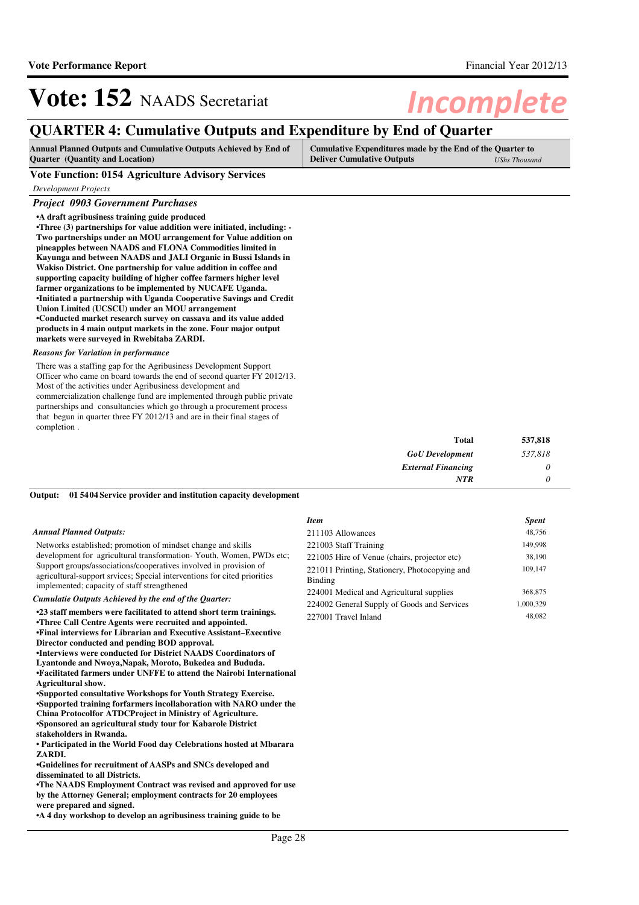# Vote: 152 NAADS Secretariat

## QUARTER 4: Cumulative Outputs and Expenditure by End of Quarter

| Annual Planned Outputs and Cumulative Outputs Achieved by End of Quarter (Quantity and Location) | Cumulative Expenditures made by the End of the Quarter to Deliver Cumulative Outputs *UShs Thousand* |
|---|---|

### Vote Function: 0154 Agriculture Advisory Services

*Development Projects*

### *Project 0903 Government Purchases*

**•A draft agribusiness training guide produced**
**•Three (3) partnerships for value addition were initiated, including: - Two partnerships under an MOU arrangement for Value addition on pineapples between NAADS and FLONA Commodities limited in Kayunga and between NAADS and JALI Organic in Bussi Islands in Wakiso District. One partnership for value addition in coffee and supporting capacity building of higher coffee farmers higher level farmer organizations to be implemented by NUCAFE Uganda.**
**•Initiated a partnership with Uganda Cooperative Savings and Credit Union Limited (UCSCU) under an MOU arrangement**
**•Conducted market research survey on cassava and its value added products in 4 main output markets in the zone. Four major output markets were surveyed in Rwebitaba ZARDI.**

*Reasons for Variation in performance*

There was a staffing gap for the Agribusiness Development Support Officer who came on board towards the end of second quarter FY 2012/13. Most of the activities under Agribusiness development and commercialization challenge fund are implemented through public private partnerships and consultancies which go through a procurement process that begun in quarter three FY 2012/13 and are in their final stages of completion .

| | |
|---|---|
| **Total** | **537,818** |
| *GoU Development* | *537,818* |
| *External Financing* | *0* |
| *NTR* | *0* |

**Output: 01 5404 Service provider and institution capacity development**

*Annual Planned Outputs:*

Networks established; promotion of mindset change and skills development for agricultural transformation- Youth, Women, PWDs etc; Support groups/associations/cooperatives involved in provision of agricultural-support srvices; Special interventions for cited priorities implemented; capacity of staff strengthened

*Cumulatie Outputs Achieved by the end of the Quarter:*

**•23 staff members were facilitated to attend short term trainings.**
**•Three Call Centre Agents were recruited and appointed.**
**•Final interviews for Librarian and Executive Assistant–Executive Director conducted and pending BOD approval.**
**•Interviews were conducted for District NAADS Coordinators of Lyantonde and Nwoya,Napak, Moroto, Bukedea and Bududa.**
**•Facilitated farmers under UNFFE to attend the Nairobi International Agricultural show.**
**•Supported consultative Workshops for Youth Strategy Exercise.**
**•Supported training forfarmers incollaboration with NARO under the China Protocolfor ATDCProject in Ministry of Agriculture.**
**•Sponsored an agricultural study tour for Kabarole District stakeholders in Rwanda.**
**• Participated in the World Food day Celebrations hosted at Mbarara ZARDI.**
**•Guidelines for recruitment of AASPs and SNCs developed and disseminated to all Districts.**
**•The NAADS Employment Contract was revised and approved for use by the Attorney General; employment contracts for 20 employees were prepared and signed.**
**•A 4 day workshop to develop an agribusiness training guide to be**

| *Item* | *Spent* |
|---|---|
| 211103 Allowances | 48,756 |
| 221003 Staff Training | 149,998 |
| 221005 Hire of Venue (chairs, projector etc) | 38,190 |
| 221011 Printing, Stationery, Photocopying and Binding | 109,147 |
| 224001 Medical and Agricultural supplies | 368,875 |
| 224002 General Supply of Goods and Services | 1,000,329 |
| 227001 Travel Inland | 48,082 |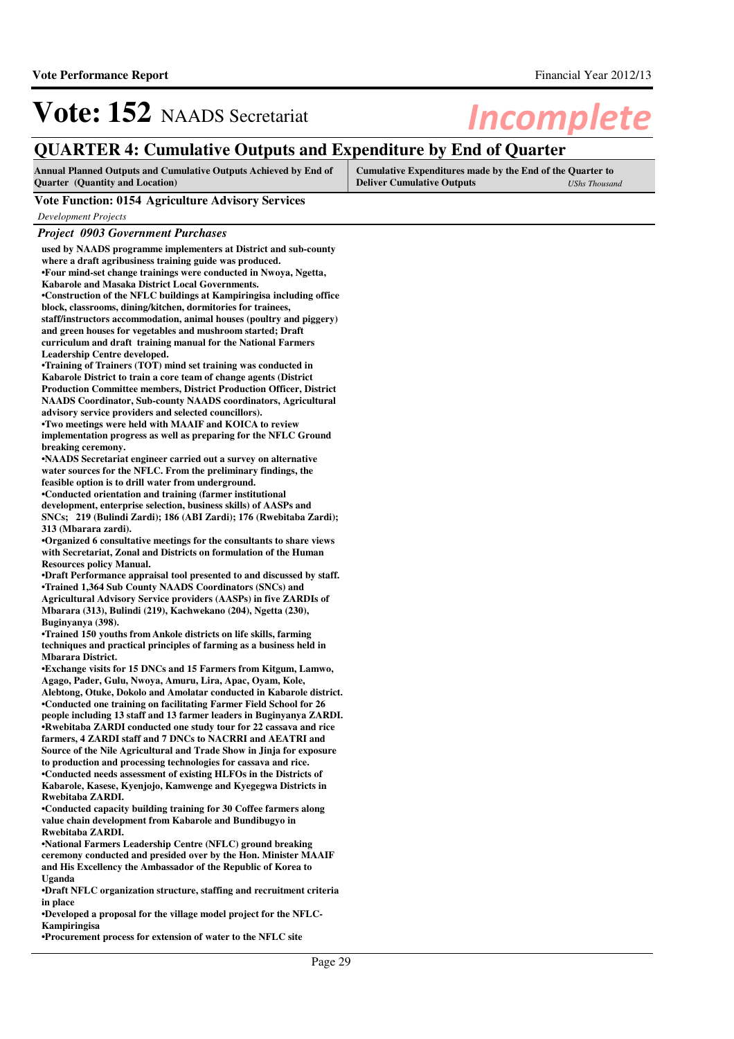# Vote: 152 NAADS Secretariat

## QUARTER 4: Cumulative Outputs and Expenditure by End of Quarter

| Annual Planned Outputs and Cumulative Outputs Achieved by End of Quarter (Quantity and Location) | Cumulative Expenditures made by the End of the Quarter to Deliver Cumulative Outputs *UShs Thousand* |
|---|---|

**Vote Function: 0154 Agriculture Advisory Services**

*Development Projects*

***Project 0903 Government Purchases***

**used by NAADS programme implementers at District and sub-county where a draft agribusiness training guide was produced.**
**•Four mind-set change trainings were conducted in Nwoya, Ngetta, Kabarole and Masaka District Local Governments.**
**•Construction of the NFLC buildings at Kampiringisa including office block, classrooms, dining/kitchen, dormitories for trainees, staff/instructors accommodation, animal houses (poultry and piggery) and green houses for vegetables and mushroom started; Draft curriculum and draft training manual for the National Farmers Leadership Centre developed.**
**•Training of Trainers (TOT) mind set training was conducted in Kabarole District to train a core team of change agents (District Production Committee members, District Production Officer, District NAADS Coordinator, Sub-county NAADS coordinators, Agricultural advisory service providers and selected councillors).**
**•Two meetings were held with MAAIF and KOICA to review implementation progress as well as preparing for the NFLC Ground breaking ceremony.**
**•NAADS Secretariat engineer carried out a survey on alternative water sources for the NFLC. From the preliminary findings, the feasible option is to drill water from underground.**
**•Conducted orientation and training (farmer institutional development, enterprise selection, business skills) of AASPs and SNCs; 219 (Bulindi Zardi); 186 (ABI Zardi); 176 (Rwebitaba Zardi); 313 (Mbarara zardi).**
**•Organized 6 consultative meetings for the consultants to share views with Secretariat, Zonal and Districts on formulation of the Human Resources policy Manual.**
**•Draft Performance appraisal tool presented to and discussed by staff.**
**•Trained 1,364 Sub County NAADS Coordinators (SNCs) and Agricultural Advisory Service providers (AASPs) in five ZARDIs of Mbarara (313), Bulindi (219), Kachwekano (204), Ngetta (230), Buginyanya (398).**
**•Trained 150 youths from Ankole districts on life skills, farming techniques and practical principles of farming as a business held in Mbarara District.**
**•Exchange visits for 15 DNCs and 15 Farmers from Kitgum, Lamwo, Agago, Pader, Gulu, Nwoya, Amuru, Lira, Apac, Oyam, Kole, Alebtong, Otuke, Dokolo and Amolatar conducted in Kabarole district.**
**•Conducted one training on facilitating Farmer Field School for 26 people including 13 staff and 13 farmer leaders in Buginyanya ZARDI.**
**•Rwebitaba ZARDI conducted one study tour for 22 cassava and rice farmers, 4 ZARDI staff and 7 DNCs to NACRRI and AEATRI and Source of the Nile Agricultural and Trade Show in Jinja for exposure to production and processing technologies for cassava and rice.**
**•Conducted needs assessment of existing HLFOs in the Districts of Kabarole, Kasese, Kyenjojo, Kamwenge and Kyegegwa Districts in Rwebitaba ZARDI.**
**•Conducted capacity building training for 30 Coffee farmers along value chain development from Kabarole and Bundibugyo in Rwebitaba ZARDI.**
**•National Farmers Leadership Centre (NFLC) ground breaking ceremony conducted and presided over by the Hon. Minister MAAIF and His Excellency the Ambassador of the Republic of Korea to Uganda**
**•Draft NFLC organization structure, staffing and recruitment criteria in place**
**•Developed a proposal for the village model project for the NFLC-Kampiringisa**
**•Procurement process for extension of water to the NFLC site**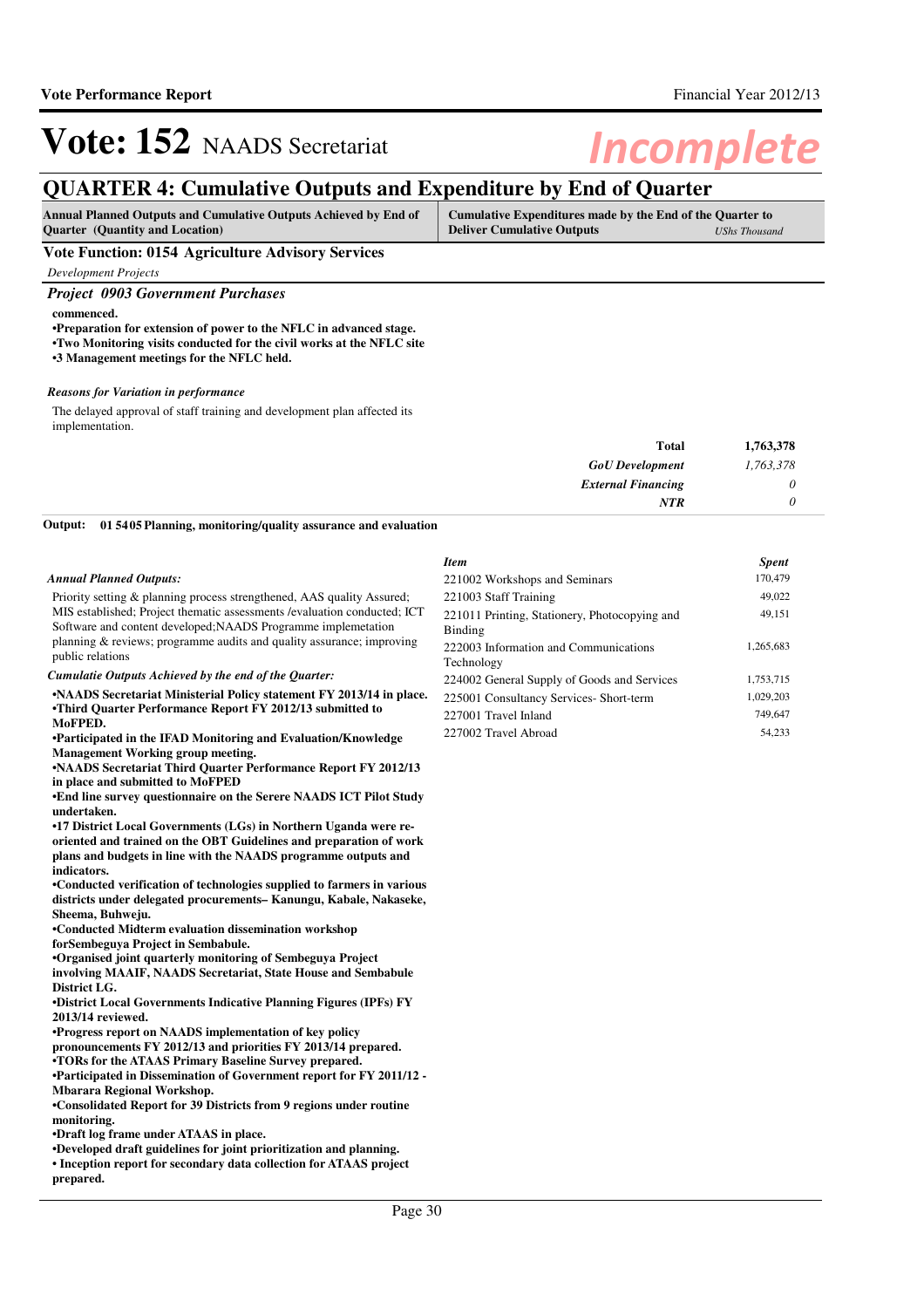# Vote: 152 NAADS Secretariat

*Incomplete*

## QUARTER 4: Cumulative Outputs and Expenditure by End of Quarter

| Annual Planned Outputs and Cumulative Outputs Achieved by End of Quarter (Quantity and Location) | Cumulative Expenditures made by the End of the Quarter to Deliver Cumulative Outputs *UShs Thousand* |
|---|---|

### Vote Function: 0154 Agriculture Advisory Services

*Development Projects*

#### *Project 0903 Government Purchases*

**commenced.**
**•Preparation for extension of power to the NFLC in advanced stage.**
**•Two Monitoring visits conducted for the civil works at the NFLC site**
**•3 Management meetings for the NFLC held.**

*Reasons for Variation in performance*

The delayed approval of staff training and development plan affected its implementation.

| | |
|---|---|
| **Total** | **1,763,378** |
| ***GoU Development*** | *1,763,378* |
| ***External Financing*** | *0* |
| ***NTR*** | *0* |

**Output: 01 5405 Planning, monitoring/quality assurance and evaluation**

*Annual Planned Outputs:*

Priority setting & planning process strengthened, AAS quality Assured; MIS established; Project thematic assessments /evaluation conducted; ICT Software and content developed;NAADS Programme implemetation planning & reviews; programme audits and quality assurance; improving public relations

*Cumulatie Outputs Achieved by the end of the Quarter:*

**•NAADS Secretariat Ministerial Policy statement FY 2013/14 in place.**
**•Third Quarter Performance Report FY 2012/13 submitted to MoFPED.**
**•Participated in the IFAD Monitoring and Evaluation/Knowledge Management Working group meeting.**
**•NAADS Secretariat Third Quarter Performance Report FY 2012/13 in place and submitted to MoFPED**
**•End line survey questionnaire on the Serere NAADS ICT Pilot Study undertaken.**
**•17 District Local Governments (LGs) in Northern Uganda were re-oriented and trained on the OBT Guidelines and preparation of work plans and budgets in line with the NAADS programme outputs and indicators.**
**•Conducted verification of technologies supplied to farmers in various districts under delegated procurements– Kanungu, Kabale, Nakaseke, Sheema, Buhweju.**
**•Conducted Midterm evaluation dissemination workshop forSembeguya Project in Sembabule.**
**•Organised joint quarterly monitoring of Sembeguya Project involving MAAIF, NAADS Secretariat, State House and Sembabule District LG.**
**•District Local Governments Indicative Planning Figures (IPFs) FY 2013/14 reviewed.**
**•Progress report on NAADS implementation of key policy pronouncements FY 2012/13 and priorities FY 2013/14 prepared.**
**•TORs for the ATAAS Primary Baseline Survey prepared.**
**•Participated in Dissemination of Government report for FY 2011/12 - Mbarara Regional Workshop.**
**•Consolidated Report for 39 Districts from 9 regions under routine monitoring.**
**•Draft log frame under ATAAS in place.**
**•Developed draft guidelines for joint prioritization and planning.**
**• Inception report for secondary data collection for ATAAS project prepared.**

| *Item* | *Spent* |
|---|---|
| 221002 Workshops and Seminars | 170,479 |
| 221003 Staff Training | 49,022 |
| 221011 Printing, Stationery, Photocopying and Binding | 49,151 |
| 222003 Information and Communications Technology | 1,265,683 |
| 224002 General Supply of Goods and Services | 1,753,715 |
| 225001 Consultancy Services- Short-term | 1,029,203 |
| 227001 Travel Inland | 749,647 |
| 227002 Travel Abroad | 54,233 |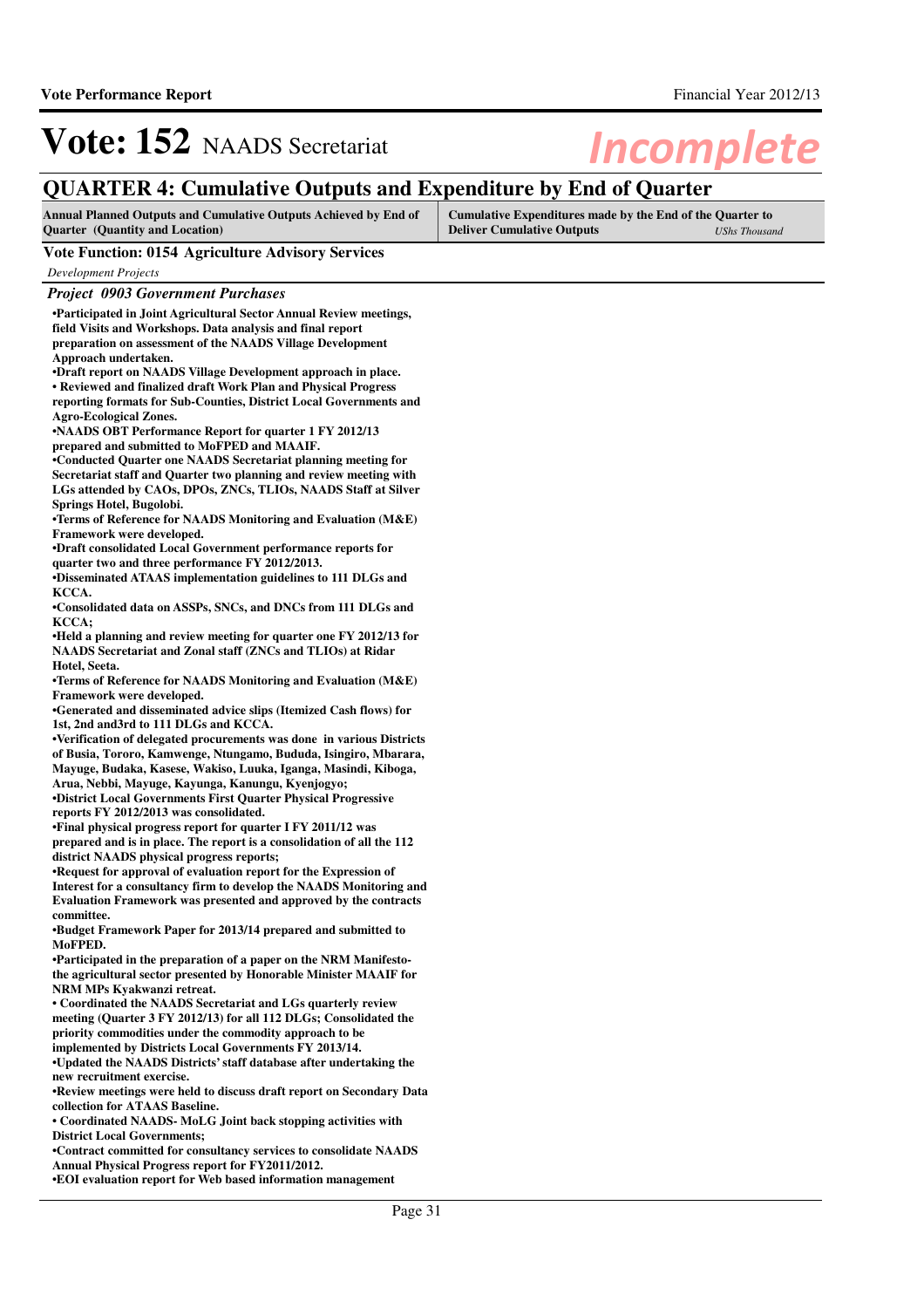# Vote: 152 NAADS Secretariat

*Incomplete*

## QUARTER 4: Cumulative Outputs and Expenditure by End of Quarter

| Annual Planned Outputs and Cumulative Outputs Achieved by End of Quarter (Quantity and Location) | Cumulative Expenditures made by the End of the Quarter to Deliver Cumulative Outputs *UShs Thousand* |
|---|---|

### Vote Function: 0154 Agriculture Advisory Services

*Development Projects*

### *Project 0903 Government Purchases*

**•Participated in Joint Agricultural Sector Annual Review meetings, field Visits and Workshops. Data analysis and final report preparation on assessment of the NAADS Village Development Approach undertaken.**
**•Draft report on NAADS Village Development approach in place.**
**• Reviewed and finalized draft Work Plan and Physical Progress reporting formats for Sub-Counties, District Local Governments and Agro-Ecological Zones.**
**•NAADS OBT Performance Report for quarter 1 FY 2012/13 prepared and submitted to MoFPED and MAAIF.**
**•Conducted Quarter one NAADS Secretariat planning meeting for Secretariat staff and Quarter two planning and review meeting with LGs attended by CAOs, DPOs, ZNCs, TLIOs, NAADS Staff at Silver Springs Hotel, Bugolobi.**
**•Terms of Reference for NAADS Monitoring and Evaluation (M&E) Framework were developed.**
**•Draft consolidated Local Government performance reports for quarter two and three performance FY 2012/2013.**
**•Disseminated ATAAS implementation guidelines to 111 DLGs and KCCA.**
**•Consolidated data on ASSPs, SNCs, and DNCs from 111 DLGs and KCCA;**
**•Held a planning and review meeting for quarter one FY 2012/13 for NAADS Secretariat and Zonal staff (ZNCs and TLIOs) at Ridar Hotel, Seeta.**
**•Terms of Reference for NAADS Monitoring and Evaluation (M&E) Framework were developed.**
**•Generated and disseminated advice slips (Itemized Cash flows) for 1st, 2nd and3rd to 111 DLGs and KCCA.**
**•Verification of delegated procurements was done in various Districts of Busia, Tororo, Kamwenge, Ntungamo, Bududa, Isingiro, Mbarara, Mayuge, Budaka, Kasese, Wakiso, Luuka, Iganga, Masindi, Kiboga, Arua, Nebbi, Mayuge, Kayunga, Kanungu, Kyenjogyo;**
**•District Local Governments First Quarter Physical Progressive reports FY 2012/2013 was consolidated.**
**•Final physical progress report for quarter I FY 2011/12 was prepared and is in place. The report is a consolidation of all the 112 district NAADS physical progress reports;**
**•Request for approval of evaluation report for the Expression of Interest for a consultancy firm to develop the NAADS Monitoring and Evaluation Framework was presented and approved by the contracts committee.**
**•Budget Framework Paper for 2013/14 prepared and submitted to MoFPED.**
**•Participated in the preparation of a paper on the NRM Manifesto-the agricultural sector presented by Honorable Minister MAAIF for NRM MPs Kyakwanzi retreat.**
**• Coordinated the NAADS Secretariat and LGs quarterly review meeting (Quarter 3 FY 2012/13) for all 112 DLGs; Consolidated the priority commodities under the commodity approach to be implemented by Districts Local Governments FY 2013/14.**
**•Updated the NAADS Districts' staff database after undertaking the new recruitment exercise.**
**•Review meetings were held to discuss draft report on Secondary Data collection for ATAAS Baseline.**
**• Coordinated NAADS- MoLG Joint back stopping activities with District Local Governments;**
**•Contract committed for consultancy services to consolidate NAADS Annual Physical Progress report for FY2011/2012.**
**•EOI evaluation report for Web based information management**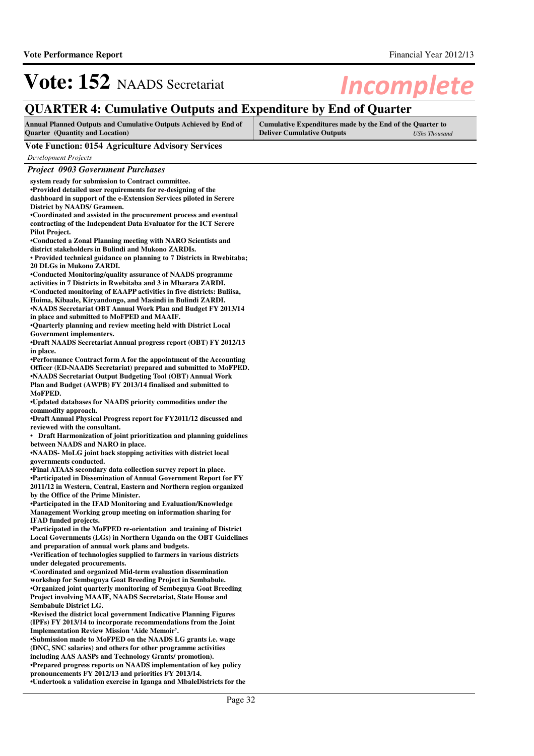# Vote: 152 NAADS Secretariat

*Incomplete*

## QUARTER 4: Cumulative Outputs and Expenditure by End of Quarter

| Annual Planned Outputs and Cumulative Outputs Achieved by End of Quarter (Quantity and Location) | Cumulative Expenditures made by the End of the Quarter to Deliver Cumulative Outputs *UShs Thousand* |
|---|---|

### Vote Function: 0154 Agriculture Advisory Services

*Development Projects*

#### *Project 0903 Government Purchases*

**system ready for submission to Contract committee.**
**•Provided detailed user requirements for re-designing of the dashboard in support of the e-Extension Services piloted in Serere District by NAADS/ Grameen.**
**•Coordinated and assisted in the procurement process and eventual contracting of the Independent Data Evaluator for the ICT Serere Pilot Project.**
**•Conducted a Zonal Planning meeting with NARO Scientists and district stakeholders in Bulindi and Mukono ZARDIs.**
**• Provided technical guidance on planning to 7 Districts in Rwebitaba; 20 DLGs in Mukono ZARDI.**
**•Conducted Monitoring/quality assurance of NAADS programme activities in 7 Districts in Rwebitaba and 3 in Mbarara ZARDI.**
**•Conducted monitoring of EAAPP activities in five districts: Buliisa, Hoima, Kibaale, Kiryandongo, and Masindi in Bulindi ZARDI.**
**•NAADS Secretariat OBT Annual Work Plan and Budget FY 2013/14 in place and submitted to MoFPED and MAAIF.**
**•Quarterly planning and review meeting held with District Local Government implementers.**
**•Draft NAADS Secretariat Annual progress report (OBT) FY 2012/13 in place.**
**•Performance Contract form A for the appointment of the Accounting Officer (ED-NAADS Secretariat) prepared and submitted to MoFPED.**
**•NAADS Secretariat Output Budgeting Tool (OBT) Annual Work Plan and Budget (AWPB) FY 2013/14 finalised and submitted to MoFPED.**
**•Updated databases for NAADS priority commodities under the commodity approach.**
**•Draft Annual Physical Progress report for FY2011/12 discussed and reviewed with the consultant.**
**• Draft Harmonization of joint prioritization and planning guidelines between NAADS and NARO in place.**
**•NAADS- MoLG joint back stopping activities with district local governments conducted.**
**•Final ATAAS secondary data collection survey report in place.**
**•Participated in Dissemination of Annual Government Report for FY 2011/12 in Western, Central, Eastern and Northern region organized by the Office of the Prime Minister.**
**•Participated in the IFAD Monitoring and Evaluation/Knowledge Management Working group meeting on information sharing for IFAD funded projects.**
**•Participated in the MoFPED re-orientation and training of District Local Governments (LGs) in Northern Uganda on the OBT Guidelines and preparation of annual work plans and budgets.**
**•Verification of technologies supplied to farmers in various districts under delegated procurements.**
**•Coordinated and organized Mid-term evaluation dissemination workshop for Sembeguya Goat Breeding Project in Sembabule.**
**•Organized joint quarterly monitoring of Sembeguya Goat Breeding Project involving MAAIF, NAADS Secretariat, State House and Sembabule District LG.**
**•Revised the district local government Indicative Planning Figures (IPFs) FY 2013/14 to incorporate recommendations from the Joint Implementation Review Mission 'Aide Memoir'.**
**•Submission made to MoFPED on the NAADS LG grants i.e. wage (DNC, SNC salaries) and others for other programme activities including AAS AASPs and Technology Grants/ promotion).**
**•Prepared progress reports on NAADS implementation of key policy pronouncements FY 2012/13 and priorities FY 2013/14.**
**•Undertook a validation exercise in Iganga and MbaleDistricts for the**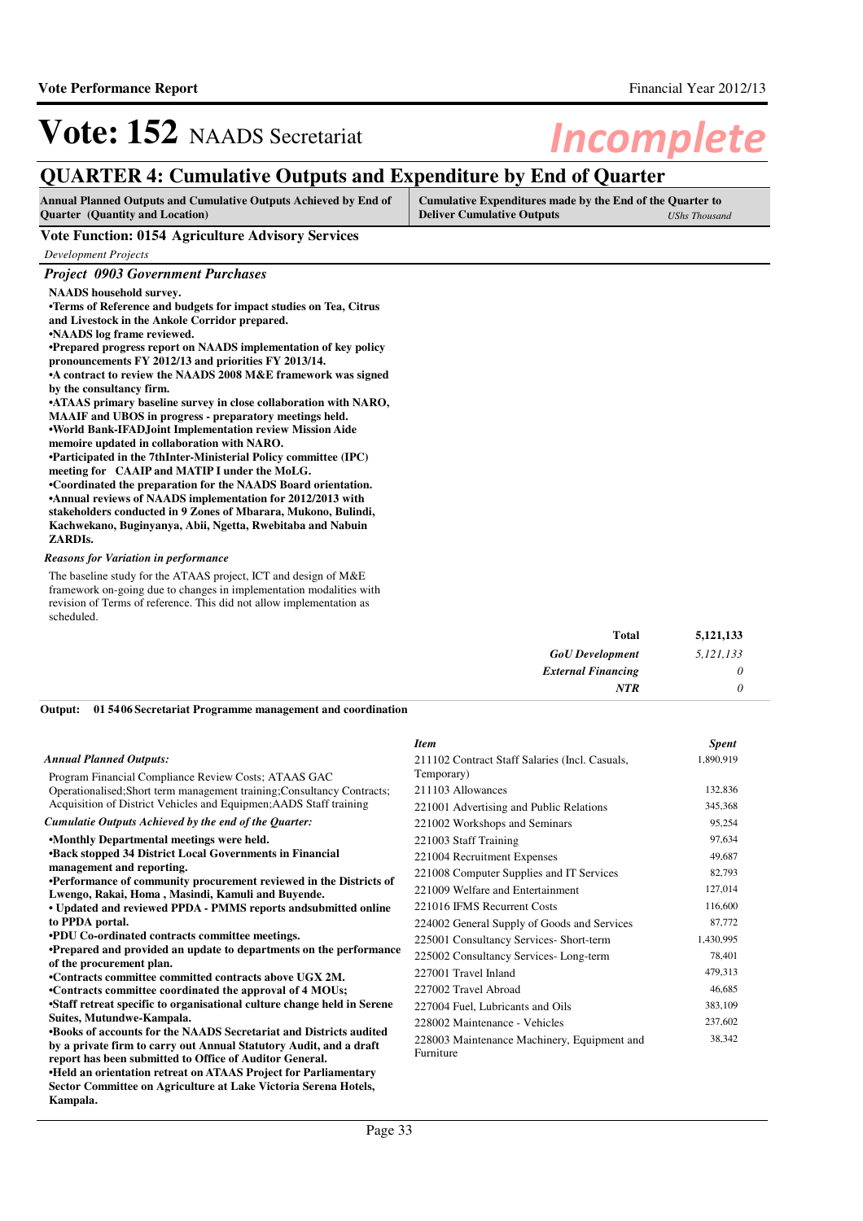# Vote: 152 NAADS Secretariat

*Incomplete*

## QUARTER 4: Cumulative Outputs and Expenditure by End of Quarter

| Annual Planned Outputs and Cumulative Outputs Achieved by End of Quarter (Quantity and Location) | Cumulative Expenditures made by the End of the Quarter to Deliver Cumulative Outputs *UShs Thousand* |
|---|---|

### Vote Function: 0154 Agriculture Advisory Services

*Development Projects*

#### *Project 0903 Government Purchases*

**NAADS household survey.**
**•Terms of Reference and budgets for impact studies on Tea, Citrus and Livestock in the Ankole Corridor prepared.**
**•NAADS log frame reviewed.**
**•Prepared progress report on NAADS implementation of key policy pronouncements FY 2012/13 and priorities FY 2013/14.**
**•A contract to review the NAADS 2008 M&E framework was signed by the consultancy firm.**
**•ATAAS primary baseline survey in close collaboration with NARO, MAAIF and UBOS in progress - preparatory meetings held.**
**•World Bank-IFAD,Joint Implementation review Mission Aide memoire updated in collaboration with NARO.**
**•Participated in the 7thInter-Ministerial Policy committee (IPC) meeting for CAAIP and MATIP I under the MoLG.**
**•Coordinated the preparation for the NAADS Board orientation.**
**•Annual reviews of NAADS implementation for 2012/2013 with stakeholders conducted in 9 Zones of Mbarara, Mukono, Bulindi, Kachwekano, Buginyanya, Abii, Ngetta, Rwebitaba and Nabuin ZARDIs.**

*Reasons for Variation in performance*

The baseline study for the ATAAS project, ICT and design of M&E framework on-going due to changes in implementation modalities with revision of Terms of reference. This did not allow implementation as scheduled.

| | |
|---|---|
| **Total** | **5,121,133** |
| ***GoU Development*** | *5,121,133* |
| ***External Financing*** | *0* |
| ***NTR*** | *0* |

**Output: 01 5406 Secretariat Programme management and coordination**

*Annual Planned Outputs:*

Program Financial Compliance Review Costs; ATAAS GAC Operationalised;Short term management training;Consultancy Contracts; Acquisition of District Vehicles and Equipmen;AADS Staff training

*Cumulatie Outputs Achieved by the end of the Quarter:*

**•Monthly Departmental meetings were held.**
**•Back stopped 34 District Local Governments in Financial management and reporting.**
**•Performance of community procurement reviewed in the Districts of Lwengo, Rakai, Homa , Masindi, Kamuli and Buyende.**
**• Updated and reviewed PPDA - PMMS reports andsubmitted online to PPDA portal.**
**•PDU Co-ordinated contracts committee meetings.**
**•Prepared and provided an update to departments on the performance of the procurement plan.**
**•Contracts committee committed contracts above UGX 2M.**
**•Contracts committee coordinated the approval of 4 MOUs;**
**•Staff retreat specific to organisational culture change held in Serene Suites, Mutundwe-Kampala.**
**•Books of accounts for the NAADS Secretariat and Districts audited by a private firm to carry out Annual Statutory Audit, and a draft report has been submitted to Office of Auditor General.**
**•Held an orientation retreat on ATAAS Project for Parliamentary Sector Committee on Agriculture at Lake Victoria Serena Hotels, Kampala.**

| *Item* | *Spent* |
|---|---|
| 211102 Contract Staff Salaries (Incl. Casuals, Temporary) | 1,890,919 |
| 211103 Allowances | 132,836 |
| 221001 Advertising and Public Relations | 345,368 |
| 221002 Workshops and Seminars | 95,254 |
| 221003 Staff Training | 97,634 |
| 221004 Recruitment Expenses | 49,687 |
| 221008 Computer Supplies and IT Services | 82,793 |
| 221009 Welfare and Entertainment | 127,014 |
| 221016 IFMS Recurrent Costs | 116,600 |
| 224002 General Supply of Goods and Services | 87,772 |
| 225001 Consultancy Services- Short-term | 1,430,995 |
| 225002 Consultancy Services- Long-term | 78,401 |
| 227001 Travel Inland | 479,313 |
| 227002 Travel Abroad | 46,685 |
| 227004 Fuel, Lubricants and Oils | 383,109 |
| 228002 Maintenance - Vehicles | 237,602 |
| 228003 Maintenance Machinery, Equipment and Furniture | 38,342 |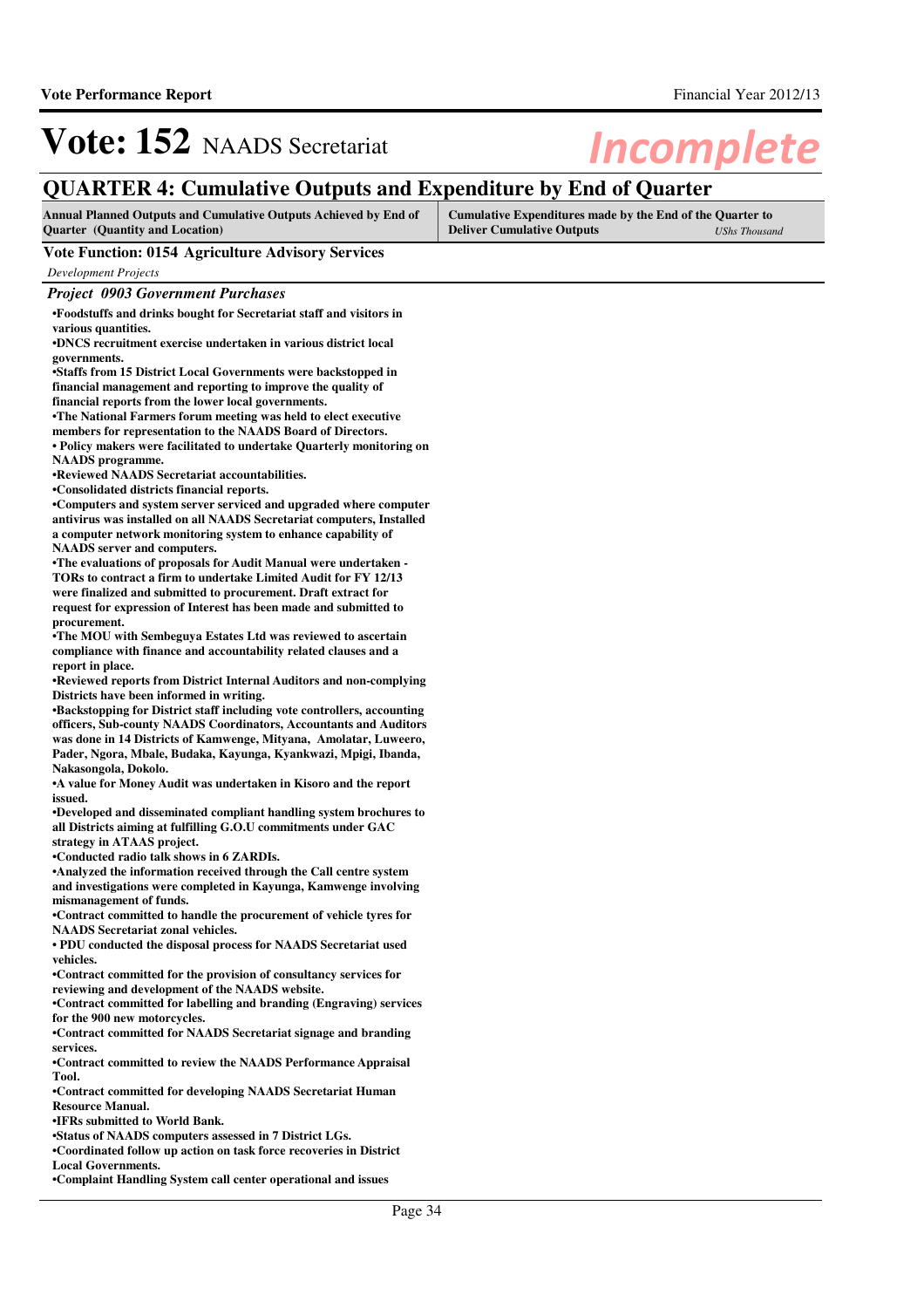# Vote: 152 NAADS Secretariat

*Incomplete*

## QUARTER 4: Cumulative Outputs and Expenditure by End of Quarter

| Annual Planned Outputs and Cumulative Outputs Achieved by End of Quarter (Quantity and Location) | Cumulative Expenditures made by the End of the Quarter to Deliver Cumulative Outputs *UShs Thousand* |
|---|---|

**Vote Function: 0154 Agriculture Advisory Services**

*Development Projects*

***Project 0903 Government Purchases***

**•Foodstuffs and drinks bought for Secretariat staff and visitors in various quantities.**
**•DNCS recruitment exercise undertaken in various district local governments.**
**•Staffs from 15 District Local Governments were backstopped in financial management and reporting to improve the quality of financial reports from the lower local governments.**
**•The National Farmers forum meeting was held to elect executive members for representation to the NAADS Board of Directors.**
**• Policy makers were facilitated to undertake Quarterly monitoring on NAADS programme.**
**•Reviewed NAADS Secretariat accountabilities.**
**•Consolidated districts financial reports.**
**•Computers and system server serviced and upgraded where computer antivirus was installed on all NAADS Secretariat computers, Installed a computer network monitoring system to enhance capability of NAADS server and computers.**
**•The evaluations of proposals for Audit Manual were undertaken - TORs to contract a firm to undertake Limited Audit for FY 12/13 were finalized and submitted to procurement. Draft extract for request for expression of Interest has been made and submitted to procurement.**
**•The MOU with Sembeguya Estates Ltd was reviewed to ascertain compliance with finance and accountability related clauses and a report in place.**
**•Reviewed reports from District Internal Auditors and non-complying Districts have been informed in writing.**
**•Backstopping for District staff including vote controllers, accounting officers, Sub-county NAADS Coordinators, Accountants and Auditors was done in 14 Districts of Kamwenge, Mityana, Amolatar, Luweero, Pader, Ngora, Mbale, Budaka, Kayunga, Kyankwazi, Mpigi, Ibanda, Nakasongola, Dokolo.**
**•A value for Money Audit was undertaken in Kisoro and the report issued.**
**•Developed and disseminated compliant handling system brochures to all Districts aiming at fulfilling G.O.U commitments under GAC strategy in ATAAS project.**
**•Conducted radio talk shows in 6 ZARDIs.**
**•Analyzed the information received through the Call centre system and investigations were completed in Kayunga, Kamwenge involving mismanagement of funds.**
**•Contract committed to handle the procurement of vehicle tyres for NAADS Secretariat zonal vehicles.**
**• PDU conducted the disposal process for NAADS Secretariat used vehicles.**
**•Contract committed for the provision of consultancy services for reviewing and development of the NAADS website.**
**•Contract committed for labelling and branding (Engraving) services for the 900 new motorcycles.**
**•Contract committed for NAADS Secretariat signage and branding services.**
**•Contract committed to review the NAADS Performance Appraisal Tool.**
**•Contract committed for developing NAADS Secretariat Human Resource Manual.**
**•IFRs submitted to World Bank.**
**•Status of NAADS computers assessed in 7 District LGs.**
**•Coordinated follow up action on task force recoveries in District Local Governments.**
**•Complaint Handling System call center operational and issues**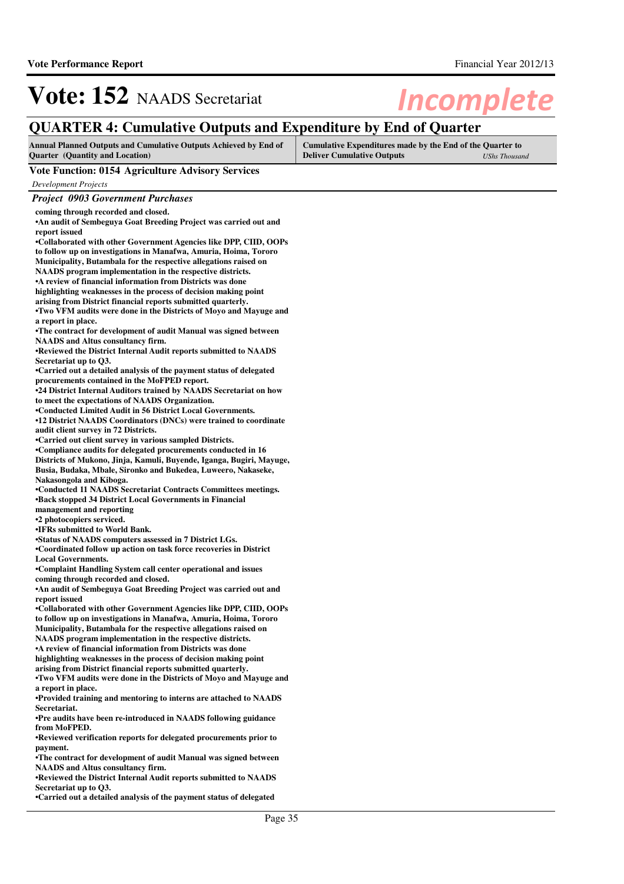# Vote: 152 NAADS Secretariat

*Incomplete*

## QUARTER 4: Cumulative Outputs and Expenditure by End of Quarter

| Annual Planned Outputs and Cumulative Outputs Achieved by End of Quarter (Quantity and Location) | Cumulative Expenditures made by the End of the Quarter to Deliver Cumulative Outputs *UShs Thousand* |
|---|---|

**Vote Function: 0154 Agriculture Advisory Services**

*Development Projects*

***Project 0903 Government Purchases***

**coming through recorded and closed.**
**•An audit of Sembeguya Goat Breeding Project was carried out and report issued**
**•Collaborated with other Government Agencies like DPP, CIID, OOPs to follow up on investigations in Manafwa, Amuria, Hoima, Tororo Municipality, Butambala for the respective allegations raised on NAADS program implementation in the respective districts.**
**•A review of financial information from Districts was done highlighting weaknesses in the process of decision making point arising from District financial reports submitted quarterly.**
**•Two VFM audits were done in the Districts of Moyo and Mayuge and a report in place.**
**•The contract for development of audit Manual was signed between NAADS and Altus consultancy firm.**
**•Reviewed the District Internal Audit reports submitted to NAADS Secretariat up to Q3.**
**•Carried out a detailed analysis of the payment status of delegated procurements contained in the MoFPED report.**
**•24 District Internal Auditors trained by NAADS Secretariat on how to meet the expectations of NAADS Organization.**
**•Conducted Limited Audit in 56 District Local Governments.**
**•12 District NAADS Coordinators (DNCs) were trained to coordinate audit client survey in 72 Districts.**
**•Carried out client survey in various sampled Districts.**
**•Compliance audits for delegated procurements conducted in 16 Districts of Mukono, Jinja, Kamuli, Buyende, Iganga, Bugiri, Mayuge, Busia, Budaka, Mbale, Sironko and Bukedea, Luweero, Nakaseke, Nakasongola and Kiboga.**
**•Conducted 11 NAADS Secretariat Contracts Committees meetings.**
**•Back stopped 34 District Local Governments in Financial management and reporting**
**•2 photocopiers serviced.**
**•IFRs submitted to World Bank.**
**•Status of NAADS computers assessed in 7 District LGs.**
**•Coordinated follow up action on task force recoveries in District Local Governments.**
**•Complaint Handling System call center operational and issues coming through recorded and closed.**
**•An audit of Sembeguya Goat Breeding Project was carried out and report issued**
**•Collaborated with other Government Agencies like DPP, CIID, OOPs to follow up on investigations in Manafwa, Amuria, Hoima, Tororo Municipality, Butambala for the respective allegations raised on NAADS program implementation in the respective districts.**
**•A review of financial information from Districts was done highlighting weaknesses in the process of decision making point arising from District financial reports submitted quarterly.**
**•Two VFM audits were done in the Districts of Moyo and Mayuge and a report in place.**
**•Provided training and mentoring to interns are attached to NAADS Secretariat.**
**•Pre audits have been re-introduced in NAADS following guidance from MoFPED.**
**•Reviewed verification reports for delegated procurements prior to payment.**
**•The contract for development of audit Manual was signed between NAADS and Altus consultancy firm.**
**•Reviewed the District Internal Audit reports submitted to NAADS Secretariat up to Q3.**
**•Carried out a detailed analysis of the payment status of delegated**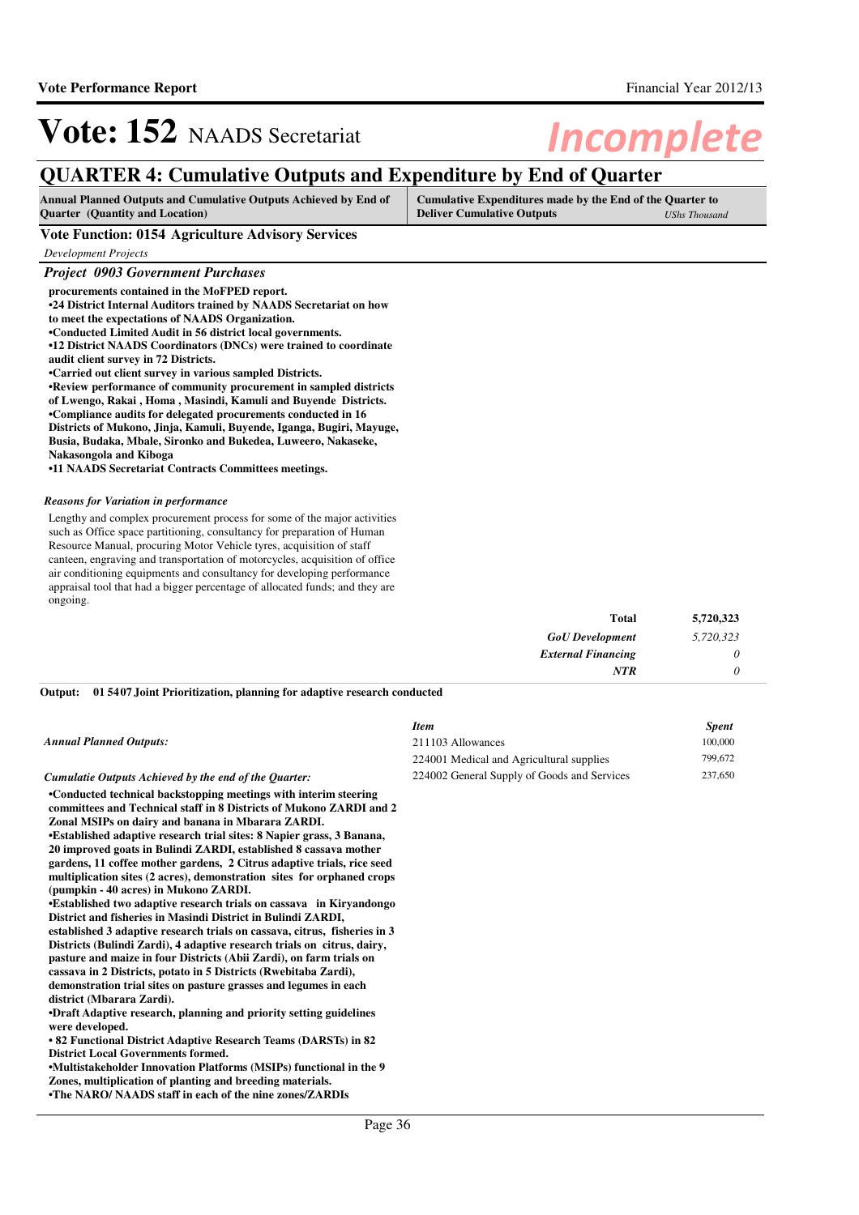# Vote: 152 NAADS Secretariat

*Incomplete*

## QUARTER 4: Cumulative Outputs and Expenditure by End of Quarter

| Annual Planned Outputs and Cumulative Outputs Achieved by End of Quarter (Quantity and Location) | Cumulative Expenditures made by the End of the Quarter to Deliver Cumulative Outputs *UShs Thousand* |
|---|---|

### Vote Function: 0154 Agriculture Advisory Services

*Development Projects*

### *Project 0903 Government Purchases*

**procurements contained in the MoFPED report.**
**•24 District Internal Auditors trained by NAADS Secretariat on how to meet the expectations of NAADS Organization.**
**•Conducted Limited Audit in 56 district local governments.**
**•12 District NAADS Coordinators (DNCs) were trained to coordinate audit client survey in 72 Districts.**
**•Carried out client survey in various sampled Districts.**
**•Review performance of community procurement in sampled districts of Lwengo, Rakai , Homa , Masindi, Kamuli and Buyende Districts.**
**•Compliance audits for delegated procurements conducted in 16 Districts of Mukono, Jinja, Kamuli, Buyende, Iganga, Bugiri, Mayuge, Busia, Budaka, Mbale, Sironko and Bukedea, Luweero, Nakaseke, Nakasongola and Kiboga**
**•11 NAADS Secretariat Contracts Committees meetings.**

*Reasons for Variation in performance*

Lengthy and complex procurement process for some of the major activities such as Office space partitioning, consultancy for preparation of Human Resource Manual, procuring Motor Vehicle tyres, acquisition of staff canteen, engraving and transportation of motorcycles, acquisition of office air conditioning equipments and consultancy for developing performance appraisal tool that had a bigger percentage of allocated funds; and they are ongoing.

| | |
|---|---|
| **Total** | **5,720,323** |
| *GoU Development* | *5,720,323* |
| *External Financing* | *0* |
| *NTR* | *0* |

**Output: 01 5407 Joint Prioritization, planning for adaptive research conducted**

*Annual Planned Outputs:*

| *Item* | *Spent* |
|---|---|
| 211103 Allowances | 100,000 |
| 224001 Medical and Agricultural supplies | 799,672 |
| 224002 General Supply of Goods and Services | 237,650 |

*Cumulatie Outputs Achieved by the end of the Quarter:*

**•Conducted technical backstopping meetings with interim steering committees and Technical staff in 8 Districts of Mukono ZARDI and 2 Zonal MSIPs on dairy and banana in Mbarara ZARDI.**
**•Established adaptive research trial sites: 8 Napier grass, 3 Banana, 20 improved goats in Bulindi ZARDI, established 8 cassava mother gardens, 11 coffee mother gardens, 2 Citrus adaptive trials, rice seed multiplication sites (2 acres), demonstration sites for orphaned crops (pumpkin - 40 acres) in Mukono ZARDI.**
**•Established two adaptive research trials on cassava in Kiryandongo District and fisheries in Masindi District in Bulindi ZARDI, established 3 adaptive research trials on cassava, citrus, fisheries in 3 Districts (Bulindi Zardi), 4 adaptive research trials on citrus, dairy, pasture and maize in four Districts (Abii Zardi), on farm trials on cassava in 2 Districts, potato in 5 Districts (Rwebitaba Zardi), demonstration trial sites on pasture grasses and legumes in each district (Mbarara Zardi).**
**•Draft Adaptive research, planning and priority setting guidelines were developed.**
**• 82 Functional District Adaptive Research Teams (DARSTs) in 82 District Local Governments formed.**
**•Multistakeholder Innovation Platforms (MSIPs) functional in the 9 Zones, multiplication of planting and breeding materials.**
**•The NARO/ NAADS staff in each of the nine zones/ZARDIs**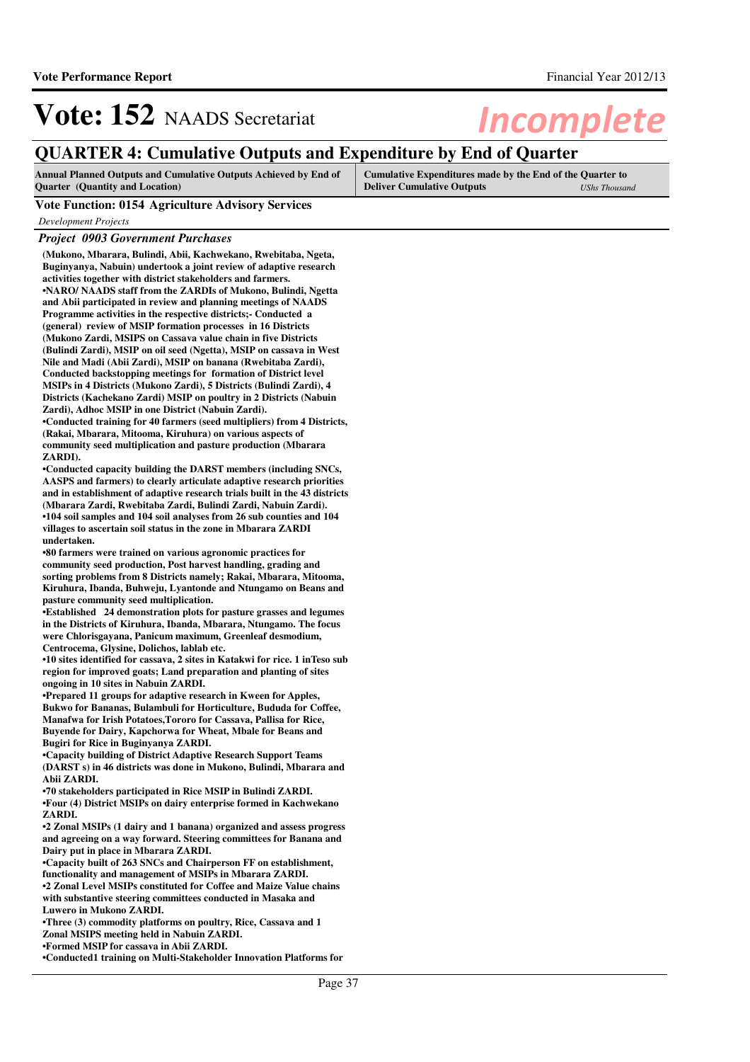# Vote: 152 NAADS Secretariat

## QUARTER 4: Cumulative Outputs and Expenditure by End of Quarter

| Annual Planned Outputs and Cumulative Outputs Achieved by End of Quarter (Quantity and Location) | Cumulative Expenditures made by the End of the Quarter to Deliver Cumulative Outputs *UShs Thousand* |
|---|---|

### Vote Function: 0154 Agriculture Advisory Services

*Development Projects*

***Project 0903 Government Purchases***

**(Mukono, Mbarara, Bulindi, Abii, Kachwekano, Rwebitaba, Ngeta, Buginyanya, Nabuin) undertook a joint review of adaptive research activities together with district stakeholders and farmers.**
**•NARO/ NAADS staff from the ZARDIs of Mukono, Bulindi, Ngetta and Abii participated in review and planning meetings of NAADS Programme activities in the respective districts;- Conducted a (general) review of MSIP formation processes in 16 Districts (Mukono Zardi, MSIPS on Cassava value chain in five Districts (Bulindi Zardi), MSIP on oil seed (Ngetta), MSIP on cassava in West Nile and Madi (Abii Zardi), MSIP on banana (Rwebitaba Zardi), Conducted backstopping meetings for formation of District level MSIPs in 4 Districts (Mukono Zardi), 5 Districts (Bulindi Zardi), 4 Districts (Kachekano Zardi) MSIP on poultry in 2 Districts (Nabuin Zardi), Adhoc MSIP in one District (Nabuin Zardi).**
**•Conducted training for 40 farmers (seed multipliers) from 4 Districts, (Rakai, Mbarara, Mitooma, Kiruhura) on various aspects of community seed multiplication and pasture production (Mbarara ZARDI).**
**•Conducted capacity building the DARST members (including SNCs, AASPS and farmers) to clearly articulate adaptive research priorities and in establishment of adaptive research trials built in the 43 districts (Mbarara Zardi, Rwebitaba Zardi, Bulindi Zardi, Nabuin Zardi).**
**•104 soil samples and 104 soil analyses from 26 sub counties and 104 villages to ascertain soil status in the zone in Mbarara ZARDI undertaken.**
**•80 farmers were trained on various agronomic practices for community seed production, Post harvest handling, grading and sorting problems from 8 Districts namely; Rakai, Mbarara, Mitooma, Kiruhura, Ibanda, Buhweju, Lyantonde and Ntungamo on Beans and pasture community seed multiplication.**
**•Established 24 demonstration plots for pasture grasses and legumes in the Districts of Kiruhura, Ibanda, Mbarara, Ntungamo. The focus were Chlorisgayana, Panicum maximum, Greenleaf desmodium, Centrocema, Glysine, Dolichos, lablab etc.**
**•10 sites identified for cassava, 2 sites in Katakwi for rice. 1 inTeso sub region for improved goats; Land preparation and planting of sites ongoing in 10 sites in Nabuin ZARDI.**
**•Prepared 11 groups for adaptive research in Kween for Apples, Bukwo for Bananas, Bulambuli for Horticulture, Bududa for Coffee, Manafwa for Irish Potatoes,Tororo for Cassava, Pallisa for Rice, Buyende for Dairy, Kapchorwa for Wheat, Mbale for Beans and Bugiri for Rice in Buginyanya ZARDI.**
**•Capacity building of District Adaptive Research Support Teams (DARST s) in 46 districts was done in Mukono, Bulindi, Mbarara and Abii ZARDI.**
**•70 stakeholders participated in Rice MSIP in Bulindi ZARDI.**
**•Four (4) District MSIPs on dairy enterprise formed in Kachwekano ZARDI.**
**•2 Zonal MSIPs (1 dairy and 1 banana) organized and assess progress and agreeing on a way forward. Steering committees for Banana and Dairy put in place in Mbarara ZARDI.**
**•Capacity built of 263 SNCs and Chairperson FF on establishment, functionality and management of MSIPs in Mbarara ZARDI.**
**•2 Zonal Level MSIPs constituted for Coffee and Maize Value chains with substantive steering committees conducted in Masaka and Luwero in Mukono ZARDI.**
**•Three (3) commodity platforms on poultry, Rice, Cassava and 1 Zonal MSIPS meeting held in Nabuin ZARDI.**
**•Formed MSIP for cassava in Abii ZARDI.**
**•Conducted1 training on Multi-Stakeholder Innovation Platforms for**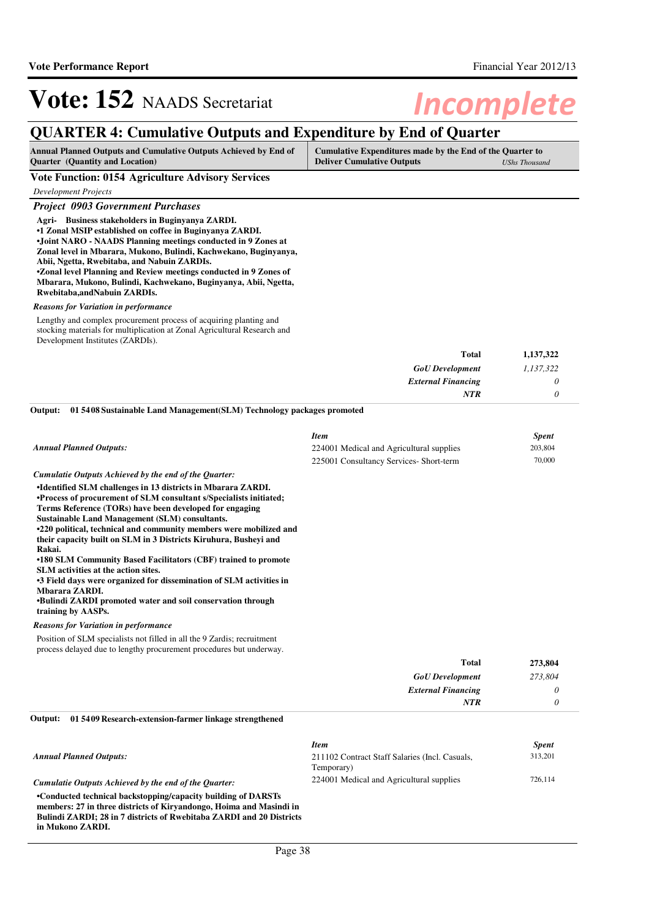# Vote: 152 NAADS Secretariat

*Incomplete*

## QUARTER 4: Cumulative Outputs and Expenditure by End of Quarter

| Annual Planned Outputs and Cumulative Outputs Achieved by End of Quarter (Quantity and Location) | Cumulative Expenditures made by the End of the Quarter to Deliver Cumulative Outputs *UShs Thousand* |
|---|---|

### Vote Function: 0154 Agriculture Advisory Services

*Development Projects*

#### *Project 0903 Government Purchases*

**Agri- Business stakeholders in Buginyanya ZARDI.**
**•1 Zonal MSIP established on coffee in Buginyanya ZARDI.**
**•Joint NARO - NAADS Planning meetings conducted in 9 Zones at Zonal level in Mbarara, Mukono, Bulindi, Kachwekano, Buginyanya, Abii, Ngetta, Rwebitaba, and Nabuin ZARDIs.**
**•Zonal level Planning and Review meetings conducted in 9 Zones of Mbarara, Mukono, Bulindi, Kachwekano, Buginyanya, Abii, Ngetta, Rwebitaba,andNabuin ZARDIs.**

*Reasons for Variation in performance*

Lengthy and complex procurement process of acquiring planting and stocking materials for multiplication at Zonal Agricultural Research and Development Institutes (ZARDIs).

| | |
|---|---|
| **Total** | **1,137,322** |
| ***GoU Development*** | *1,137,322* |
| ***External Financing*** | *0* |
| ***NTR*** | *0* |

**Output: 01 5408 Sustainable Land Management(SLM) Technology packages promoted**

*Annual Planned Outputs:*

| *Item* | *Spent* |
|---|---|
| 224001 Medical and Agricultural supplies | 203,804 |
| 225001 Consultancy Services- Short-term | 70,000 |

*Cumulatie Outputs Achieved by the end of the Quarter:*

**•Identified SLM challenges in 13 districts in Mbarara ZARDI.**
**•Process of procurement of SLM consultant s/Specialists initiated; Terms Reference (TORs) have been developed for engaging Sustainable Land Management (SLM) consultants.**
**•220 political, technical and community members were mobilized and their capacity built on SLM in 3 Districts Kiruhura, Busheyi and Rakai.**
**•180 SLM Community Based Facilitators (CBF) trained to promote SLM activities at the action sites.**
**•3 Field days were organized for dissemination of SLM activities in Mbarara ZARDI.**
**•Bulindi ZARDI promoted water and soil conservation through training by AASPs.**

*Reasons for Variation in performance*

Position of SLM specialists not filled in all the 9 Zardis; recruitment process delayed due to lengthy procurement procedures but underway.

| | |
|---|---|
| **Total** | **273,804** |
| ***GoU Development*** | *273,804* |
| ***External Financing*** | *0* |
| ***NTR*** | *0* |

**Output: 01 5409 Research-extension-farmer linkage strengthened**

*Annual Planned Outputs:*

| *Item* | *Spent* |
|---|---|
| 211102 Contract Staff Salaries (Incl. Casuals, Temporary) | 313,201 |
| 224001 Medical and Agricultural supplies | 726,114 |

*Cumulatie Outputs Achieved by the end of the Quarter:*

**•Conducted technical backstopping/capacity building of DARSTs members: 27 in three districts of Kiryandongo, Hoima and Masindi in Bulindi ZARDI; 28 in 7 districts of Rwebitaba ZARDI and 20 Districts in Mukono ZARDI.**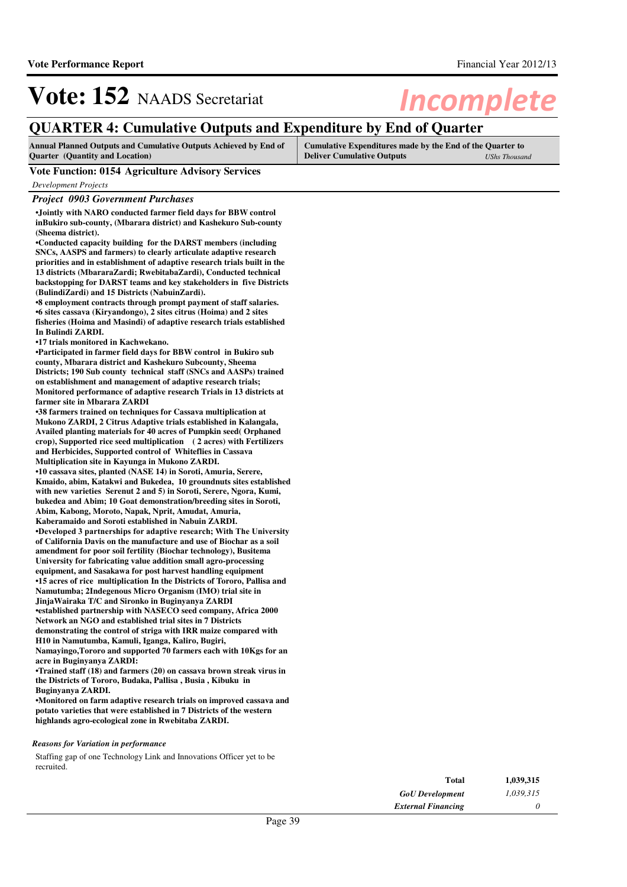# Vote: 152 NAADS Secretariat

*Incomplete*

## QUARTER 4: Cumulative Outputs and Expenditure by End of Quarter

| Annual Planned Outputs and Cumulative Outputs Achieved by End of Quarter (Quantity and Location) | Cumulative Expenditures made by the End of the Quarter to Deliver Cumulative Outputs *UShs Thousand* |
|---|---|

### Vote Function: 0154 Agriculture Advisory Services

*Development Projects*

### *Project 0903 Government Purchases*

**•Jointly with NARO conducted farmer field days for BBW control inBukiro sub-county, (Mbarara district) and Kashekuro Sub-county (Sheema district).**
**•Conducted capacity building for the DARST members (including SNCs, AASPS and farmers) to clearly articulate adaptive research priorities and in establishment of adaptive research trials built in the 13 districts (MbararaZardi; RwebitabaZardi), Conducted technical backstopping for DARST teams and key stakeholders in five Districts (BulindiZardi) and 15 Districts (NabuinZardi).**
**•8 employment contracts through prompt payment of staff salaries.**
**•6 sites cassava (Kiryandongo), 2 sites citrus (Hoima) and 2 sites fisheries (Hoima and Masindi) of adaptive research trials established In Bulindi ZARDI.**
**•17 trials monitored in Kachwekano.**
**•Participated in farmer field days for BBW control in Bukiro sub county, Mbarara district and Kashekuro Subcounty, Sheema Districts; 190 Sub county technical staff (SNCs and AASPs) trained on establishment and management of adaptive research trials; Monitored performance of adaptive research Trials in 13 districts at farmer site in Mbarara ZARDI**
**•38 farmers trained on techniques for Cassava multiplication at Mukono ZARDI, 2 Citrus Adaptive trials established in Kalangala, Availed planting materials for 40 acres of Pumpkin seed( Orphaned crop), Supported rice seed multiplication ( 2 acres) with Fertilizers and Herbicides, Supported control of Whiteflies in Cassava Multiplication site in Kayunga in Mukono ZARDI.**
**•10 cassava sites, planted (NASE 14) in Soroti, Amuria, Serere, Kmaido, abim, Katakwi and Bukedea, 10 groundnuts sites established with new varieties Serenut 2 and 5) in Soroti, Serere, Ngora, Kumi, bukedea and Abim; 10 Goat demonstration/breeding sites in Soroti, Abim, Kabong, Moroto, Napak, Nprit, Amudat, Amuria, Kaberamaido and Soroti established in Nabuin ZARDI.**
**•Developed 3 partnerships for adaptive research; With The University of California Davis on the manufacture and use of Biochar as a soil amendment for poor soil fertility (Biochar technology), Busitema University for fabricating value addition small agro-processing equipment, and Sasakawa for post harvest handling equipment**
**•15 acres of rice multiplication In the Districts of Tororo, Pallisa and Namutumba; 2Indegenous Micro Organism (IMO) trial site in JinjaWairaka T/C and Sironko in Buginyanya ZARDI**
**•established partnership with NASECO seed company, Africa 2000 Network an NGO and established trial sites in 7 Districts demonstrating the control of striga with IRR maize compared with H10 in Namutumba, Kamuli, Iganga, Kaliro, Bugiri, Namayingo,Tororo and supported 70 farmers each with 10Kgs for an acre in Buginyanya ZARDI:**
**•Trained staff (18) and farmers (20) on cassava brown streak virus in the Districts of Tororo, Budaka, Pallisa , Busia , Kibuku in Buginyanya ZARDI.**
**•Monitored on farm adaptive research trials on improved cassava and potato varieties that were established in 7 Districts of the western highlands agro-ecological zone in Rwebitaba ZARDI.**

*Reasons for Variation in performance*

Staffing gap of one Technology Link and Innovations Officer yet to be recruited.

| | |
|---|---|
| **Total** | **1,039,315** |
| *GoU Development* | *1,039,315* |
| *External Financing* | *0* |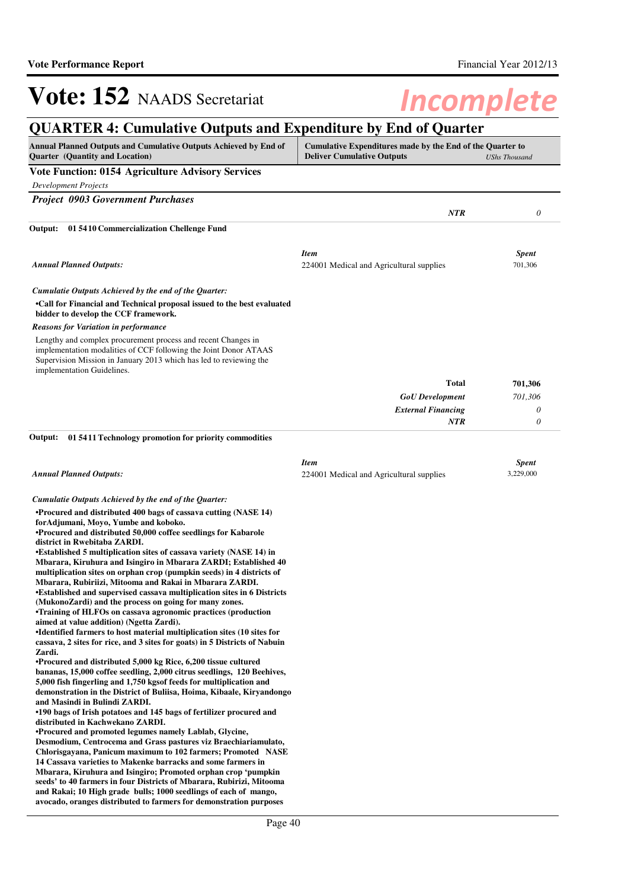# Vote: 152 NAADS Secretariat

*Incomplete*

## QUARTER 4: Cumulative Outputs and Expenditure by End of Quarter

| Annual Planned Outputs and Cumulative Outputs Achieved by End of Quarter (Quantity and Location) | Cumulative Expenditures made by the End of the Quarter to Deliver Cumulative Outputs | *UShs Thousand* |
|---|---|---|

### Vote Function: 0154 Agriculture Advisory Services

*Development Projects*

#### *Project 0903 Government Purchases*

| | ***NTR*** | *0* |
|---|---|---|

**Output: 01 5410 Commercialization Chellenge Fund**

| | *Item* | *Spent* |
|---|---|---|
| *Annual Planned Outputs:* | 224001 Medical and Agricultural supplies | 701,306 |

*Cumulatie Outputs Achieved by the end of the Quarter:*

**•Call for Financial and Technical proposal issued to the best evaluated bidder to develop the CCF framework.**

*Reasons for Variation in performance*

Lengthy and complex procurement process and recent Changes in implementation modalities of CCF following the Joint Donor ATAAS Supervision Mission in January 2013 which has led to reviewing the implementation Guidelines.

| | | |
|---|---|---|
| | **Total** | **701,306** |
| | ***GoU Development*** | *701,306* |
| | ***External Financing*** | *0* |
| | ***NTR*** | *0* |

**Output: 01 5411 Technology promotion for priority commodities**

| | *Item* | *Spent* |
|---|---|---|
| *Annual Planned Outputs:* | 224001 Medical and Agricultural supplies | 3,229,000 |

*Cumulatie Outputs Achieved by the end of the Quarter:*

**•Procured and distributed 400 bags of cassava cutting (NASE 14) forAdjumani, Moyo, Yumbe and koboko.**
**•Procured and distributed 50,000 coffee seedlings for Kabarole district in Rwebitaba ZARDI.**
**•Established 5 multiplication sites of cassava variety (NASE 14) in Mbarara, Kiruhura and Isingiro in Mbarara ZARDI; Established 40 multiplication sites on orphan crop (pumpkin seeds) in 4 districts of Mbarara, Rubiriizi, Mitooma and Rakai in Mbarara ZARDI.**
**•Established and supervised cassava multiplication sites in 6 Districts (MukonoZardi) and the process on going for many zones.**
**•Training of HLFOs on cassava agronomic practices (production aimed at value addition) (Ngetta Zardi).**
**•Identified farmers to host material multiplication sites (10 sites for cassava, 2 sites for rice, and 3 sites for goats) in 5 Districts of Nabuin Zardi.**
**•Procured and distributed 5,000 kg Rice, 6,200 tissue cultured bananas, 15,000 coffee seedling, 2,000 citrus seedlings, 120 Beehives, 5,000 fish fingerling and 1,750 kgsof feeds for multiplication and demonstration in the District of Buliisa, Hoima, Kibaale, Kiryandongo and Masindi in Bulindi ZARDI.**
**•190 bags of Irish potatoes and 145 bags of fertilizer procured and distributed in Kachwekano ZARDI.**
**•Procured and promoted legumes namely Lablab, Glycine, Desmodium, Centrocema and Grass pastures viz Braechiariamulato, Chlorisgayana, Panicum maximum to 102 farmers; Promoted NASE 14 Cassava varieties to Makenke barracks and some farmers in Mbarara, Kiruhura and Isingiro; Promoted orphan crop 'pumpkin seeds' to 40 farmers in four Districts of Mbarara, Rubirizi, Mitooma and Rakai; 10 High grade bulls; 1000 seedlings of each of mango, avocado, oranges distributed to farmers for demonstration purposes**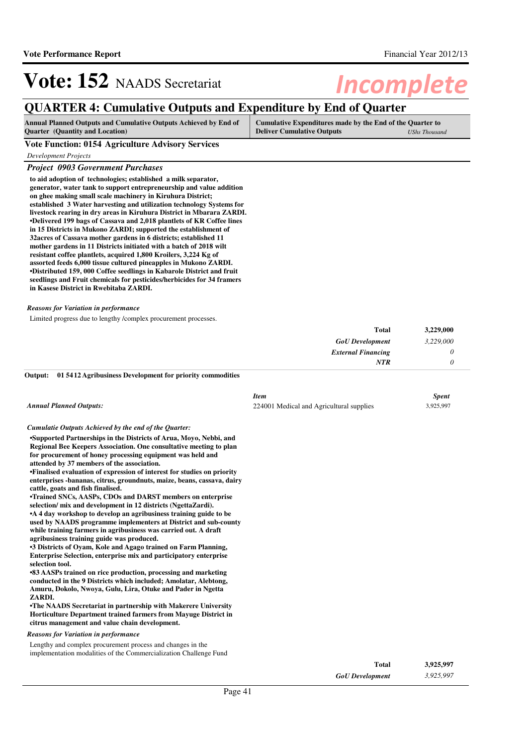# Vote: 152 NAADS Secretariat

*Incomplete*

## QUARTER 4: Cumulative Outputs and Expenditure by End of Quarter

| Annual Planned Outputs and Cumulative Outputs Achieved by End of Quarter (Quantity and Location) | Cumulative Expenditures made by the End of the Quarter to Deliver Cumulative Outputs *UShs Thousand* |
|---|---|

### Vote Function: 0154 Agriculture Advisory Services

*Development Projects*

#### *Project 0903 Government Purchases*

**to aid adoption of technologies; established a milk separator, generator, water tank to support entrepreneurship and value addition on ghee making small scale machinery in Kiruhura District; established 3 Water harvesting and utilization technology Systems for livestock rearing in dry areas in Kiruhura District in Mbarara ZARDI.**
**•Delivered 199 bags of Cassava and 2,018 plantlets of KR Coffee lines in 15 Districts in Mukono ZARDI; supported the establishment of 32acres of Cassava mother gardens in 6 districts; established 11 mother gardens in 11 Districts initiated with a batch of 2018 wilt resistant coffee plantlets, acquired 1,800 Kroilers, 3,224 Kg of assorted feeds 6,000 tissue cultured pineapples in Mukono ZARDI.**
**•Distributed 159, 000 Coffee seedlings in Kabarole District and fruit seedlings and Fruit chemicals for pesticides/herbicides for 34 framers in Kasese District in Rwebitaba ZARDI.**

*Reasons for Variation in performance*

Limited progress due to lengthy /complex procurement processes.

| | |
|---|---|
| **Total** | **3,229,000** |
| *GoU Development* | *3,229,000* |
| *External Financing* | *0* |
| *NTR* | *0* |

**Output: 01 5412 Agribusiness Development for priority commodities**

*Annual Planned Outputs:*

| *Item* | *Spent* |
|---|---|
| 224001 Medical and Agricultural supplies | 3,925,997 |

*Cumulatie Outputs Achieved by the end of the Quarter:*

**•Supported Partnerships in the Districts of Arua, Moyo, Nebbi, and Regional Bee Keepers Association. One consultative meeting to plan for procurement of honey processing equipment was held and attended by 37 members of the association.**
**•Finalised evaluation of expression of interest for studies on priority enterprises -bananas, citrus, groundnuts, maize, beans, cassava, dairy cattle, goats and fish finalised.**
**•Trained SNCs, AASPs, CDOs and DARST members on enterprise selection/ mix and development in 12 districts (NgettaZardi).**
**•A 4 day workshop to develop an agribusiness training guide to be used by NAADS programme implementers at District and sub-county while training farmers in agribusiness was carried out. A draft agribusiness training guide was produced.**
**•3 Districts of Oyam, Kole and Agago trained on Farm Planning, Enterprise Selection, enterprise mix and participatory enterprise selection tool.**
**•83 AASPs trained on rice production, processing and marketing conducted in the 9 Districts which included; Amolatar, Alebtong, Amuru, Dokolo, Nwoya, Gulu, Lira, Otuke and Pader in Ngetta ZARDI.**
**•The NAADS Secretariat in partnership with Makerere University Horticulture Department trained farmers from Mayuge District in citrus management and value chain development.**

*Reasons for Variation in performance*

Lengthy and complex procurement process and changes in the implementation modalities of the Commercialization Challenge Fund

| | |
|---|---|
| **Total** | **3,925,997** |
| *GoU Development* | *3,925,997* |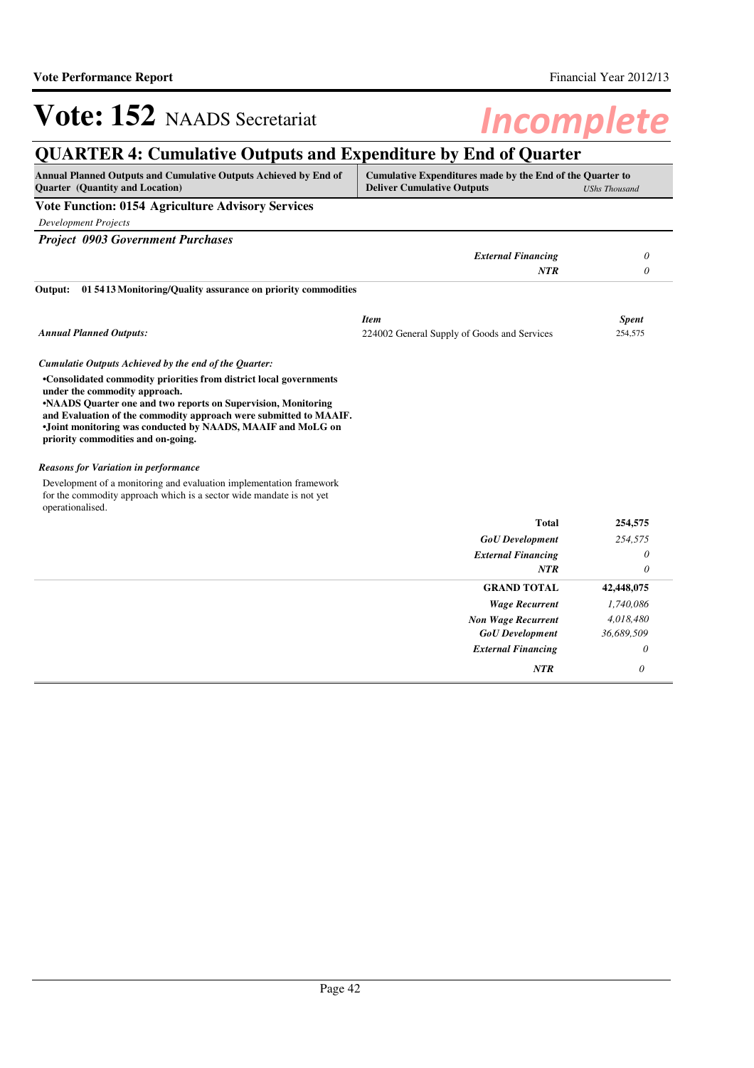# Vote: 152 NAADS Secretariat

*Incomplete*

## QUARTER 4: Cumulative Outputs and Expenditure by End of Quarter

| Annual Planned Outputs and Cumulative Outputs Achieved by End of Quarter (Quantity and Location) | Cumulative Expenditures made by the End of the Quarter to Deliver Cumulative Outputs | USh Thousand |
|---|---|---|

### Vote Function: 0154 Agriculture Advisory Services

*Development Projects*

#### *Project 0903 Government Purchases*

| | | |
|---|---|---|
| | *External Financing* | *0* |
| | *NTR* | *0* |

**Output: 01 5413 Monitoring/Quality assurance on priority commodities**

| | *Item* | *Spent* |
|---|---|---|
| *Annual Planned Outputs:* | 224002 General Supply of Goods and Services | 254,575 |

*Cumulatie Outputs Achieved by the end of the Quarter:*

**•Consolidated commodity priorities from district local governments under the commodity approach.**
**•NAADS Quarter one and two reports on Supervision, Monitoring and Evaluation of the commodity approach were submitted to MAAIF.**
**•Joint monitoring was conducted by NAADS, MAAIF and MoLG on priority commodities and on-going.**

*Reasons for Variation in performance*

Development of a monitoring and evaluation implementation framework for the commodity approach which is a sector wide mandate is not yet operationalised.

| | |
|---|---|
| **Total** | **254,575** |
| *GoU Development* | *254,575* |
| *External Financing* | *0* |
| *NTR* | *0* |

| | |
|---|---|
| **GRAND TOTAL** | **42,448,075** |
| *Wage Recurrent* | *1,740,086* |
| *Non Wage Recurrent* | *4,018,480* |
| *GoU Development* | *36,689,509* |
| *External Financing* | *0* |
| *NTR* | *0* |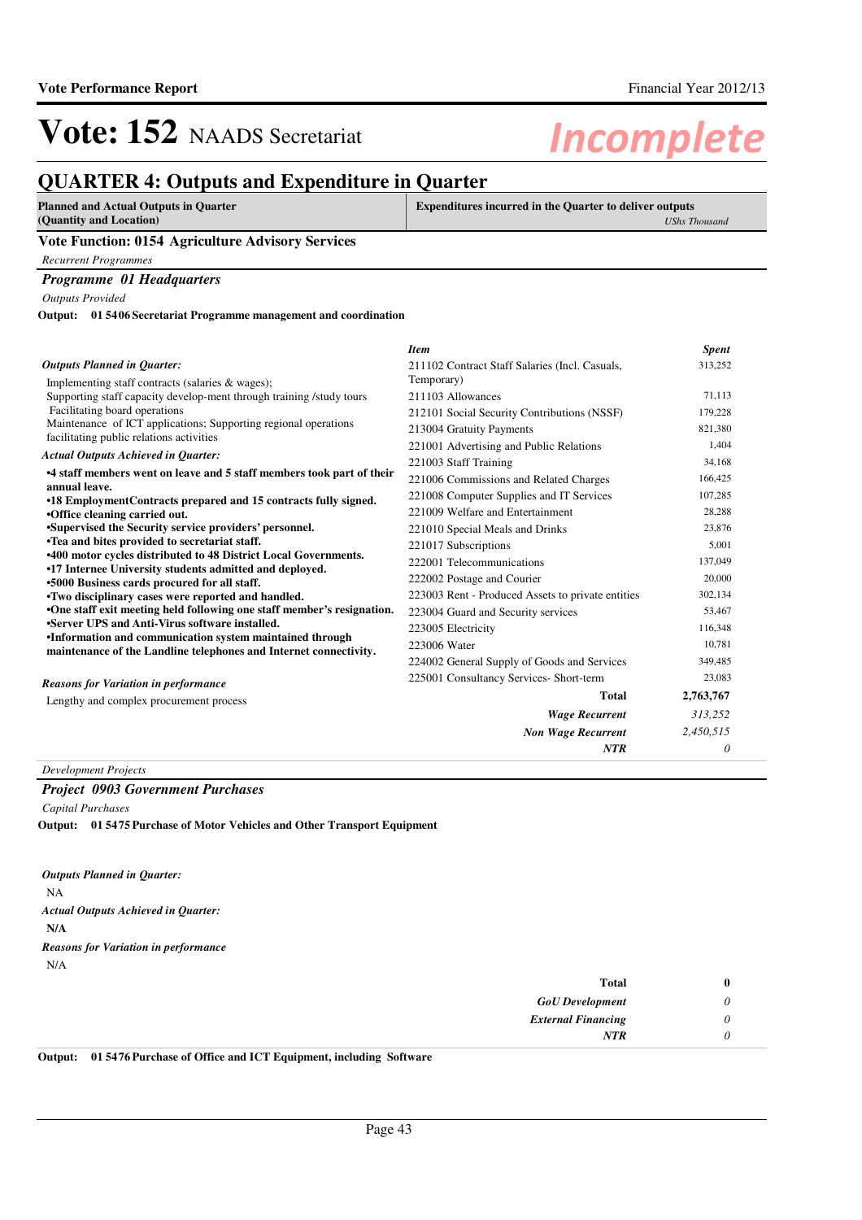# Vote: 152 NAADS Secretariat

*Incomplete*

## QUARTER 4: Outputs and Expenditure in Quarter

| Planned and Actual Outputs in Quarter (Quantity and Location) | Expenditures incurred in the Quarter to deliver outputs *UShs Thousand* |
|---|---|

### Vote Function: 0154 Agriculture Advisory Services

*Recurrent Programmes*

### *Programme 01 Headquarters*

*Outputs Provided*

**Output: 01 5406 Secretariat Programme management and coordination**

*Outputs Planned in Quarter:*

Implementing staff contracts (salaries & wages);
Supporting staff capacity develop-ment through training /study tours
Facilitating board operations
Maintenance of ICT applications; Supporting regional operations facilitating public relations activities

*Actual Outputs Achieved in Quarter:*

**•4 staff members went on leave and 5 staff members took part of their annual leave.**
**•18 EmploymentContracts prepared and 15 contracts fully signed.**
**•Office cleaning carried out.**
**•Supervised the Security service providers' personnel.**
**•Tea and bites provided to secretariat staff.**
**•400 motor cycles distributed to 48 District Local Governments.**
**•17 Internee University students admitted and deployed.**
**•5000 Business cards procured for all staff.**
**•Two disciplinary cases were reported and handled.**
**•One staff exit meeting held following one staff member's resignation.**
**•Server UPS and Anti-Virus software installed.**
**•Information and communication system maintained through maintenance of the Landline telephones and Internet connectivity.**

*Reasons for Variation in performance*

Lengthy and complex procurement process

| *Item* | *Spent* |
|---|---|
| 211102 Contract Staff Salaries (Incl. Casuals, Temporary) | 313,252 |
| 211103 Allowances | 71,113 |
| 212101 Social Security Contributions (NSSF) | 179,228 |
| 213004 Gratuity Payments | 821,380 |
| 221001 Advertising and Public Relations | 1,404 |
| 221003 Staff Training | 34,168 |
| 221006 Commissions and Related Charges | 166,425 |
| 221008 Computer Supplies and IT Services | 107,285 |
| 221009 Welfare and Entertainment | 28,288 |
| 221010 Special Meals and Drinks | 23,876 |
| 221017 Subscriptions | 5,001 |
| 222001 Telecommunications | 137,049 |
| 222002 Postage and Courier | 20,000 |
| 223003 Rent - Produced Assets to private entities | 302,134 |
| 223004 Guard and Security services | 53,467 |
| 223005 Electricity | 116,348 |
| 223006 Water | 10,781 |
| 224002 General Supply of Goods and Services | 349,485 |
| 225001 Consultancy Services- Short-term | 23,083 |
| **Total** | **2,763,767** |
| ***Wage Recurrent*** | *313,252* |
| ***Non Wage Recurrent*** | *2,450,515* |
| ***NTR*** | *0* |

*Development Projects*

### *Project 0903 Government Purchases*

*Capital Purchases*

**Output: 01 5475 Purchase of Motor Vehicles and Other Transport Equipment**

*Outputs Planned in Quarter:*

NA

*Actual Outputs Achieved in Quarter:*

**N/A**

*Reasons for Variation in performance*

N/A

| | |
|---|---|
| **Total** | **0** |
| ***GoU Development*** | *0* |
| ***External Financing*** | *0* |
| ***NTR*** | *0* |

**Output: 01 5476 Purchase of Office and ICT Equipment, including Software**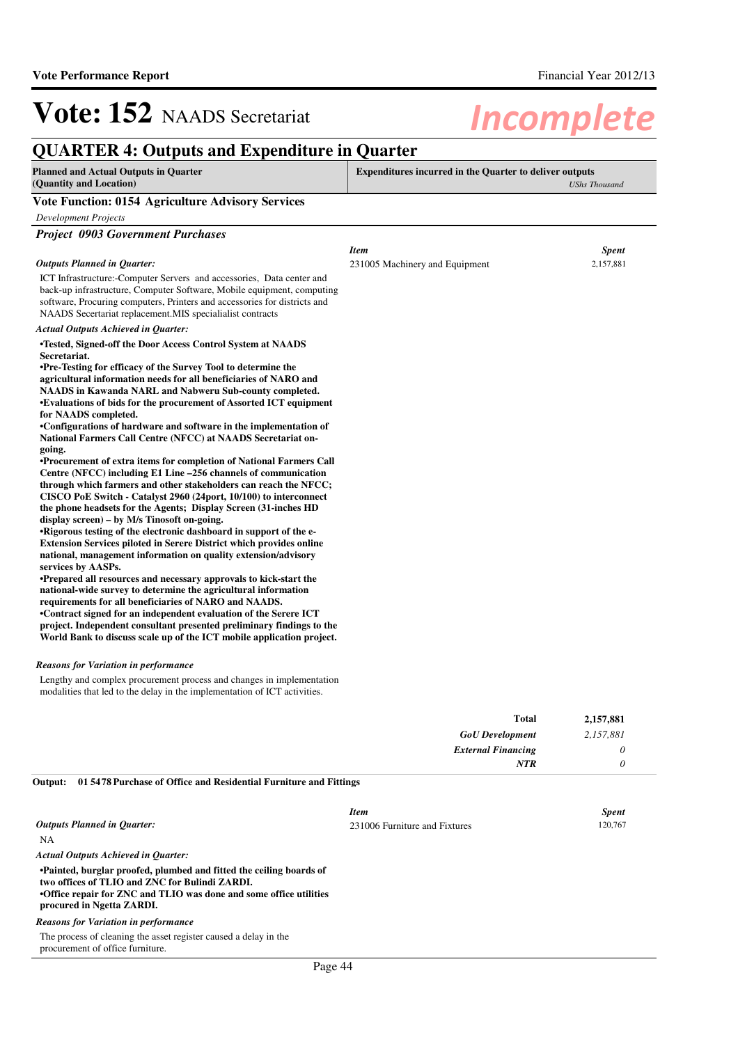# Vote: 152 NAADS Secretariat

*Incomplete*

## QUARTER 4: Outputs and Expenditure in Quarter

| Planned and Actual Outputs in Quarter (Quantity and Location) | Expenditures incurred in the Quarter to deliver outputs *UShs Thousand* |
|---|---|

### Vote Function: 0154 Agriculture Advisory Services

*Development Projects*

#### *Project 0903 Government Purchases*

*Outputs Planned in Quarter:*

ICT Infrastructure:-Computer Servers and accessories, Data center and back-up infrastructure, Computer Software, Mobile equipment, computing software, Procuring computers, Printers and accessories for districts and NAADS Secertariat replacement.MIS specialiast contracts

| *Item* | *Spent* |
|---|---|
| 231005 Machinery and Equipment | 2,157,881 |

*Actual Outputs Achieved in Quarter:*

**•Tested, Signed-off the Door Access Control System at NAADS Secretariat.**
**•Pre-Testing for efficacy of the Survey Tool to determine the agricultural information needs for all beneficiaries of NARO and NAADS in Kawanda NARL and Nabweru Sub-county completed.**
**•Evaluations of bids for the procurement of Assorted ICT equipment for NAADS completed.**
**•Configurations of hardware and software in the implementation of National Farmers Call Centre (NFCC) at NAADS Secretariat on-going.**
**•Procurement of extra items for completion of National Farmers Call Centre (NFCC) including E1 Line –256 channels of communication through which farmers and other stakeholders can reach the NFCC; CISCO PoE Switch - Catalyst 2960 (24port, 10/100) to interconnect the phone headsets for the Agents; Display Screen (31-inches HD display screen) – by M/s Tinosoft on-going.**
**•Rigorous testing of the electronic dashboard in support of the e-Extension Services piloted in Serere District which provides online national, management information on quality extension/advisory services by AASPs.**
**•Prepared all resources and necessary approvals to kick-start the national-wide survey to determine the agricultural information requirements for all beneficiaries of NARO and NAADS.**
**•Contract signed for an independent evaluation of the Serere ICT project. Independent consultant presented preliminary findings to the World Bank to discuss scale up of the ICT mobile application project.**

*Reasons for Variation in performance*

Lengthy and complex procurement process and changes in implementation modalities that led to the delay in the implementation of ICT activities.

| | |
|---|---|
| **Total** | **2,157,881** |
| ***GoU Development*** | *2,157,881* |
| ***External Financing*** | *0* |
| ***NTR*** | *0* |

**Output: 01 5478 Purchase of Office and Residential Furniture and Fittings**

*Outputs Planned in Quarter:*

NA

| *Item* | *Spent* |
|---|---|
| 231006 Furniture and Fixtures | 120,767 |

*Actual Outputs Achieved in Quarter:*

**•Painted, burglar proofed, plumbed and fitted the ceiling boards of two offices of TLIO and ZNC for Bulindi ZARDI.**
**•Office repair for ZNC and TLIO was done and some office utilities procured in Ngetta ZARDI.**

*Reasons for Variation in performance*

The process of cleaning the asset register caused a delay in the procurement of office furniture.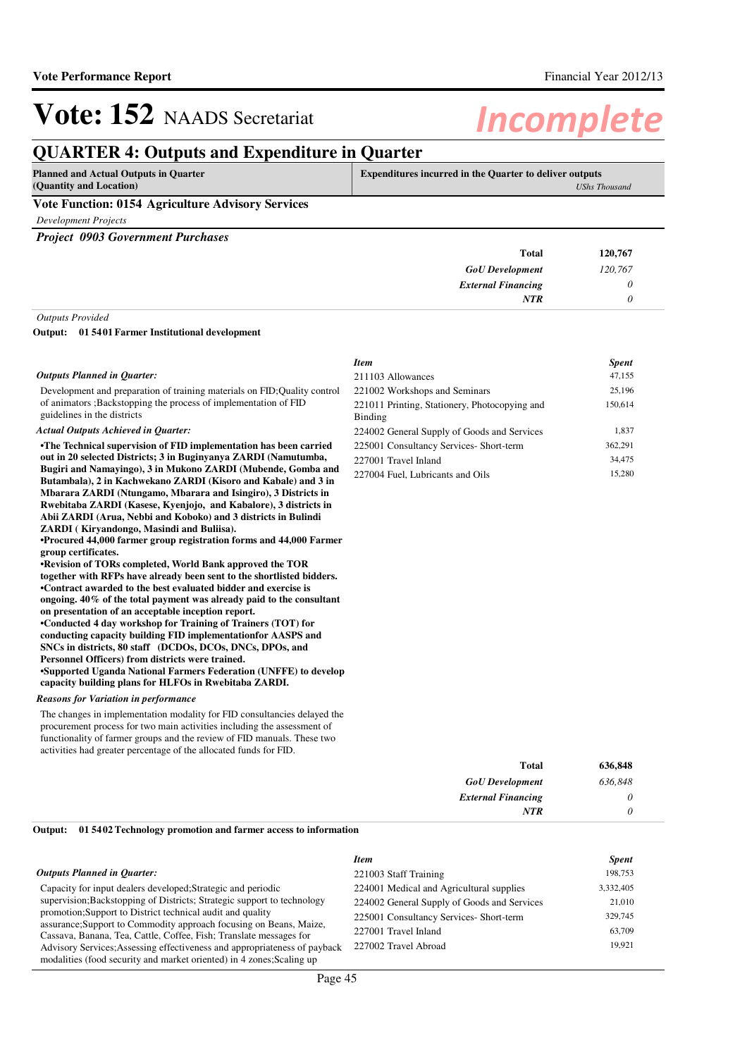# Vote: 152 NAADS Secretariat

*Incomplete*

## QUARTER 4: Outputs and Expenditure in Quarter

| Planned and Actual Outputs in Quarter (Quantity and Location) | Expenditures incurred in the Quarter to deliver outputs *UShs Thousand* |
|---|---|

### Vote Function: 0154 Agriculture Advisory Services

*Development Projects*

***Project 0903 Government Purchases***

| | |
|---|---|
| **Total** | **120,767** |
| *GoU Development* | *120,767* |
| *External Financing* | *0* |
| *NTR* | *0* |

*Outputs Provided*

**Output: 01 5401 Farmer Institutional development**

***Outputs Planned in Quarter:***

Development and preparation of training materials on FID;Quality control of animators ;Backstopping the process of implementation of FID guidelines in the districts

***Actual Outputs Achieved in Quarter:***

**•The Technical supervision of FID implementation has been carried out in 20 selected Districts; 3 in Buginyanya ZARDI (Namutumba, Bugiri and Namayingo), 3 in Mukono ZARDI (Mubende, Gomba and Butambala), 2 in Kachwekano ZARDI (Kisoro and Kabale) and 3 in Mbarara ZARDI (Ntungamo, Mbarara and Isingiro), 3 Districts in Rwebitaba ZARDI (Kasese, Kyenjojo, and Kabalore), 3 districts in Abii ZARDI (Arua, Nebbi and Koboko) and 3 districts in Bulindi ZARDI ( Kiryandongo, Masindi and Buliisa).**
**•Procured 44,000 farmer group registration forms and 44,000 Farmer group certificates.**
**•Revision of TORs completed, World Bank approved the TOR together with RFPs have already been sent to the shortlisted bidders.**
**•Contract awarded to the best evaluated bidder and exercise is ongoing. 40% of the total payment was already paid to the consultant on presentation of an acceptable inception report.**
**•Conducted 4 day workshop for Training of Trainers (TOT) for conducting capacity building FID implementationfor AASPS and SNCs in districts, 80 staff (DCDOs, DCOs, DNCs, DPOs, and Personnel Officers) from districts were trained.**
**•Supported Uganda National Farmers Federation (UNFFE) to develop capacity building plans for HLFOs in Rwebitaba ZARDI.**

***Reasons for Variation in performance***

The changes in implementation modality for FID consultancies delayed the procurement process for two main activities including the assessment of functionality of farmer groups and the review of FID manuals. These two activities had greater percentage of the allocated funds for FID.

| *Item* | *Spent* |
|---|---|
| 211103 Allowances | 47,155 |
| 221002 Workshops and Seminars | 25,196 |
| 221011 Printing, Stationery, Photocopying and Binding | 150,614 |
| 224002 General Supply of Goods and Services | 1,837 |
| 225001 Consultancy Services- Short-term | 362,291 |
| 227001 Travel Inland | 34,475 |
| 227004 Fuel, Lubricants and Oils | 15,280 |

| | |
|---|---|
| **Total** | **636,848** |
| *GoU Development* | *636,848* |
| *External Financing* | *0* |
| *NTR* | *0* |

**Output: 01 5402 Technology promotion and farmer access to information**

***Outputs Planned in Quarter:***

Capacity for input dealers developed;Strategic and periodic supervision;Backstopping of Districts; Strategic support to technology promotion;Support to District technical audit and quality assurance;Support to Commodity approach focusing on Beans, Maize, Cassava, Banana, Tea, Cattle, Coffee, Fish; Translate messages for Advisory Services;Assessing effectiveness and appropriateness of payback modalities (food security and market oriented) in 4 zones;Scaling up

| *Item* | *Spent* |
|---|---|
| 221003 Staff Training | 198,753 |
| 224001 Medical and Agricultural supplies | 3,332,405 |
| 224002 General Supply of Goods and Services | 21,010 |
| 225001 Consultancy Services- Short-term | 329,745 |
| 227001 Travel Inland | 63,709 |
| 227002 Travel Abroad | 19,921 |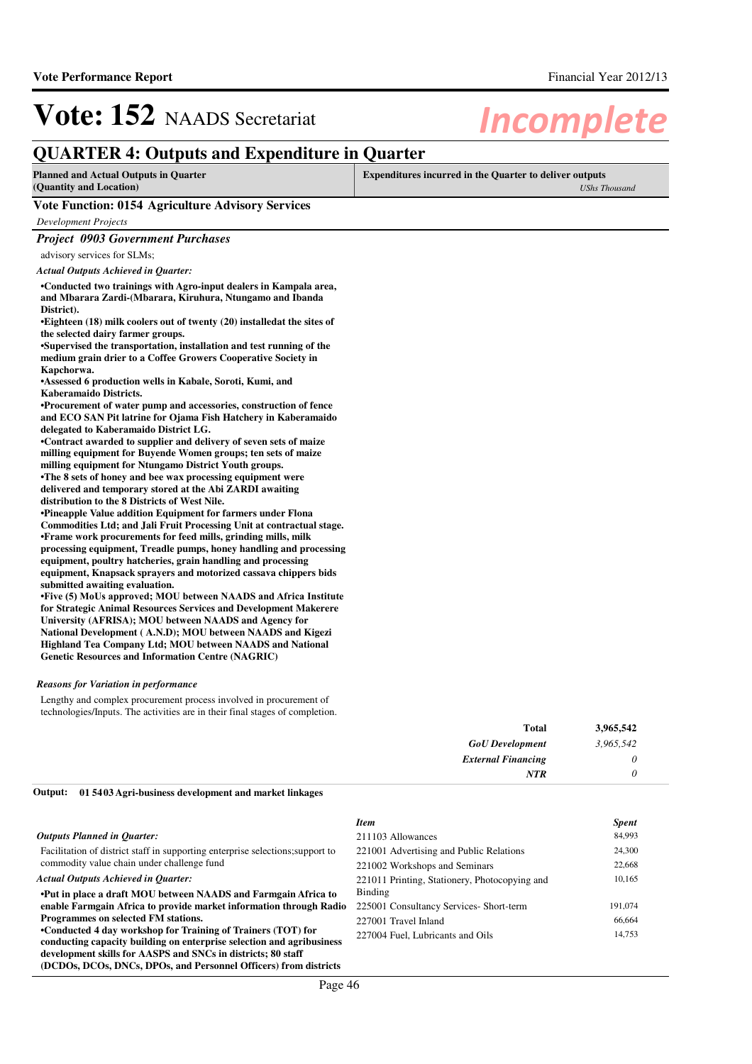# Vote: 152 NAADS Secretariat

*Incomplete*

## QUARTER 4: Outputs and Expenditure in Quarter

| Planned and Actual Outputs in Quarter (Quantity and Location) | Expenditures incurred in the Quarter to deliver outputs *UShs Thousand* |
|---|---|

### Vote Function: 0154 Agriculture Advisory Services

*Development Projects*

### *Project 0903 Government Purchases*

advisory services for SLMs;

*Actual Outputs Achieved in Quarter:*

**•Conducted two trainings with Agro-input dealers in Kampala area, and Mbarara Zardi-(Mbarara, Kiruhura, Ntungamo and Ibanda District).**
**•Eighteen (18) milk coolers out of twenty (20) installedat the sites of the selected dairy farmer groups.**
**•Supervised the transportation, installation and test running of the medium grain drier to a Coffee Growers Cooperative Society in Kapchorwa.**
**•Assessed 6 production wells in Kabale, Soroti, Kumi, and Kaberamaido Districts.**
**•Procurement of water pump and accessories, construction of fence and ECO SAN Pit latrine for Ojama Fish Hatchery in Kaberamaido delegated to Kaberamaido District LG.**
**•Contract awarded to supplier and delivery of seven sets of maize milling equipment for Buyende Women groups; ten sets of maize milling equipment for Ntungamo District Youth groups.**
**•The 8 sets of honey and bee wax processing equipment were delivered and temporary stored at the Abi ZARDI awaiting distribution to the 8 Districts of West Nile.**
**•Pineapple Value addition Equipment for farmers under Flona Commodities Ltd; and Jali Fruit Processing Unit at contractual stage.**
**•Frame work procurements for feed mills, grinding mills, milk processing equipment, Treadle pumps, honey handling and processing equipment, poultry hatcheries, grain handling and processing equipment, Knapsack sprayers and motorized cassava chippers bids submitted awaiting evaluation.**
**•Five (5) MoUs approved; MOU between NAADS and Africa Institute for Strategic Animal Resources Services and Development Makerere University (AFRISA); MOU between NAADS and Agency for National Development ( A.N.D); MOU between NAADS and Kigezi Highland Tea Company Ltd; MOU between NAADS and National Genetic Resources and Information Centre (NAGRIC)**

*Reasons for Variation in performance*

Lengthy and complex procurement process involved in procurement of technologies/Inputs. The activities are in their final stages of completion.

| | |
|---|---|
| **Total** | **3,965,542** |
| ***GoU Development*** | *3,965,542* |
| ***External Financing*** | *0* |
| ***NTR*** | *0* |

**Output: 01 5403 Agri-business development and market linkages**

*Outputs Planned in Quarter:*

Facilitation of district staff in supporting enterprise selections;support to commodity value chain under challenge fund

*Actual Outputs Achieved in Quarter:*

**•Put in place a draft MOU between NAADS and Farmgain Africa to enable Farmgain Africa to provide market information through Radio Programmes on selected FM stations.**
**•Conducted 4 day workshop for Training of Trainers (TOT) for conducting capacity building on enterprise selection and agribusiness development skills for AASPS and SNCs in districts; 80 staff (DCDOs, DCOs, DNCs, DPOs, and Personnel Officers) from districts**

| *Item* | *Spent* |
|---|---|
| 211103 Allowances | 84,993 |
| 221001 Advertising and Public Relations | 24,300 |
| 221002 Workshops and Seminars | 22,668 |
| 221011 Printing, Stationery, Photocopying and Binding | 10,165 |
| 225001 Consultancy Services- Short-term | 191,074 |
| 227001 Travel Inland | 66,664 |
| 227004 Fuel, Lubricants and Oils | 14,753 |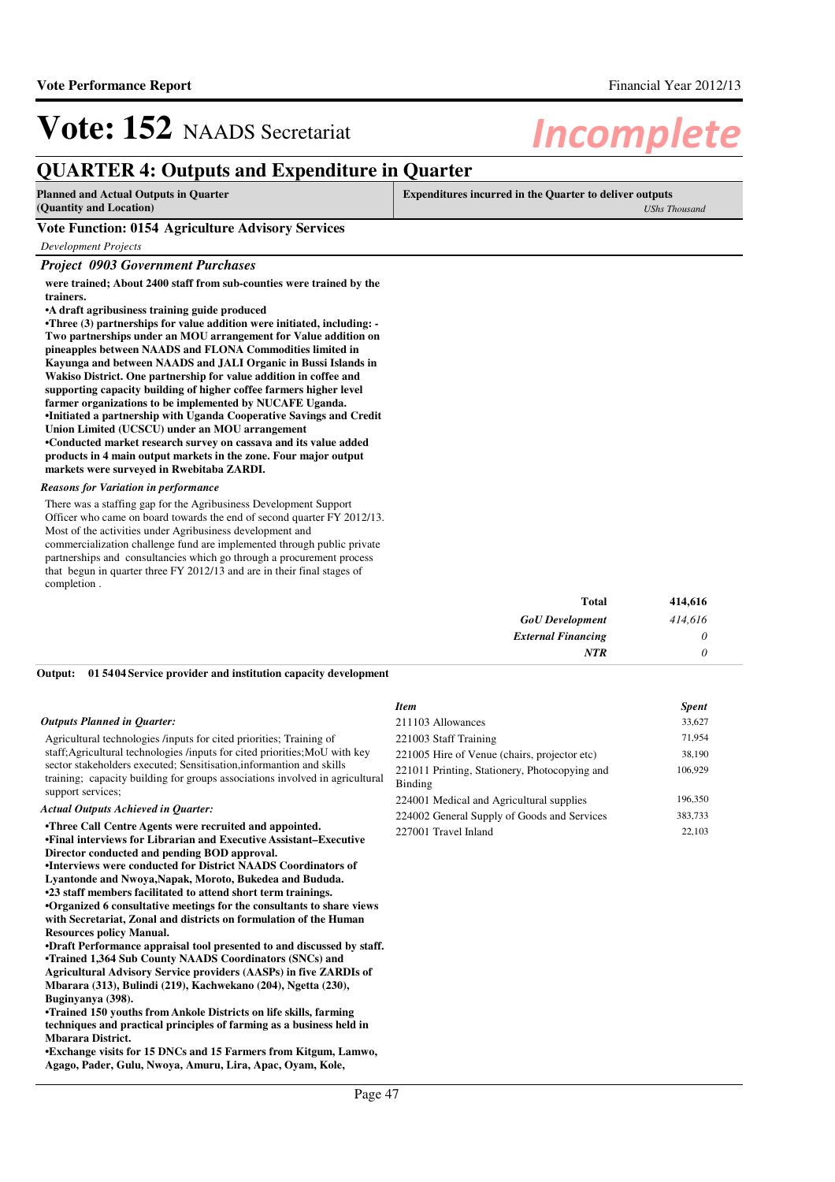# Vote: 152 NAADS Secretariat

*Incomplete*

## QUARTER 4: Outputs and Expenditure in Quarter

| Planned and Actual Outputs in Quarter (Quantity and Location) | Expenditures incurred in the Quarter to deliver outputs *UShs Thousand* |
|---|---|

### Vote Function: 0154 Agriculture Advisory Services

*Development Projects*

#### *Project 0903 Government Purchases*

**were trained; About 2400 staff from sub-counties were trained by the trainers.**
**•A draft agribusiness training guide produced**
**•Three (3) partnerships for value addition were initiated, including: - Two partnerships under an MOU arrangement for Value addition on pineapples between NAADS and FLONA Commodities limited in Kayunga and between NAADS and JALI Organic in Bussi Islands in Wakiso District. One partnership for value addition in coffee and supporting capacity building of higher coffee farmers higher level farmer organizations to be implemented by NUCAFE Uganda.**
**•Initiated a partnership with Uganda Cooperative Savings and Credit Union Limited (UCSCU) under an MOU arrangement**
**•Conducted market research survey on cassava and its value added products in 4 main output markets in the zone. Four major output markets were surveyed in Rwebitaba ZARDI.**

*Reasons for Variation in performance*

There was a staffing gap for the Agribusiness Development Support Officer who came on board towards the end of second quarter FY 2012/13. Most of the activities under Agribusiness development and commercialization challenge fund are implemented through public private partnerships and consultancies which go through a procurement process that begun in quarter three FY 2012/13 and are in their final stages of completion .

| | |
|---|---|
| **Total** | **414,616** |
| ***GoU Development*** | *414,616* |
| ***External Financing*** | *0* |
| ***NTR*** | *0* |

**Output: 01 5404 Service provider and institution capacity development**

*Outputs Planned in Quarter:*

Agricultural technologies /inputs for cited priorities; Training of staff;Agricultural technologies /inputs for cited priorities;MoU with key sector stakeholders executed; Sensitisation,information and skills training; capacity building for groups associations involved in agricultural support services;

*Actual Outputs Achieved in Quarter:*

**•Three Call Centre Agents were recruited and appointed.**
**•Final interviews for Librarian and Executive Assistant–Executive Director conducted and pending BOD approval.**
**•Interviews were conducted for District NAADS Coordinators of Lyantonde and Nwoya,Napak, Moroto, Bukedea and Bududa.**
**•23 staff members facilitated to attend short term trainings.**
**•Organized 6 consultative meetings for the consultants to share views with Secretariat, Zonal and districts on formulation of the Human Resources policy Manual.**
**•Draft Performance appraisal tool presented to and discussed by staff.**
**•Trained 1,364 Sub County NAADS Coordinators (SNCs) and Agricultural Advisory Service providers (AASPs) in five ZARDIs of Mbarara (313), Bulindi (219), Kachwekano (204), Ngetta (230), Buginyanya (398).**
**•Trained 150 youths from Ankole Districts on life skills, farming techniques and practical principles of farming as a business held in Mbarara District.**
**•Exchange visits for 15 DNCs and 15 Farmers from Kitgum, Lamwo, Agago, Pader, Gulu, Nwoya, Amuru, Lira, Apac, Oyam, Kole,**

| *Item* | *Spent* |
|---|---|
| 211103 Allowances | 33,627 |
| 221003 Staff Training | 71,954 |
| 221005 Hire of Venue (chairs, projector etc) | 38,190 |
| 221011 Printing, Stationery, Photocopying and Binding | 106,929 |
| 224001 Medical and Agricultural supplies | 196,350 |
| 224002 General Supply of Goods and Services | 383,733 |
| 227001 Travel Inland | 22,103 |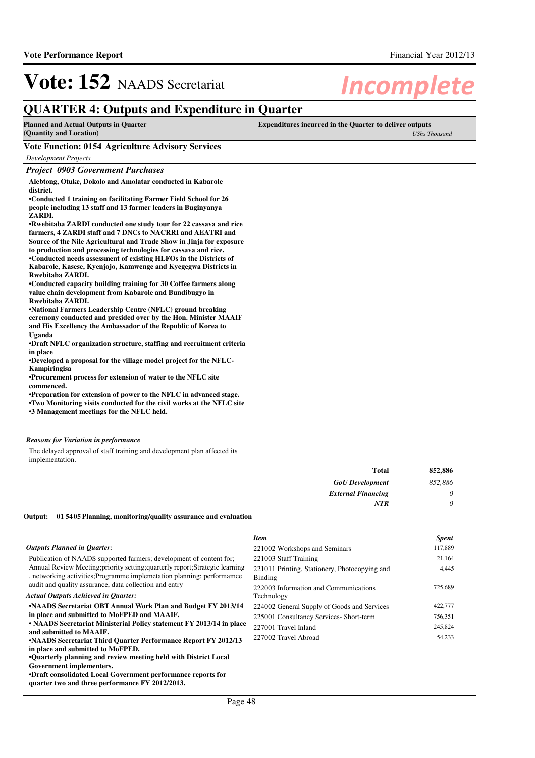# Vote: 152 NAADS Secretariat

*Incomplete*

## QUARTER 4: Outputs and Expenditure in Quarter

| Planned and Actual Outputs in Quarter (Quantity and Location) | Expenditures incurred in the Quarter to deliver outputs *UShs Thousand* |
|---|---|

### Vote Function: 0154 Agriculture Advisory Services

*Development Projects*

#### *Project 0903 Government Purchases*

**Alebtong, Otuke, Dokolo and Amolatar conducted in Kabarole district.**

**•Conducted 1 training on facilitating Farmer Field School for 26 people including 13 staff and 13 farmer leaders in Buginyanya ZARDI.**

**•Rwebitaba ZARDI conducted one study tour for 22 cassava and rice farmers, 4 ZARDI staff and 7 DNCs to NACRRI and AEATRI and Source of the Nile Agricultural and Trade Show in Jinja for exposure to production and processing technologies for cassava and rice.**

**•Conducted needs assessment of existing HLFOs in the Districts of Kabarole, Kasese, Kyenjojo, Kamwenge and Kyegegwa Districts in Rwebitaba ZARDI.**

**•Conducted capacity building training for 30 Coffee farmers along value chain development from Kabarole and Bundibugyo in Rwebitaba ZARDI.**

**•National Farmers Leadership Centre (NFLC) ground breaking ceremony conducted and presided over by the Hon. Minister MAAIF and His Excellency the Ambassador of the Republic of Korea to Uganda**

**•Draft NFLC organization structure, staffing and recruitment criteria in place**

**•Developed a proposal for the village model project for the NFLC-Kampiringisa**

**•Procurement process for extension of water to the NFLC site commenced.**

**•Preparation for extension of power to the NFLC in advanced stage.**

**•Two Monitoring visits conducted for the civil works at the NFLC site**

**•3 Management meetings for the NFLC held.**

*Reasons for Variation in performance*

The delayed approval of staff training and development plan affected its implementation.

| | |
|---|---|
| **Total** | **852,886** |
| ***GoU Development*** | *852,886* |
| ***External Financing*** | *0* |
| ***NTR*** | *0* |

**Output: 01 5405 Planning, monitoring/quality assurance and evaluation**

*Outputs Planned in Quarter:*

Publication of NAADS supported farmers; development of content for; Annual Review Meeting;priority setting;quarterly report;Strategic learning , networking activities;Programme implemetation planning; performamce audit and quality assurance, data collection and entry

*Actual Outputs Achieved in Quarter:*

**•NAADS Secretariat OBT Annual Work Plan and Budget FY 2013/14 in place and submitted to MoFPED and MAAIF.**

**• NAADS Secretariat Ministerial Policy statement FY 2013/14 in place and submitted to MAAIF.**

**•NAADS Secretariat Third Quarter Performance Report FY 2012/13 in place and submitted to MoFPED.**

**•Quarterly planning and review meeting held with District Local Government implementers.**

**•Draft consolidated Local Government performance reports for quarter two and three performance FY 2012/2013.**

| *Item* | *Spent* |
|---|---|
| 221002 Workshops and Seminars | 117,889 |
| 221003 Staff Training | 21,164 |
| 221011 Printing, Stationery, Photocopying and Binding | 4,445 |
| 222003 Information and Communications Technology | 725,689 |
| 224002 General Supply of Goods and Services | 422,777 |
| 225001 Consultancy Services- Short-term | 756,351 |
| 227001 Travel Inland | 245,824 |
| 227002 Travel Abroad | 54,233 |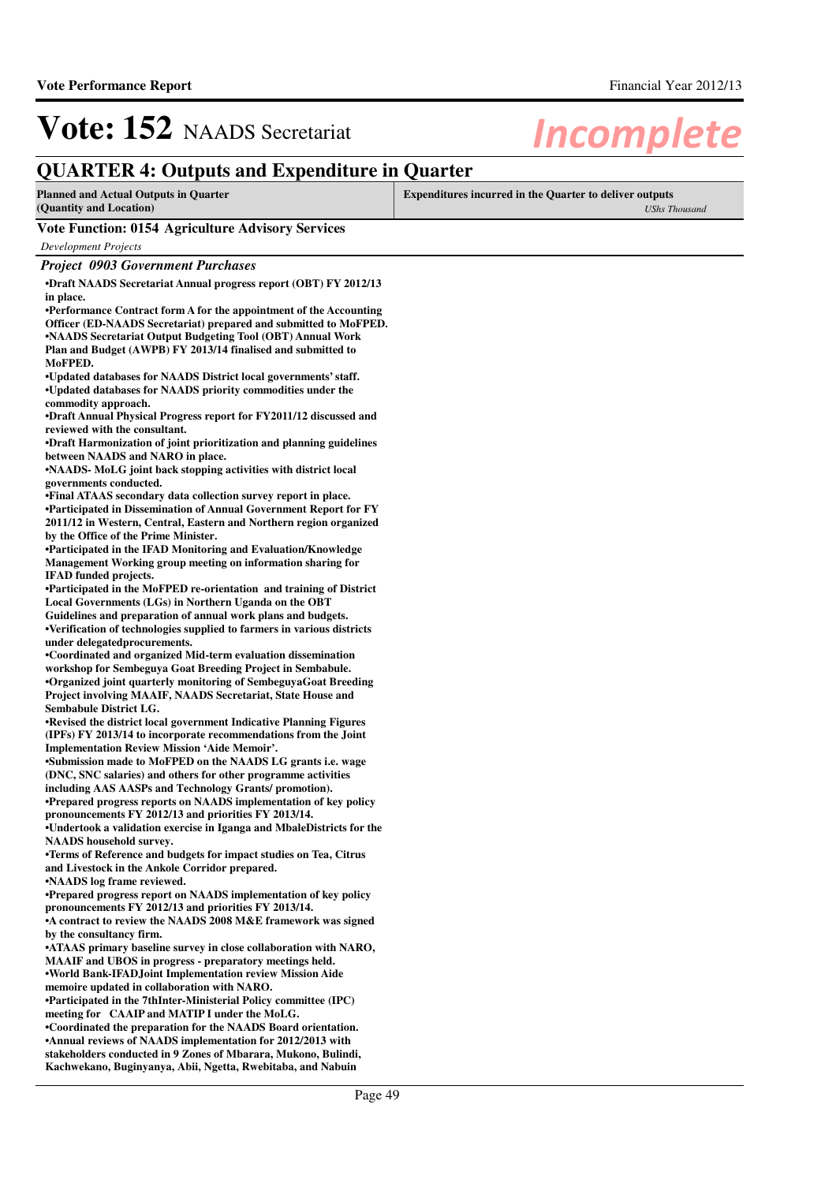# Vote: 152 NAADS Secretariat

*Incomplete*

## QUARTER 4: Outputs and Expenditure in Quarter

| Planned and Actual Outputs in Quarter (Quantity and Location) | Expenditures incurred in the Quarter to deliver outputs *UShs Thousand* |
|---|---|

### Vote Function: 0154 Agriculture Advisory Services

*Development Projects*

#### *Project 0903 Government Purchases*

**•Draft NAADS Secretariat Annual progress report (OBT) FY 2012/13 in place.**
**•Performance Contract form A for the appointment of the Accounting Officer (ED-NAADS Secretariat) prepared and submitted to MoFPED.**
**•NAADS Secretariat Output Budgeting Tool (OBT) Annual Work Plan and Budget (AWPB) FY 2013/14 finalised and submitted to MoFPED.**
**•Updated databases for NAADS District local governments' staff.**
**•Updated databases for NAADS priority commodities under the commodity approach.**
**•Draft Annual Physical Progress report for FY2011/12 discussed and reviewed with the consultant.**
**•Draft Harmonization of joint prioritization and planning guidelines between NAADS and NARO in place.**
**•NAADS- MoLG joint back stopping activities with district local governments conducted.**
**•Final ATAAS secondary data collection survey report in place.**
**•Participated in Dissemination of Annual Government Report for FY 2011/12 in Western, Central, Eastern and Northern region organized by the Office of the Prime Minister.**
**•Participated in the IFAD Monitoring and Evaluation/Knowledge Management Working group meeting on information sharing for IFAD funded projects.**
**•Participated in the MoFPED re-orientation and training of District Local Governments (LGs) in Northern Uganda on the OBT Guidelines and preparation of annual work plans and budgets.**
**•Verification of technologies supplied to farmers in various districts under delegatedprocurements.**
**•Coordinated and organized Mid-term evaluation dissemination workshop for Sembeguya Goat Breeding Project in Sembabule.**
**•Organized joint quarterly monitoring of SembeguyaGoat Breeding Project involving MAAIF, NAADS Secretariat, State House and Sembabule District LG.**
**•Revised the district local government Indicative Planning Figures (IPFs) FY 2013/14 to incorporate recommendations from the Joint Implementation Review Mission 'Aide Memoir'.**
**•Submission made to MoFPED on the NAADS LG grants i.e. wage (DNC, SNC salaries) and others for other programme activities including AAS AASPs and Technology Grants/ promotion).**
**•Prepared progress reports on NAADS implementation of key policy pronouncements FY 2012/13 and priorities FY 2013/14.**
**•Undertook a validation exercise in Iganga and MbaleDistricts for the NAADS household survey.**
**•Terms of Reference and budgets for impact studies on Tea, Citrus and Livestock in the Ankole Corridor prepared.**
**•NAADS log frame reviewed.**
**•Prepared progress report on NAADS implementation of key policy pronouncements FY 2012/13 and priorities FY 2013/14.**
**•A contract to review the NAADS 2008 M&E framework was signed by the consultancy firm.**
**•ATAAS primary baseline survey in close collaboration with NARO, MAAIF and UBOS in progress - preparatory meetings held.**
**•World Bank-IFADJoint Implementation review Mission Aide memoire updated in collaboration with NARO.**
**•Participated in the 7thInter-Ministerial Policy committee (IPC) meeting for CAAIP and MATIP I under the MoLG.**
**•Coordinated the preparation for the NAADS Board orientation.**
**•Annual reviews of NAADS implementation for 2012/2013 with stakeholders conducted in 9 Zones of Mbarara, Mukono, Bulindi, Kachwekano, Buginyanya, Abii, Ngetta, Rwebitaba, and Nabuin**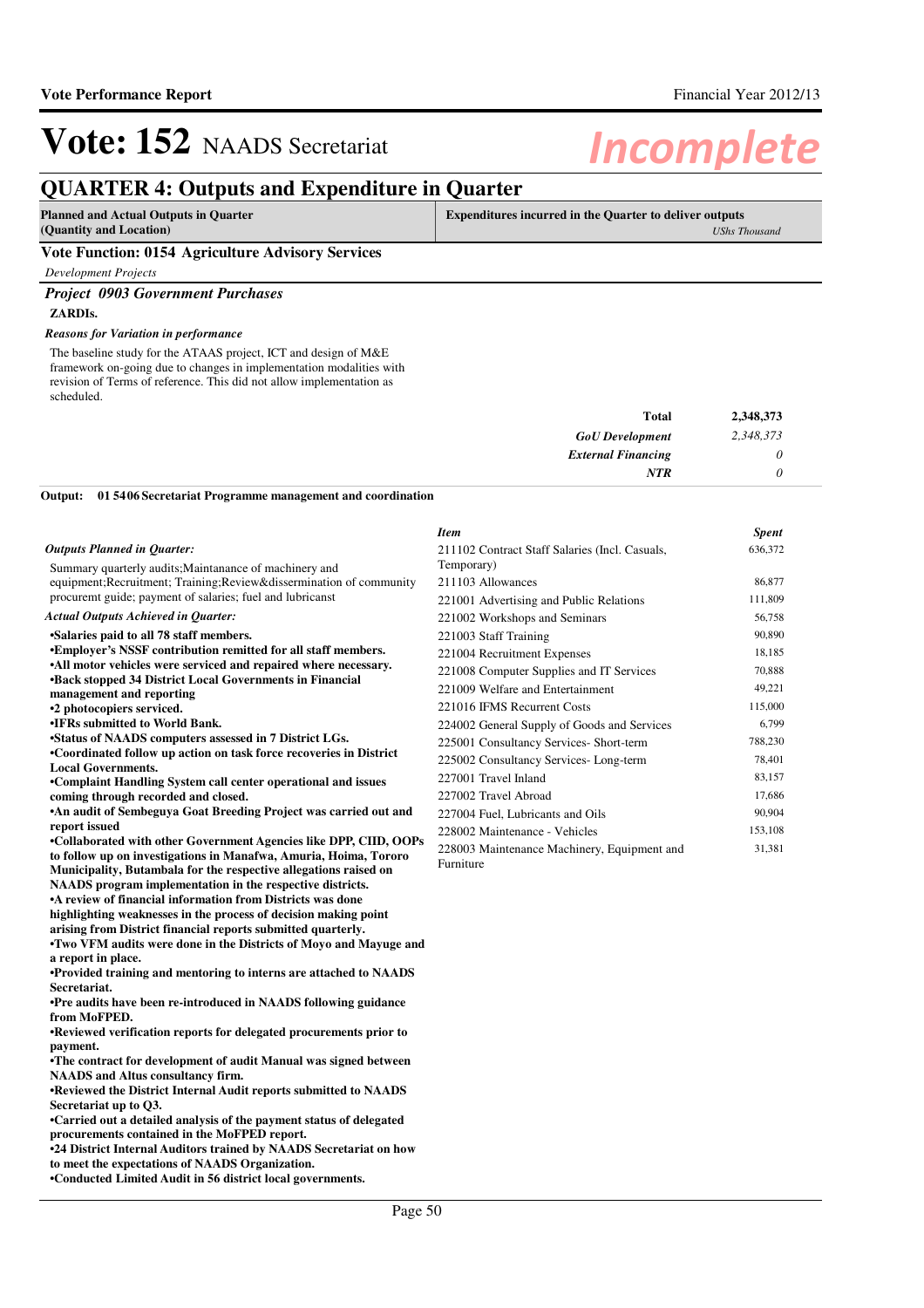# Vote: 152 NAADS Secretariat

*Incomplete*

## QUARTER 4: Outputs and Expenditure in Quarter

| Planned and Actual Outputs in Quarter (Quantity and Location) | Expenditures incurred in the Quarter to deliver outputs *UShs Thousand* |
|---|---|

### Vote Function: 0154 Agriculture Advisory Services

*Development Projects*

#### *Project 0903 Government Purchases*

**ZARDIs.**

*Reasons for Variation in performance*

The baseline study for the ATAAS project, ICT and design of M&E framework on-going due to changes in implementation modalities with revision of Terms of reference. This did not allow implementation as scheduled.

| | |
|---|---|
| **Total** | **2,348,373** |
| *GoU Development* | *2,348,373* |
| *External Financing* | *0* |
| *NTR* | *0* |

**Output: 01 5406 Secretariat Programme management and coordination**

*Outputs Planned in Quarter:*

Summary quarterly audits;Maintanance of machinery and equipment;Recruitment; Training;Review&dissemination of community procuremt guide; payment of salaries; fuel and lubricanst

*Actual Outputs Achieved in Quarter:*

**•Salaries paid to all 78 staff members.**
**•Employer's NSSF contribution remitted for all staff members.**
**•All motor vehicles were serviced and repaired where necessary.**
**•Back stopped 34 District Local Governments in Financial management and reporting**
**•2 photocopiers serviced.**
**•IFRs submitted to World Bank.**
**•Status of NAADS computers assessed in 7 District LGs.**
**•Coordinated follow up action on task force recoveries in District Local Governments.**
**•Complaint Handling System call center operational and issues coming through recorded and closed.**
**•An audit of Sembeguya Goat Breeding Project was carried out and report issued**
**•Collaborated with other Government Agencies like DPP, CIID, OOPs to follow up on investigations in Manafwa, Amuria, Hoima, Tororo Municipality, Butambala for the respective allegations raised on NAADS program implementation in the respective districts.**
**•A review of financial information from Districts was done highlighting weaknesses in the process of decision making point arising from District financial reports submitted quarterly.**
**•Two VFM audits were done in the Districts of Moyo and Mayuge and a report in place.**
**•Provided training and mentoring to interns are attached to NAADS Secretariat.**
**•Pre audits have been re-introduced in NAADS following guidance from MoFPED.**
**•Reviewed verification reports for delegated procurements prior to payment.**
**•The contract for development of audit Manual was signed between NAADS and Altus consultancy firm.**
**•Reviewed the District Internal Audit reports submitted to NAADS Secretariat up to Q3.**
**•Carried out a detailed analysis of the payment status of delegated procurements contained in the MoFPED report.**
**•24 District Internal Auditors trained by NAADS Secretariat on how to meet the expectations of NAADS Organization.**
**•Conducted Limited Audit in 56 district local governments.**

| *Item* | *Spent* |
|---|---|
| 211102 Contract Staff Salaries (Incl. Casuals, Temporary) | 636,372 |
| 211103 Allowances | 86,877 |
| 221001 Advertising and Public Relations | 111,809 |
| 221002 Workshops and Seminars | 56,758 |
| 221003 Staff Training | 90,890 |
| 221004 Recruitment Expenses | 18,185 |
| 221008 Computer Supplies and IT Services | 70,888 |
| 221009 Welfare and Entertainment | 49,221 |
| 221016 IFMS Recurrent Costs | 115,000 |
| 224002 General Supply of Goods and Services | 6,799 |
| 225001 Consultancy Services- Short-term | 788,230 |
| 225002 Consultancy Services- Long-term | 78,401 |
| 227001 Travel Inland | 83,157 |
| 227002 Travel Abroad | 17,686 |
| 227004 Fuel, Lubricants and Oils | 90,904 |
| 228002 Maintenance - Vehicles | 153,108 |
| 228003 Maintenance Machinery, Equipment and Furniture | 31,381 |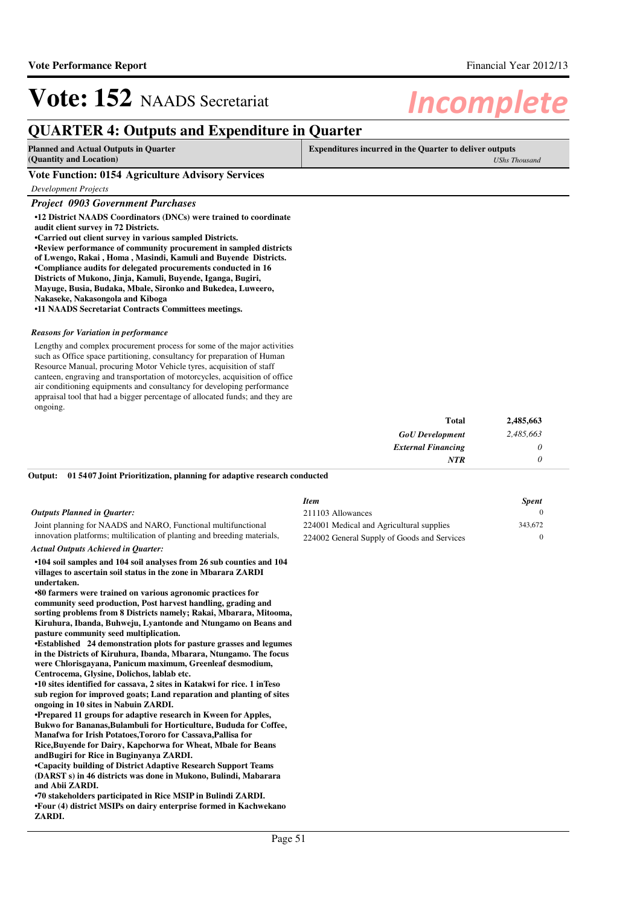# Vote: 152 NAADS Secretariat

*Incomplete*

## QUARTER 4: Outputs and Expenditure in Quarter

| Planned and Actual Outputs in Quarter (Quantity and Location) | Expenditures incurred in the Quarter to deliver outputs *UShs Thousand* |
|---|---|

### Vote Function: 0154 Agriculture Advisory Services

*Development Projects*

### *Project 0903 Government Purchases*

**•12 District NAADS Coordinators (DNCs) were trained to coordinate audit client survey in 72 Districts.**
**•Carried out client survey in various sampled Districts.**
**•Review performance of community procurement in sampled districts of Lwengo, Rakai , Homa , Masindi, Kamuli and Buyende Districts.**
**•Compliance audits for delegated procurements conducted in 16 Districts of Mukono, Jinja, Kamuli, Buyende, Iganga, Bugiri, Mayuge, Busia, Budaka, Mbale, Sironko and Bukedea, Luweero, Nakaseke, Nakasongola and Kiboga**
**•11 NAADS Secretariat Contracts Committees meetings.**

*Reasons for Variation in performance*

Lengthy and complex procurement process for some of the major activities such as Office space partitioning, consultancy for preparation of Human Resource Manual, procuring Motor Vehicle tyres, acquisition of staff canteen, engraving and transportation of motorcycles, acquisition of office air conditioning equipments and consultancy for developing performance appraisal tool that had a bigger percentage of allocated funds; and they are ongoing.

| | |
|---|---|
| **Total** | **2,485,663** |
| ***GoU Development*** | *2,485,663* |
| ***External Financing*** | *0* |
| ***NTR*** | *0* |

**Output: 01 5407 Joint Prioritization, planning for adaptive research conducted**

*Outputs Planned in Quarter:*

Joint planning for NAADS and NARO, Functional multifunctional innovation platforms; multilication of planting and breeding materials,

*Actual Outputs Achieved in Quarter:*

**•104 soil samples and 104 soil analyses from 26 sub counties and 104 villages to ascertain soil status in the zone in Mbarara ZARDI undertaken.**
**•80 farmers were trained on various agronomic practices for community seed production, Post harvest handling, grading and sorting problems from 8 Districts namely; Rakai, Mbarara, Mitooma, Kiruhura, Ibanda, Buhweju, Lyantonde and Ntungamo on Beans and pasture community seed multiplication.**
**•Established 24 demonstration plots for pasture grasses and legumes in the Districts of Kiruhura, Ibanda, Mbarara, Ntungamo. The focus were Chlorisgayana, Panicum maximum, Greenleaf desmodium, Centrocema, Glysine, Dolichos, lablab etc.**
**•10 sites identified for cassava, 2 sites in Katakwi for rice. 1 inTeso sub region for improved goats; Land reparation and planting of sites ongoing in 10 sites in Nabuin ZARDI.**
**•Prepared 11 groups for adaptive research in Kween for Apples, Bukwo for Bananas,Bulambuli for Horticulture, Bududa for Coffee, Manafwa for Irish Potatoes,Tororo for Cassava,Pallisa for Rice,Buyende for Dairy, Kapchorwa for Wheat, Mbale for Beans andBugiri for Rice in Buginyanya ZARDI.**
**•Capacity building of District Adaptive Research Support Teams (DARST s) in 46 districts was done in Mukono, Bulindi, Mabarara and Abii ZARDI.**
**•70 stakeholders participated in Rice MSIP in Bulindi ZARDI.**
**•Four (4) district MSIPs on dairy enterprise formed in Kachwekano ZARDI.**

| *Item* | *Spent* |
|---|---|
| 211103 Allowances | 0 |
| 224001 Medical and Agricultural supplies | 343,672 |
| 224002 General Supply of Goods and Services | 0 |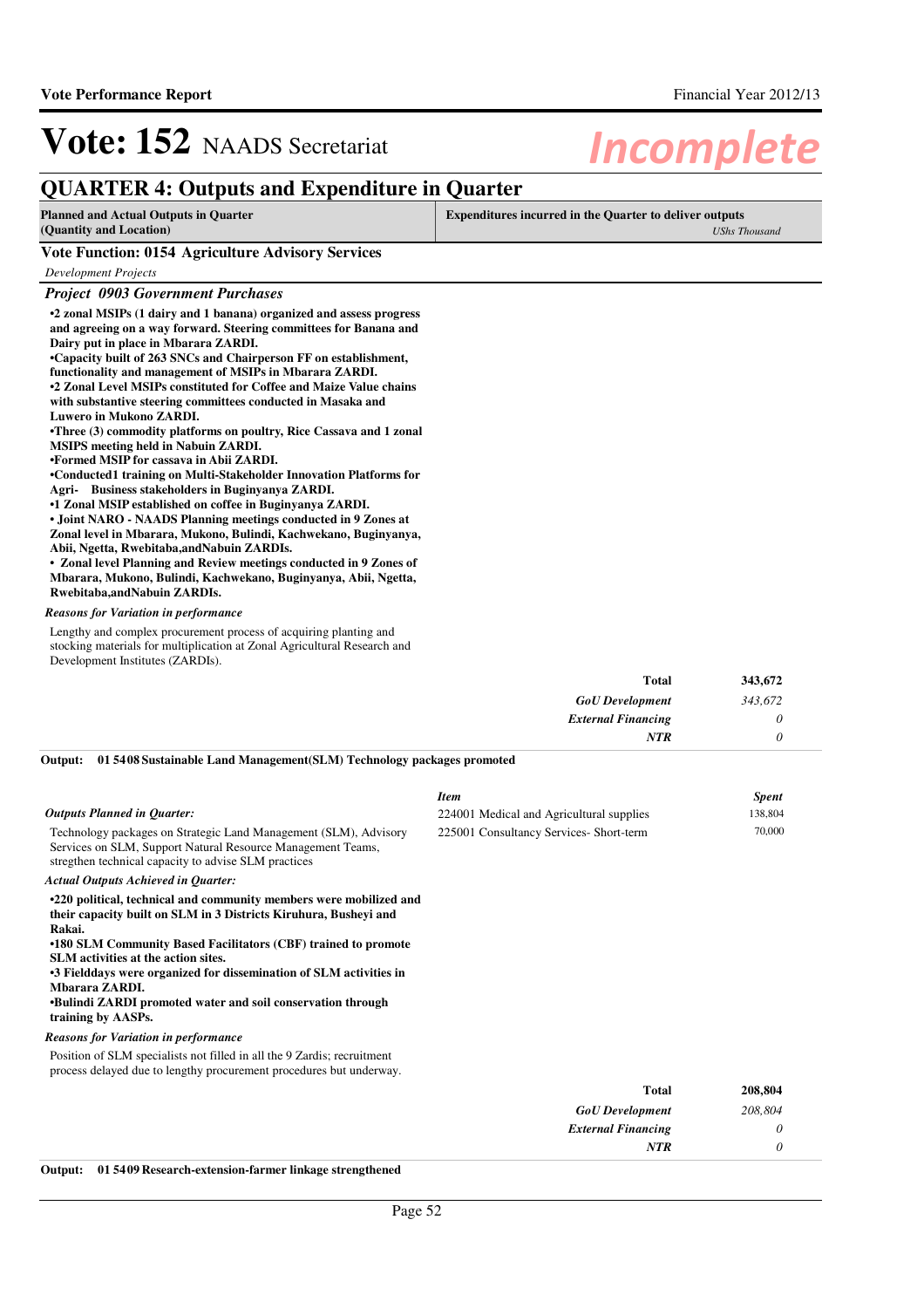# Vote: 152 NAADS Secretariat

*Incomplete*

## QUARTER 4: Outputs and Expenditure in Quarter

| Planned and Actual Outputs in Quarter (Quantity and Location) | Expenditures incurred in the Quarter to deliver outputs *UShs Thousand* |
|---|---|

### Vote Function: 0154 Agriculture Advisory Services

*Development Projects*

#### *Project 0903 Government Purchases*

**•2 zonal MSIPs (1 dairy and 1 banana) organized and assess progress and agreeing on a way forward. Steering committees for Banana and Dairy put in place in Mbarara ZARDI.**
**•Capacity built of 263 SNCs and Chairperson FF on establishment, functionality and management of MSIPs in Mbarara ZARDI.**
**•2 Zonal Level MSIPs constituted for Coffee and Maize Value chains with substantive steering committees conducted in Masaka and Luwero in Mukono ZARDI.**
**•Three (3) commodity platforms on poultry, Rice Cassava and 1 zonal MSIPS meeting held in Nabuin ZARDI.**
**•Formed MSIP for cassava in Abii ZARDI.**
**•Conducted1 training on Multi-Stakeholder Innovation Platforms for Agri- Business stakeholders in Buginyanya ZARDI.**
**•1 Zonal MSIP established on coffee in Buginyanya ZARDI.**
**• Joint NARO - NAADS Planning meetings conducted in 9 Zones at Zonal level in Mbarara, Mukono, Bulindi, Kachwekano, Buginyanya, Abii, Ngetta, Rwebitaba,andNabuin ZARDIs.**
**• Zonal level Planning and Review meetings conducted in 9 Zones of Mbarara, Mukono, Bulindi, Kachwekano, Buginyanya, Abii, Ngetta, Rwebitaba,andNabuin ZARDIs.**

*Reasons for Variation in performance*

Lengthy and complex procurement process of acquiring planting and stocking materials for multiplication at Zonal Agricultural Research and Development Institutes (ZARDIs).

| | |
|---|---|
| **Total** | **343,672** |
| *GoU Development* | *343,672* |
| *External Financing* | *0* |
| *NTR* | *0* |

**Output: 01 5408 Sustainable Land Management(SLM) Technology packages promoted**

*Outputs Planned in Quarter:*

Technology packages on Strategic Land Management (SLM), Advisory Services on SLM, Support Natural Resource Management Teams, stregthen technical capacity to advise SLM practices

| *Item* | *Spent* |
|---|---|
| 224001 Medical and Agricultural supplies | 138,804 |
| 225001 Consultancy Services- Short-term | 70,000 |

*Actual Outputs Achieved in Quarter:*

**•220 political, technical and community members were mobilized and their capacity built on SLM in 3 Districts Kiruhura, Busheyi and Rakai.**
**•180 SLM Community Based Facilitators (CBF) trained to promote SLM activities at the action sites.**
**•3 Fielddays were organized for dissemination of SLM activities in Mbarara ZARDI.**
**•Bulindi ZARDI promoted water and soil conservation through training by AASPs.**

*Reasons for Variation in performance*

Position of SLM specialists not filled in all the 9 Zardis; recruitment process delayed due to lengthy procurement procedures but underway.

| | |
|---|---|
| **Total** | **208,804** |
| *GoU Development* | *208,804* |
| *External Financing* | *0* |
| *NTR* | *0* |

**Output: 01 5409 Research-extension-farmer linkage strengthened**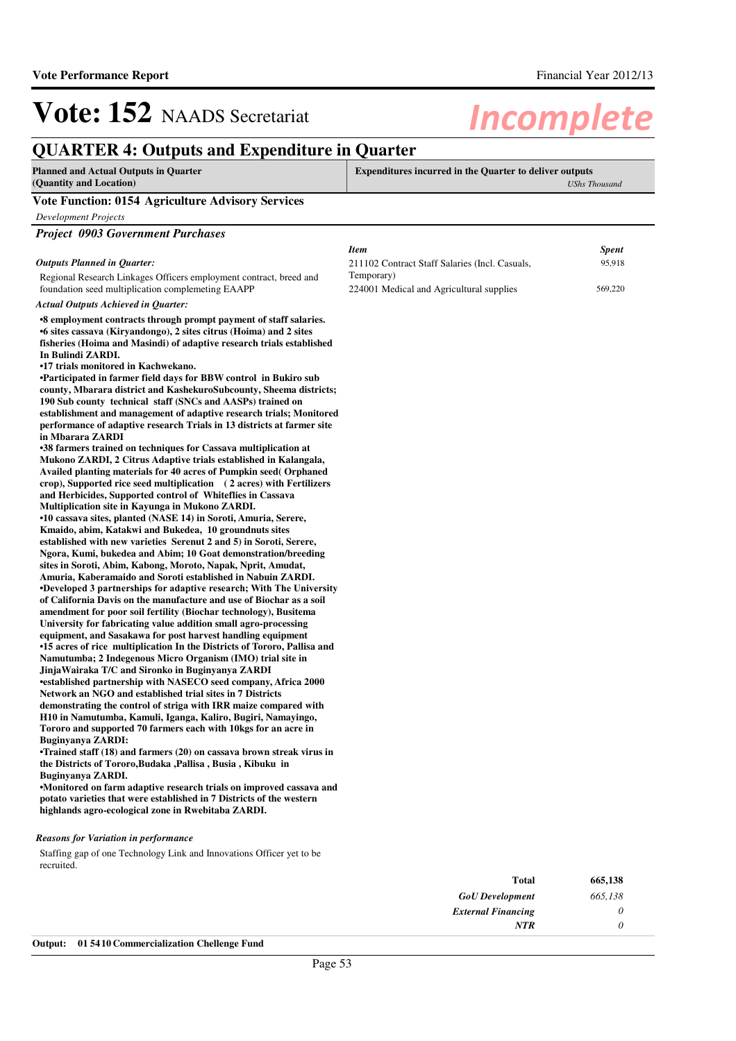# Vote: 152 NAADS Secretariat

*Incomplete*

## QUARTER 4: Outputs and Expenditure in Quarter

| Planned and Actual Outputs in Quarter (Quantity and Location) | Expenditures incurred in the Quarter to deliver outputs *UShs Thousand* |
|---|---|

### Vote Function: 0154 Agriculture Advisory Services

*Development Projects*

#### *Project 0903 Government Purchases*

*Outputs Planned in Quarter:*

Regional Research Linkages Officers employment contract, breed and foundation seed multiplication complemeting EAAPP

| *Item* | *Spent* |
|---|---|
| 211102 Contract Staff Salaries (Incl. Casuals, Temporary) | 95,918 |
| 224001 Medical and Agricultural supplies | 569,220 |

*Actual Outputs Achieved in Quarter:*

**•8 employment contracts through prompt payment of staff salaries.**
**•6 sites cassava (Kiryandongo), 2 sites citrus (Hoima) and 2 sites fisheries (Hoima and Masindi) of adaptive research trials established In Bulindi ZARDI.**
**•17 trials monitored in Kachwekano.**
**•Participated in farmer field days for BBW control in Bukiro sub county, Mbarara district and KashekuroSubcounty, Sheema districts; 190 Sub county technical staff (SNCs and AASPs) trained on establishment and management of adaptive research trials; Monitored performance of adaptive research Trials in 13 districts at farmer site in Mbarara ZARDI**
**•38 farmers trained on techniques for Cassava multiplication at Mukono ZARDI, 2 Citrus Adaptive trials established in Kalangala, Availed planting materials for 40 acres of Pumpkin seed( Orphaned crop), Supported rice seed multiplication ( 2 acres) with Fertilizers and Herbicides, Supported control of Whiteflies in Cassava Multiplication site in Kayunga in Mukono ZARDI.**
**•10 cassava sites, planted (NASE 14) in Soroti, Amuria, Serere, Kmaido, abim, Katakwi and Bukedea, 10 groundnuts sites established with new varieties Serenut 2 and 5) in Soroti, Serere, Ngora, Kumi, bukedea and Abim; 10 Goat demonstration/breeding sites in Soroti, Abim, Kabong, Moroto, Napak, Nprit, Amudat, Amuria, Kaberamaido and Soroti established in Nabuin ZARDI.**
**•Developed 3 partnerships for adaptive research; With The University of California Davis on the manufacture and use of Biochar as a soil amendment for poor soil fertility (Biochar technology), Busitema University for fabricating value addition small agro-processing equipment, and Sasakawa for post harvest handling equipment**
**•15 acres of rice multiplication In the Districts of Tororo, Pallisa and Namutumba; 2 Indegenous Micro Organism (IMO) trial site in JinjaWairaka T/C and Sironko in Buginyanya ZARDI**
**•established partnership with NASECO seed company, Africa 2000 Network an NGO and established trial sites in 7 Districts demonstrating the control of striga with IRR maize compared with H10 in Namutumba, Kamuli, Iganga, Kaliro, Bugiri, Namayingo, Tororo and supported 70 farmers each with 10kgs for an acre in Buginyanya ZARDI:**
**•Trained staff (18) and farmers (20) on cassava brown streak virus in the Districts of Tororo,Budaka ,Pallisa , Busia , Kibuku in Buginyanya ZARDI.**
**•Monitored on farm adaptive research trials on improved cassava and potato varieties that were established in 7 Districts of the western highlands agro-ecological zone in Rwebitaba ZARDI.**

*Reasons for Variation in performance*

Staffing gap of one Technology Link and Innovations Officer yet to be recruited.

| | |
|---|---|
| **Total** | **665,138** |
| *GoU Development* | *665,138* |
| *External Financing* | *0* |
| *NTR* | *0* |

**Output: 01 5410 Commercialization Chellenge Fund**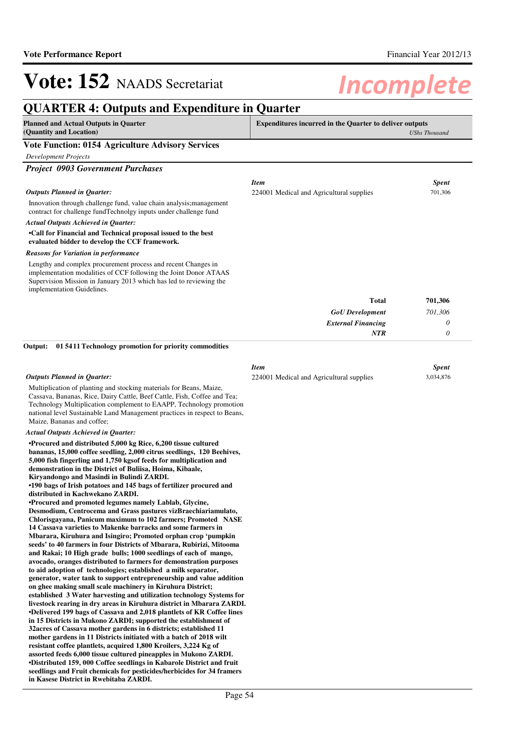# Vote: 152 NAADS Secretariat

*Incomplete*

## QUARTER 4: Outputs and Expenditure in Quarter

| Planned and Actual Outputs in Quarter (Quantity and Location) | Expenditures incurred in the Quarter to deliver outputs *UShs Thousand* |
|---|---|

### Vote Function: 0154 Agriculture Advisory Services

*Development Projects*

### *Project 0903 Government Purchases*

*Outputs Planned in Quarter:*

Innovation through challenge fund, value chain analysis;management contract for challenge fundTechnolgy inputs under challenge fund

*Actual Outputs Achieved in Quarter:*

**•Call for Financial and Technical proposal issued to the best evaluated bidder to develop the CCF framework.**

*Reasons for Variation in performance*

Lengthy and complex procurement process and recent Changes in implementation modalities of CCF following the Joint Donor ATAAS Supervision Mission in January 2013 which has led to reviewing the implementation Guidelines.

| *Item* | *Spent* |
|---|---|
| 224001 Medical and Agricultural supplies | 701,306 |
| **Total** | **701,306** |
| *GoU Development* | *701,306* |
| *External Financing* | *0* |
| *NTR* | *0* |

**Output: 01 5411 Technology promotion for priority commodities**

*Outputs Planned in Quarter:*

Multiplication of planting and stocking materials for Beans, Maize, Cassava, Bananas, Rice, Dairy Cattle, Beef Cattle, Fish, Coffee and Tea; Technology Multiplication complement to EAAPP, Technology promotion national level Sustainable Land Management practices in respect to Beans, Maize, Bananas and coffee;

*Actual Outputs Achieved in Quarter:*

**•Procured and distributed 5,000 kg Rice, 6,200 tissue cultured bananas, 15,000 coffee seedling, 2,000 citrus seedlings, 120 Beehives, 5,000 fish fingerling and 1,750 kgsof feeds for multiplication and demonstration in the District of Buliisa, Hoima, Kibaale, Kiryandongo and Masindi in Bulindi ZARDI.**
**•190 bags of Irish potatoes and 145 bags of fertilizer procured and distributed in Kachwekano ZARDI.**
**•Procured and promoted legumes namely Lablab, Glycine, Desmodium, Centrocema and Grass pastures vizBraechiariamulato, Chlorisgayana, Panicum maximum to 102 farmers; Promoted NASE 14 Cassava varieties to Makenke barracks and some farmers in Mbarara, Kiruhura and Isingiro; Promoted orphan crop 'pumpkin seeds' to 40 farmers in four Districts of Mbarara, Rubirizi, Mitooma and Rakai; 10 High grade bulls; 1000 seedlings of each of mango, avocado, oranges distributed to farmers for demonstration purposes to aid adoption of technologies; established a milk separator, generator, water tank to support entrepreneurship and value addition on ghee making small scale machinery in Kiruhura District; established 3 Water harvesting and utilization technology Systems for livestock rearing in dry areas in Kiruhura district in Mbarara ZARDI.**
**•Delivered 199 bags of Cassava and 2,018 plantlets of KR Coffee lines in 15 Districts in Mukono ZARDI; supported the establishment of 32acres of Cassava mother gardens in 6 districts; established 11 mother gardens in 11 Districts initiated with a batch of 2018 wilt resistant coffee plantlets, acquired 1,800 Kroilers, 3,224 Kg of assorted feeds 6,000 tissue cultured pineapples in Mukono ZARDI.**
**•Distributed 159, 000 Coffee seedlings in Kabarole District and fruit seedlings and Fruit chemicals for pesticides/herbicides for 34 framers in Kasese District in Rwebitaba ZARDI.**

| *Item* | *Spent* |
|---|---|
| 224001 Medical and Agricultural supplies | 3,034,876 |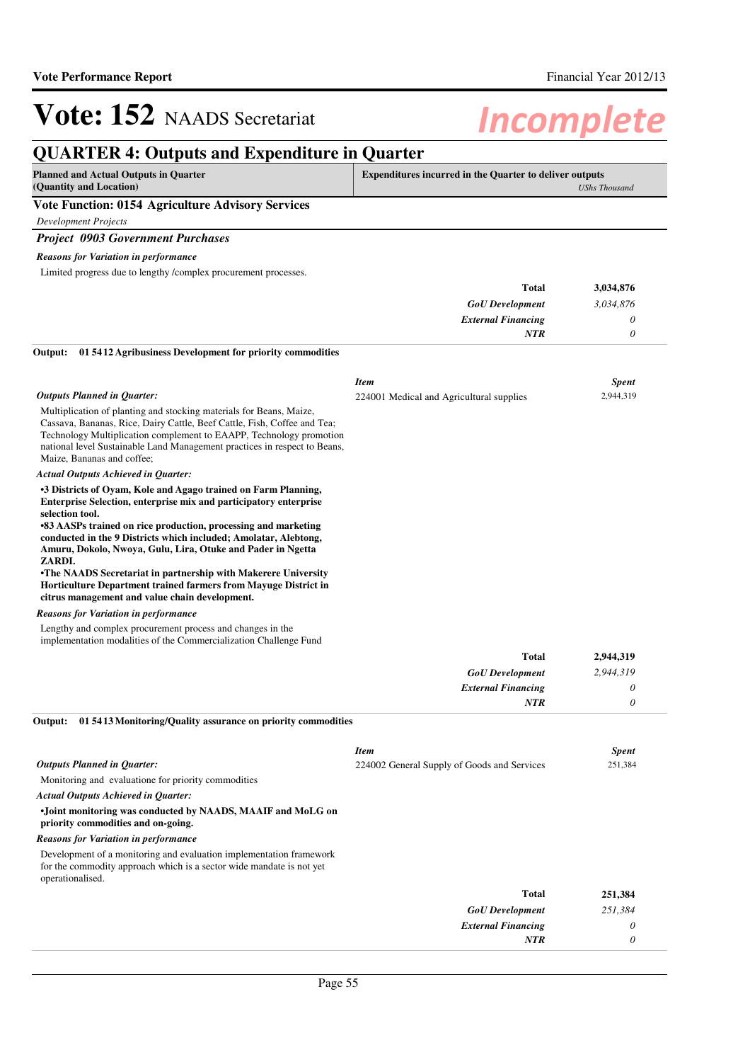# Vote: 152 NAADS Secretariat

*Incomplete*

## QUARTER 4: Outputs and Expenditure in Quarter

| Planned and Actual Outputs in Quarter (Quantity and Location) | Expenditures incurred in the Quarter to deliver outputs | *UShs Thousand* |
|---|---|---|

### Vote Function: 0154 Agriculture Advisory Services

*Development Projects*

### *Project 0903 Government Purchases*

***Reasons for Variation in performance***

Limited progress due to lengthy /complex procurement processes.

| | |
|---|---|
| **Total** | **3,034,876** |
| ***GoU Development*** | *3,034,876* |
| ***External Financing*** | *0* |
| ***NTR*** | *0* |

**Output: 01 5412 Agribusiness Development for priority commodities**

| *Item* | *Spent* |
|---|---|
| 224001 Medical and Agricultural supplies | 2,944,319 |

***Outputs Planned in Quarter:***

Multiplication of planting and stocking materials for Beans, Maize, Cassava, Bananas, Rice, Dairy Cattle, Beef Cattle, Fish, Coffee and Tea; Technology Multiplication complement to EAAPP, Technology promotion national level Sustainable Land Management practices in respect to Beans, Maize, Bananas and coffee;

***Actual Outputs Achieved in Quarter:***

**•3 Districts of Oyam, Kole and Agago trained on Farm Planning, Enterprise Selection, enterprise mix and participatory enterprise selection tool.**
**•83 AASPs trained on rice production, processing and marketing conducted in the 9 Districts which included; Amolatar, Alebtong, Amuru, Dokolo, Nwoya, Gulu, Lira, Otuke and Pader in Ngetta ZARDI.**
**•The NAADS Secretariat in partnership with Makerere University Horticulture Department trained farmers from Mayuge District in citrus management and value chain development.**

***Reasons for Variation in performance***

Lengthy and complex procurement process and changes in the implementation modalities of the Commercialization Challenge Fund

| | |
|---|---|
| **Total** | **2,944,319** |
| ***GoU Development*** | *2,944,319* |
| ***External Financing*** | *0* |
| ***NTR*** | *0* |

**Output: 01 5413 Monitoring/Quality assurance on priority commodities**

| *Item* | *Spent* |
|---|---|
| 224002 General Supply of Goods and Services | 251,384 |

***Outputs Planned in Quarter:***

Monitoring and evaluationce for priority commodities

***Actual Outputs Achieved in Quarter:***

**•Joint monitoring was conducted by NAADS, MAAIF and MoLG on priority commodities and on-going.**

***Reasons for Variation in performance***

Development of a monitoring and evaluation implementation framework for the commodity approach which is a sector wide mandate is not yet operationalised.

| | |
|---|---|
| **Total** | **251,384** |
| ***GoU Development*** | *251,384* |
| ***External Financing*** | *0* |
| ***NTR*** | *0* |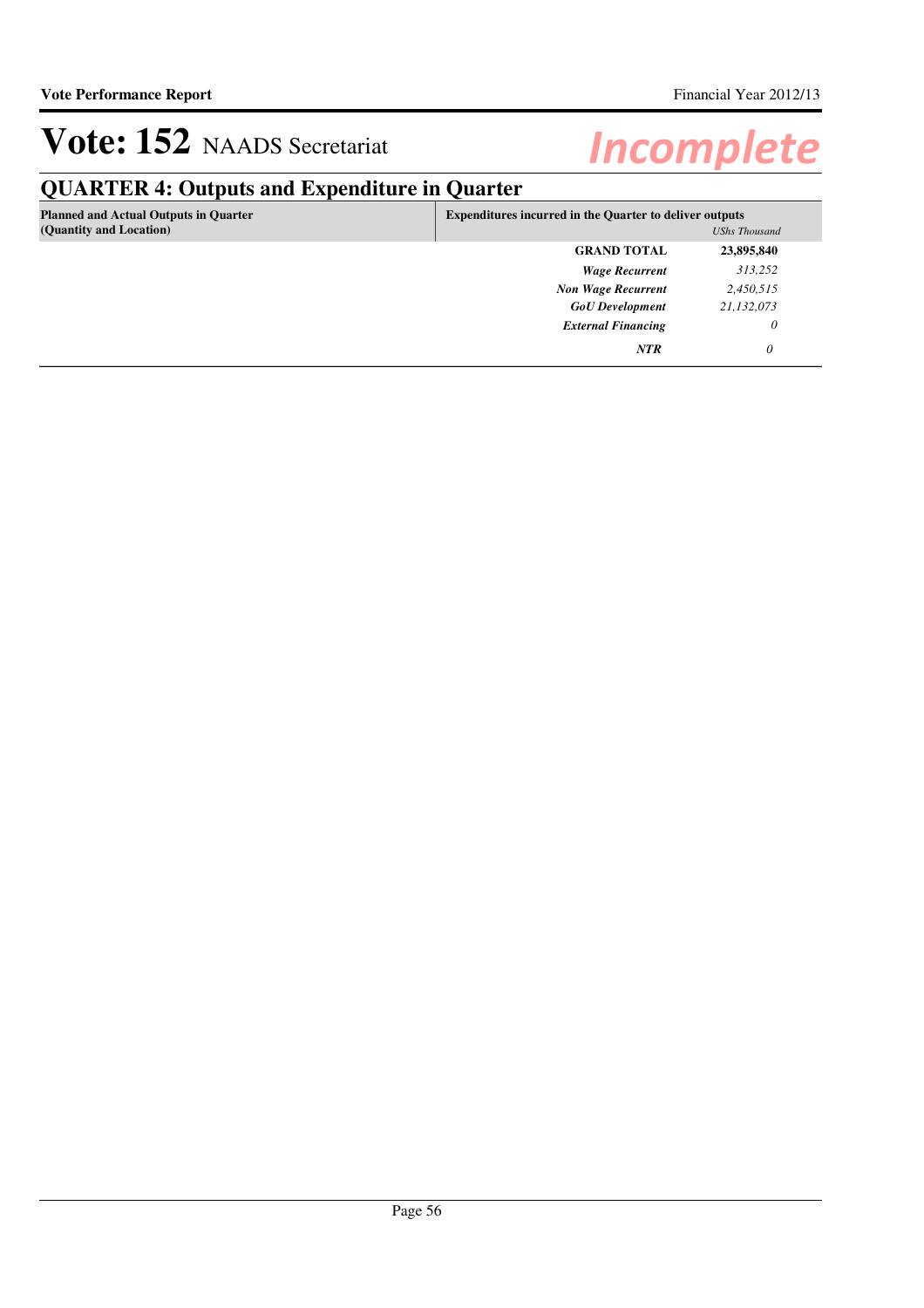# Vote: 152 NAADS Secretariat

*Incomplete*

## QUARTER 4: Outputs and Expenditure in Quarter

| Planned and Actual Outputs in Quarter (Quantity and Location) | Expenditures incurred in the Quarter to deliver outputs | *UShs Thousand* |
|---|---|---|
| | **GRAND TOTAL** | **23,895,840** |
| | ***Wage Recurrent*** | *313,252* |
| | ***Non Wage Recurrent*** | *2,450,515* |
| | ***GoU Development*** | *21,132,073* |
| | ***External Financing*** | *0* |
| | ***NTR*** | *0* |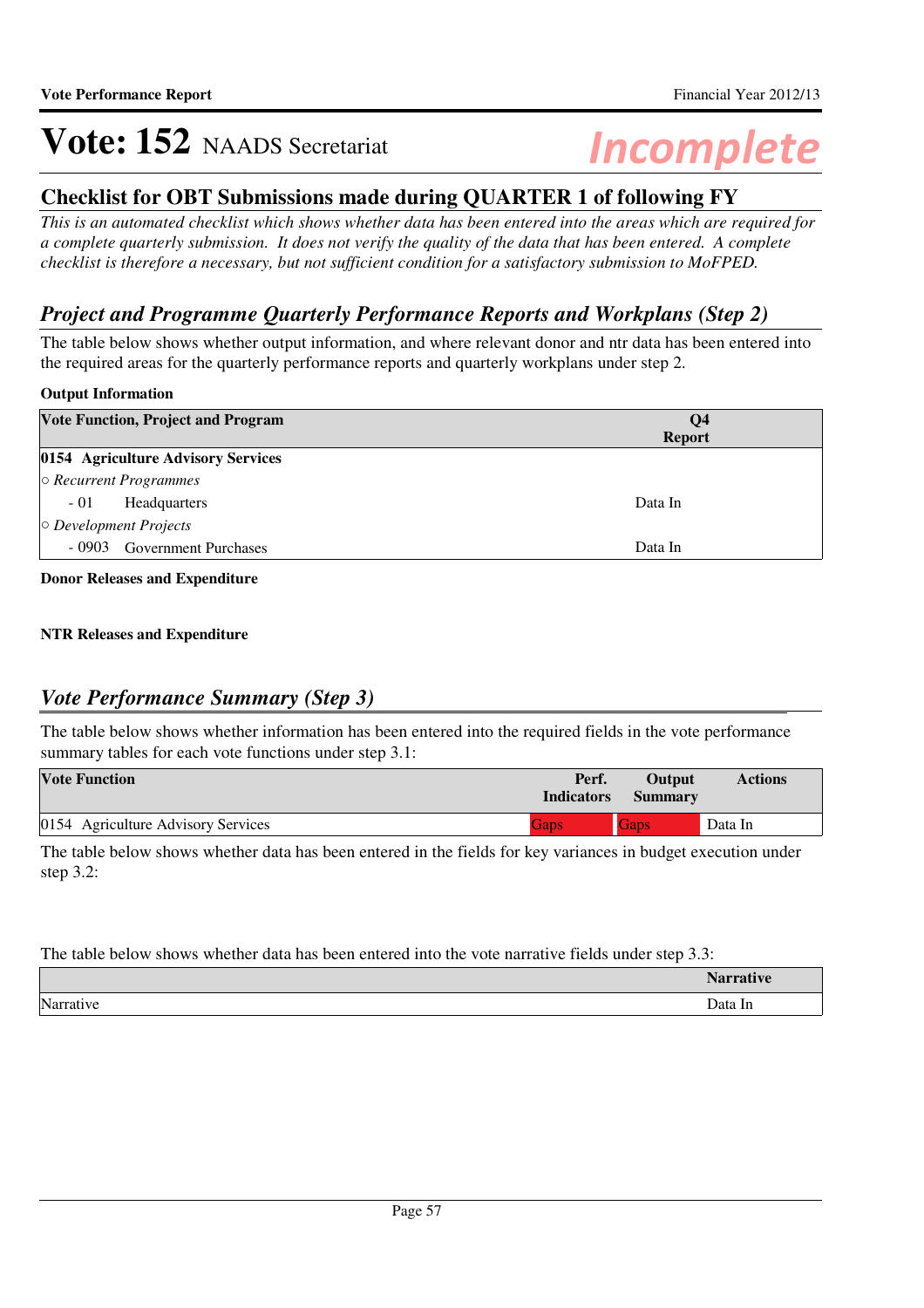# Vote: 152 NAADS Secretariat

*Incomplete*

## Checklist for OBT Submissions made during QUARTER 1 of following FY

*This is an automated checklist which shows whether data has been entered into the areas which are required for a complete quarterly submission. It does not verify the quality of the data that has been entered. A complete checklist is therefore a necessary, but not sufficient condition for a satisfactory submission to MoFPED.*

## *Project and Programme Quarterly Performance Reports and Workplans (Step 2)*

The table below shows whether output information, and where relevant donor and ntr data has been entered into the required areas for the quarterly performance reports and quarterly workplans under step 2.

**Output Information**

| Vote Function, Project and Program | Q4 Report |
|---|---|
| **0154 Agriculture Advisory Services** | |
| ○ *Recurrent Programmes* | |
| - 01 Headquarters | Data In |
| ○ *Development Projects* | |
| - 0903 Government Purchases | Data In |

**Donor Releases and Expenditure**

**NTR Releases and Expenditure**

## *Vote Performance Summary (Step 3)*

The table below shows whether information has been entered into the required fields in the vote performance summary tables for each vote functions under step 3.1:

| Vote Function | Perf. Indicators | Output Summary | Actions |
|---|---|---|---|
| 0154 Agriculture Advisory Services | Gaps | Gaps | Data In |

The table below shows whether data has been entered in the fields for key variances in budget execution under step 3.2:

The table below shows whether data has been entered into the vote narrative fields under step 3.3:

| | Narrative |
|---|---|
| Narrative | Data In |